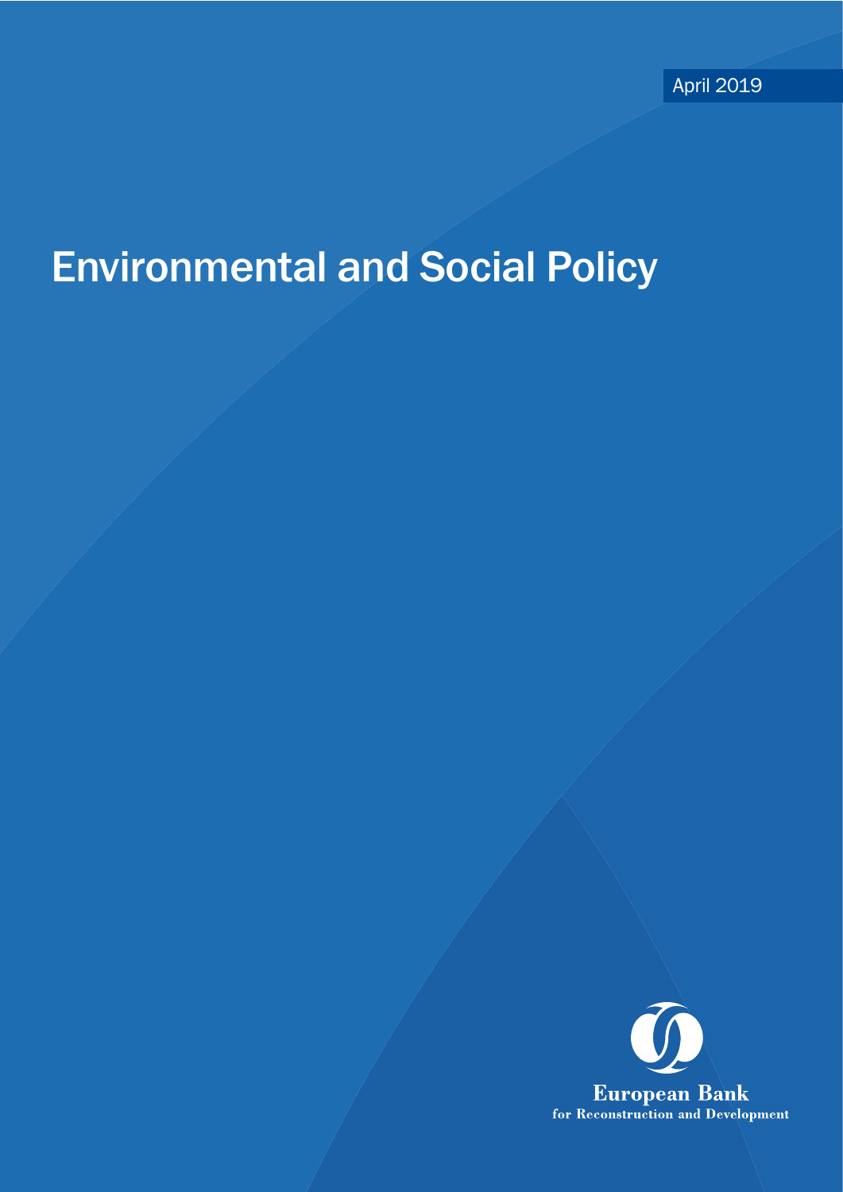April 2019

# Environmental and Social Policy

European Bank
for Reconstruction and Development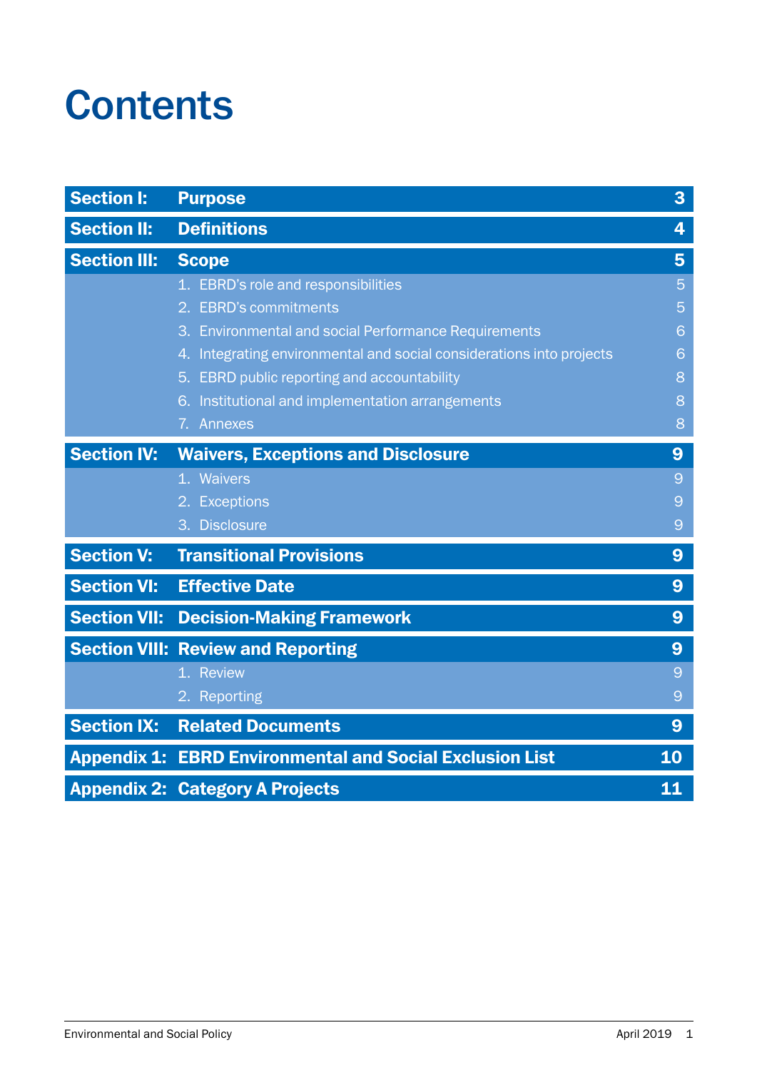# Contents

| | | |
|---|---|---|
| **Section I:** | **Purpose** | **3** |
| **Section II:** | **Definitions** | **4** |
| **Section III:** | **Scope** | **5** |
| | 1. EBRD's role and responsibilities | 5 |
| | 2. EBRD's commitments | 5 |
| | 3. Environmental and social Performance Requirements | 6 |
| | 4. Integrating environmental and social considerations into projects | 6 |
| | 5. EBRD public reporting and accountability | 8 |
| | 6. Institutional and implementation arrangements | 8 |
| | 7. Annexes | 8 |
| **Section IV:** | **Waivers, Exceptions and Disclosure** | **9** |
| | 1. Waivers | 9 |
| | 2. Exceptions | 9 |
| | 3. Disclosure | 9 |
| **Section V:** | **Transitional Provisions** | **9** |
| **Section VI:** | **Effective Date** | **9** |
| **Section VII:** | **Decision-Making Framework** | **9** |
| **Section VIII:** | **Review and Reporting** | **9** |
| | 1. Review | 9 |
| | 2. Reporting | 9 |
| **Section IX:** | **Related Documents** | **9** |
| **Appendix 1:** | **EBRD Environmental and Social Exclusion List** | **10** |
| **Appendix 2:** | **Category A Projects** | **11** |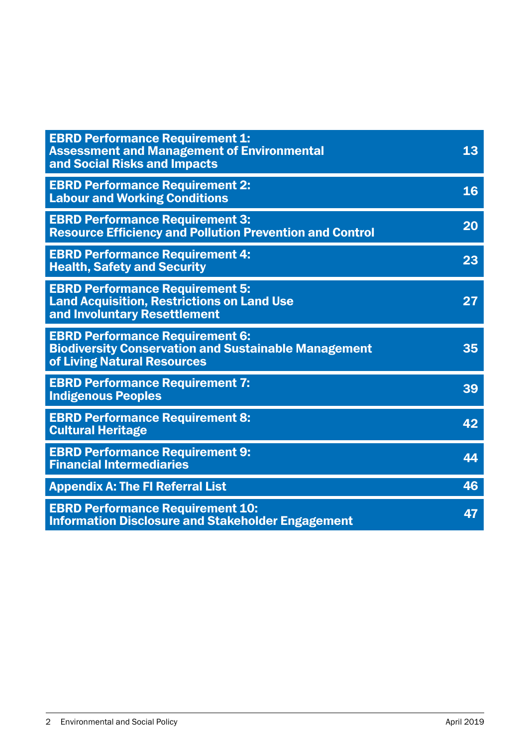| | |
|---|---|
| **EBRD Performance Requirement 1: Assessment and Management of Environmental and Social Risks and Impacts** | **13** |
| **EBRD Performance Requirement 2: Labour and Working Conditions** | **16** |
| **EBRD Performance Requirement 3: Resource Efficiency and Pollution Prevention and Control** | **20** |
| **EBRD Performance Requirement 4: Health, Safety and Security** | **23** |
| **EBRD Performance Requirement 5: Land Acquisition, Restrictions on Land Use and Involuntary Resettlement** | **27** |
| **EBRD Performance Requirement 6: Biodiversity Conservation and Sustainable Management of Living Natural Resources** | **35** |
| **EBRD Performance Requirement 7: Indigenous Peoples** | **39** |
| **EBRD Performance Requirement 8: Cultural Heritage** | **42** |
| **EBRD Performance Requirement 9: Financial Intermediaries** | **44** |
| **Appendix A: The FI Referral List** | **46** |
| **EBRD Performance Requirement 10: Information Disclosure and Stakeholder Engagement** | **47** |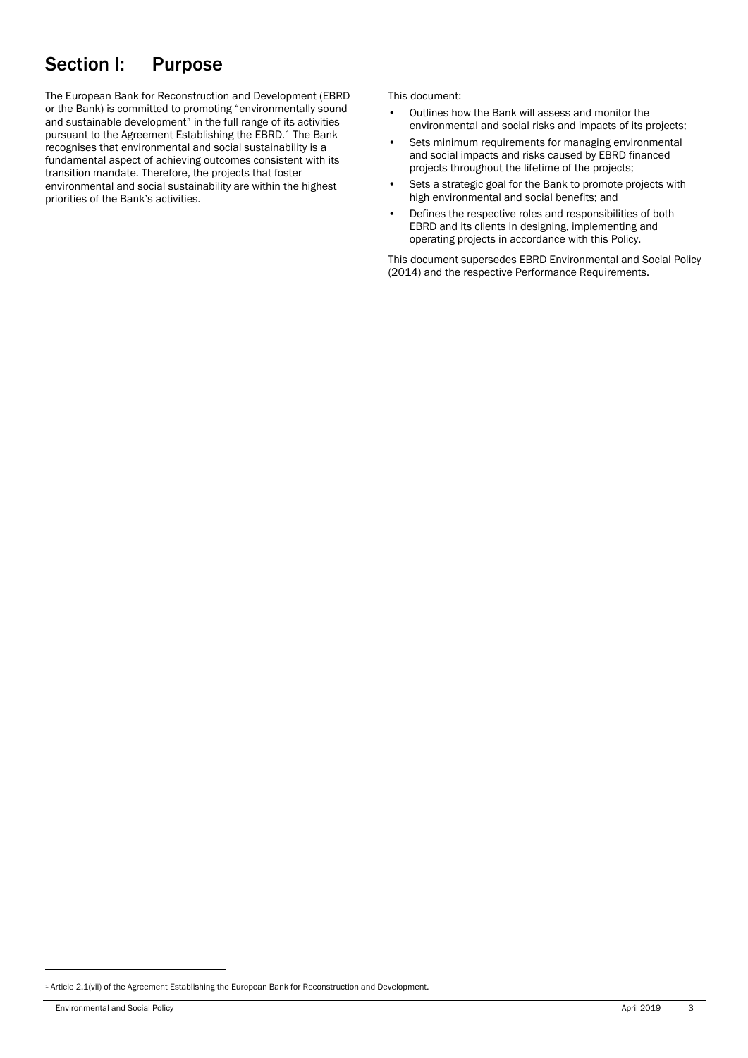# Section I: Purpose

The European Bank for Reconstruction and Development (EBRD or the Bank) is committed to promoting "environmentally sound and sustainable development" in the full range of its activities pursuant to the Agreement Establishing the EBRD.[1] The Bank recognises that environmental and social sustainability is a fundamental aspect of achieving outcomes consistent with its transition mandate. Therefore, the projects that foster environmental and social sustainability are within the highest priorities of the Bank's activities.

This document:

- Outlines how the Bank will assess and monitor the environmental and social risks and impacts of its projects;
- Sets minimum requirements for managing environmental and social impacts and risks caused by EBRD financed projects throughout the lifetime of the projects;
- Sets a strategic goal for the Bank to promote projects with high environmental and social benefits; and
- Defines the respective roles and responsibilities of both EBRD and its clients in designing, implementing and operating projects in accordance with this Policy.

This document supersedes EBRD Environmental and Social Policy (2014) and the respective Performance Requirements.

[1] Article 2.1(vii) of the Agreement Establishing the European Bank for Reconstruction and Development.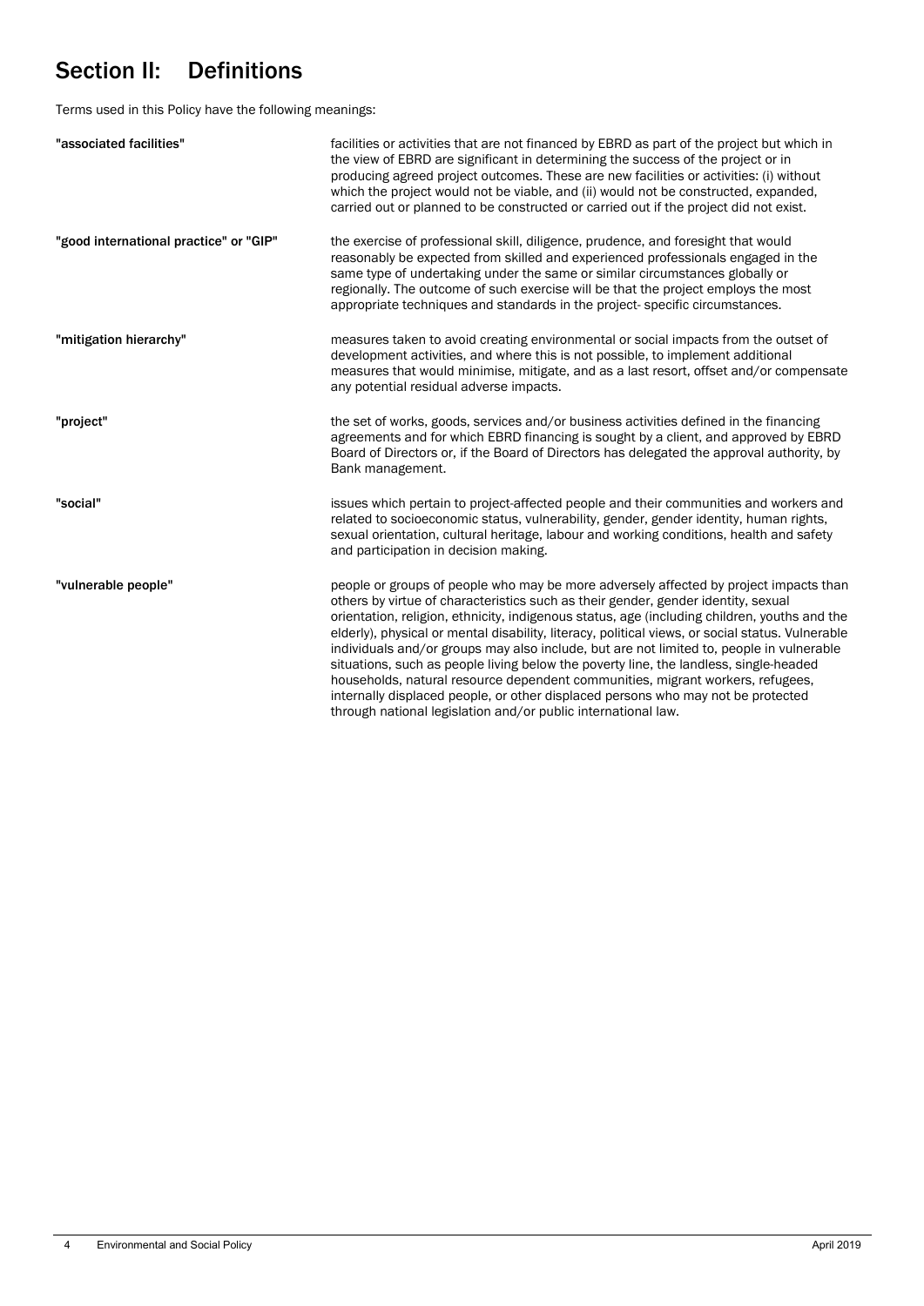## Section II: Definitions

Terms used in this Policy have the following meanings:

| | |
|---|---|
| **"associated facilities"** | facilities or activities that are not financed by EBRD as part of the project but which in the view of EBRD are significant in determining the success of the project or in producing agreed project outcomes. These are new facilities or activities: (i) without which the project would not be viable, and (ii) would not be constructed, expanded, carried out or planned to be constructed or carried out if the project did not exist. |
| **"good international practice" or "GIP"** | the exercise of professional skill, diligence, prudence, and foresight that would reasonably be expected from skilled and experienced professionals engaged in the same type of undertaking under the same or similar circumstances globally or regionally. The outcome of such exercise will be that the project employs the most appropriate techniques and standards in the project- specific circumstances. |
| **"mitigation hierarchy"** | measures taken to avoid creating environmental or social impacts from the outset of development activities, and where this is not possible, to implement additional measures that would minimise, mitigate, and as a last resort, offset and/or compensate any potential residual adverse impacts. |
| **"project"** | the set of works, goods, services and/or business activities defined in the financing agreements and for which EBRD financing is sought by a client, and approved by EBRD Board of Directors or, if the Board of Directors has delegated the approval authority, by Bank management. |
| **"social"** | issues which pertain to project-affected people and their communities and workers and related to socioeconomic status, vulnerability, gender, gender identity, human rights, sexual orientation, cultural heritage, labour and working conditions, health and safety and participation in decision making. |
| **"vulnerable people"** | people or groups of people who may be more adversely affected by project impacts than others by virtue of characteristics such as their gender, gender identity, sexual orientation, religion, ethnicity, indigenous status, age (including children, youths and the elderly), physical or mental disability, literacy, political views, or social status. Vulnerable individuals and/or groups may also include, but are not limited to, people in vulnerable situations, such as people living below the poverty line, the landless, single-headed households, natural resource dependent communities, migrant workers, refugees, internally displaced people, or other displaced persons who may not be protected through national legislation and/or public international law. |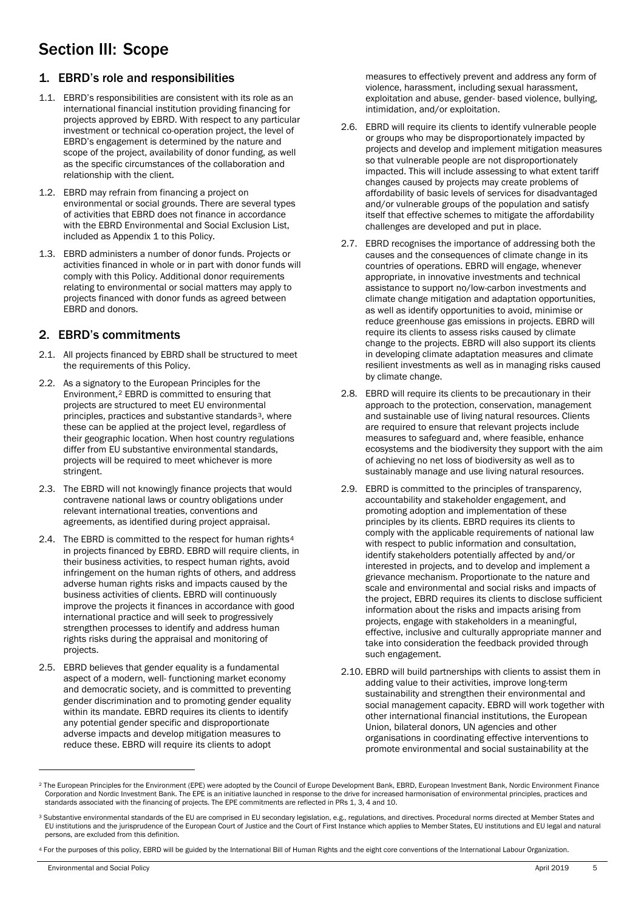# Section III: Scope

## 1. EBRD's role and responsibilities

1.1. EBRD's responsibilities are consistent with its role as an international financial institution providing financing for projects approved by EBRD. With respect to any particular investment or technical co-operation project, the level of EBRD's engagement is determined by the nature and scope of the project, availability of donor funding, as well as the specific circumstances of the collaboration and relationship with the client.

1.2. EBRD may refrain from financing a project on environmental or social grounds. There are several types of activities that EBRD does not finance in accordance with the EBRD Environmental and Social Exclusion List, included as Appendix 1 to this Policy.

1.3. EBRD administers a number of donor funds. Projects or activities financed in whole or in part with donor funds will comply with this Policy. Additional donor requirements relating to environmental or social matters may apply to projects financed with donor funds as agreed between EBRD and donors.

## 2. EBRD's commitments

2.1. All projects financed by EBRD shall be structured to meet the requirements of this Policy.

2.2. As a signatory to the European Principles for the Environment,[2] EBRD is committed to ensuring that projects are structured to meet EU environmental principles, practices and substantive standards[3], where these can be applied at the project level, regardless of their geographic location. When host country regulations differ from EU substantive environmental standards, projects will be required to meet whichever is more stringent.

2.3. The EBRD will not knowingly finance projects that would contravene national laws or country obligations under relevant international treaties, conventions and agreements, as identified during project appraisal.

2.4. The EBRD is committed to the respect for human rights[4] in projects financed by EBRD. EBRD will require clients, in their business activities, to respect human rights, avoid infringement on the human rights of others, and address adverse human rights risks and impacts caused by the business activities of clients. EBRD will continuously improve the projects it finances in accordance with good international practice and will seek to progressively strengthen processes to identify and address human rights risks during the appraisal and monitoring of projects.

2.5. EBRD believes that gender equality is a fundamental aspect of a modern, well- functioning market economy and democratic society, and is committed to preventing gender discrimination and to promoting gender equality within its mandate. EBRD requires its clients to identify any potential gender specific and disproportionate adverse impacts and develop mitigation measures to reduce these. EBRD will require its clients to adopt measures to effectively prevent and address any form of violence, harassment, including sexual harassment, exploitation and abuse, gender- based violence, bullying, intimidation, and/or exploitation.

2.6. EBRD will require its clients to identify vulnerable people or groups who may be disproportionately impacted by projects and develop and implement mitigation measures so that vulnerable people are not disproportionately impacted. This will include assessing to what extent tariff changes caused by projects may create problems of affordability of basic levels of services for disadvantaged and/or vulnerable groups of the population and satisfy itself that effective schemes to mitigate the affordability challenges are developed and put in place.

2.7. EBRD recognises the importance of addressing both the causes and the consequences of climate change in its countries of operations. EBRD will engage, whenever appropriate, in innovative investments and technical assistance to support no/low-carbon investments and climate change mitigation and adaptation opportunities, as well as identify opportunities to avoid, minimise or reduce greenhouse gas emissions in projects. EBRD will require its clients to assess risks caused by climate change to the projects. EBRD will also support its clients in developing climate adaptation measures and climate resilient investments as well as in managing risks caused by climate change.

2.8. EBRD will require its clients to be precautionary in their approach to the protection, conservation, management and sustainable use of living natural resources. Clients are required to ensure that relevant projects include measures to safeguard and, where feasible, enhance ecosystems and the biodiversity they support with the aim of achieving no net loss of biodiversity as well as to sustainably manage and use living natural resources.

2.9. EBRD is committed to the principles of transparency, accountability and stakeholder engagement, and promoting adoption and implementation of these principles by its clients. EBRD requires its clients to comply with the applicable requirements of national law with respect to public information and consultation, identify stakeholders potentially affected by and/or interested in projects, and to develop and implement a grievance mechanism. Proportionate to the nature and scale and environmental and social risks and impacts of the project, EBRD requires its clients to disclose sufficient information about the risks and impacts arising from projects, engage with stakeholders in a meaningful, effective, inclusive and culturally appropriate manner and take into consideration the feedback provided through such engagement.

2.10. EBRD will build partnerships with clients to assist them in adding value to their activities, improve long-term sustainability and strengthen their environmental and social management capacity. EBRD will work together with other international financial institutions, the European Union, bilateral donors, UN agencies and other organisations in coordinating effective interventions to promote environmental and social sustainability at the

---

[2] The European Principles for the Environment (EPE) were adopted by the Council of Europe Development Bank, EBRD, European Investment Bank, Nordic Environment Finance Corporation and Nordic Investment Bank. The EPE is an initiative launched in response to the drive for increased harmonisation of environmental principles, practices and standards associated with the financing of projects. The EPE commitments are reflected in PRs 1, 3, 4 and 10.

[3] Substantive environmental standards of the EU are comprised in EU secondary legislation, e.g., regulations, and directives. Procedural norms directed at Member States and EU institutions and the jurisprudence of the European Court of Justice and the Court of First Instance which applies to Member States, EU institutions and EU legal and natural persons, are excluded from this definition.

[4] For the purposes of this policy, EBRD will be guided by the International Bill of Human Rights and the eight core conventions of the International Labour Organization.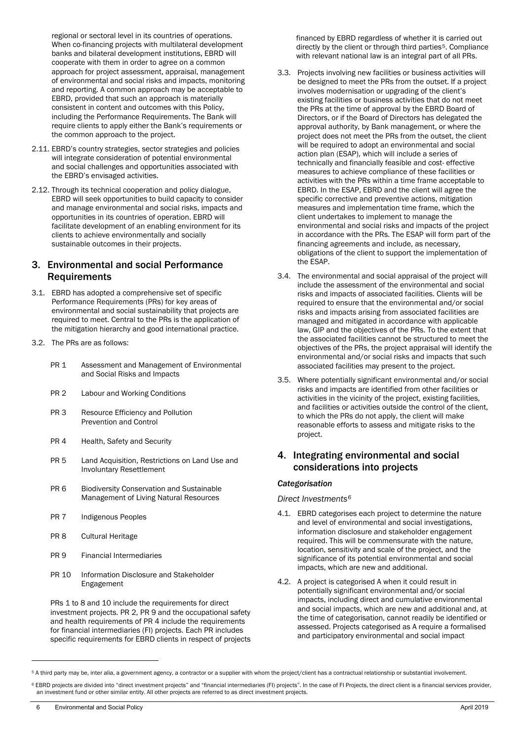regional or sectoral level in its countries of operations. When co-financing projects with multilateral development banks and bilateral development institutions, EBRD will cooperate with them in order to agree on a common approach for project assessment, appraisal, management of environmental and social risks and impacts, monitoring and reporting. A common approach may be acceptable to EBRD, provided that such an approach is materially consistent in content and outcomes with this Policy, including the Performance Requirements. The Bank will require clients to apply either the Bank's requirements or the common approach to the project.

2.11. EBRD's country strategies, sector strategies and policies will integrate consideration of potential environmental and social challenges and opportunities associated with the EBRD's envisaged activities.

2.12. Through its technical cooperation and policy dialogue, EBRD will seek opportunities to build capacity to consider and manage environmental and social risks, impacts and opportunities in its countries of operation. EBRD will facilitate development of an enabling environment for its clients to achieve environmentally and socially sustainable outcomes in their projects.

## 3. Environmental and social Performance Requirements

3.1. EBRD has adopted a comprehensive set of specific Performance Requirements (PRs) for key areas of environmental and social sustainability that projects are required to meet. Central to the PRs is the application of the mitigation hierarchy and good international practice.

3.2. The PRs are as follows:

- PR 1 Assessment and Management of Environmental and Social Risks and Impacts
- PR 2 Labour and Working Conditions
- PR 3 Resource Efficiency and Pollution Prevention and Control
- PR 4 Health, Safety and Security
- PR 5 Land Acquisition, Restrictions on Land Use and Involuntary Resettlement
- PR 6 Biodiversity Conservation and Sustainable Management of Living Natural Resources
- PR 7 Indigenous Peoples
- PR 8 Cultural Heritage
- PR 9 Financial Intermediaries
- PR 10 Information Disclosure and Stakeholder Engagement

PRs 1 to 8 and 10 include the requirements for direct investment projects. PR 2, PR 9 and the occupational safety and health requirements of PR 4 include the requirements for financial intermediaries (FI) projects. Each PR includes specific requirements for EBRD clients in respect of projects financed by EBRD regardless of whether it is carried out directly by the client or through third parties[5]. Compliance with relevant national law is an integral part of all PRs.

3.3. Projects involving new facilities or business activities will be designed to meet the PRs from the outset. If a project involves modernisation or upgrading of the client's existing facilities or business activities that do not meet the PRs at the time of approval by the EBRD Board of Directors, or if the Board of Directors has delegated the approval authority, by Bank management, or where the project does not meet the PRs from the outset, the client will be required to adopt an environmental and social action plan (ESAP), which will include a series of technically and financially feasible and cost- effective measures to achieve compliance of these facilities or activities with the PRs within a time frame acceptable to EBRD. In the ESAP, EBRD and the client will agree the specific corrective and preventive actions, mitigation measures and implementation time frame, which the client undertakes to implement to manage the environmental and social risks and impacts of the project in accordance with the PRs. The ESAP will form part of the financing agreements and include, as necessary, obligations of the client to support the implementation of the ESAP.

3.4. The environmental and social appraisal of the project will include the assessment of the environmental and social risks and impacts of associated facilities. Clients will be required to ensure that the environmental and/or social risks and impacts arising from associated facilities are managed and mitigated in accordance with applicable law, GIP and the objectives of the PRs. To the extent that the associated facilities cannot be structured to meet the objectives of the PRs, the project appraisal will identify the environmental and/or social risks and impacts that such associated facilities may present to the project.

3.5. Where potentially significant environmental and/or social risks and impacts are identified from other facilities or activities in the vicinity of the project, existing facilities, and facilities or activities outside the control of the client, to which the PRs do not apply, the client will make reasonable efforts to assess and mitigate risks to the project.

## 4. Integrating environmental and social considerations into projects

### *Categorisation*

*Direct Investments*[6]

4.1. EBRD categorises each project to determine the nature and level of environmental and social investigations, information disclosure and stakeholder engagement required. This will be commensurate with the nature, location, sensitivity and scale of the project, and the significance of its potential environmental and social impacts, which are new and additional.

4.2. A project is categorised A when it could result in potentially significant environmental and/or social impacts, including direct and cumulative environmental and social impacts, which are new and additional and, at the time of categorisation, cannot readily be identified or assessed. Projects categorised as A require a formalised and participatory environmental and social impact

---

[5] A third party may be, inter alia, a government agency, a contractor or a supplier with whom the project/client has a contractual relationship or substantial involvement.

[6] EBRD projects are divided into "direct investment projects" and "financial intermediaries (FI) projects". In the case of FI Projects, the direct client is a financial services provider, an investment fund or other similar entity. All other projects are referred to as direct investment projects.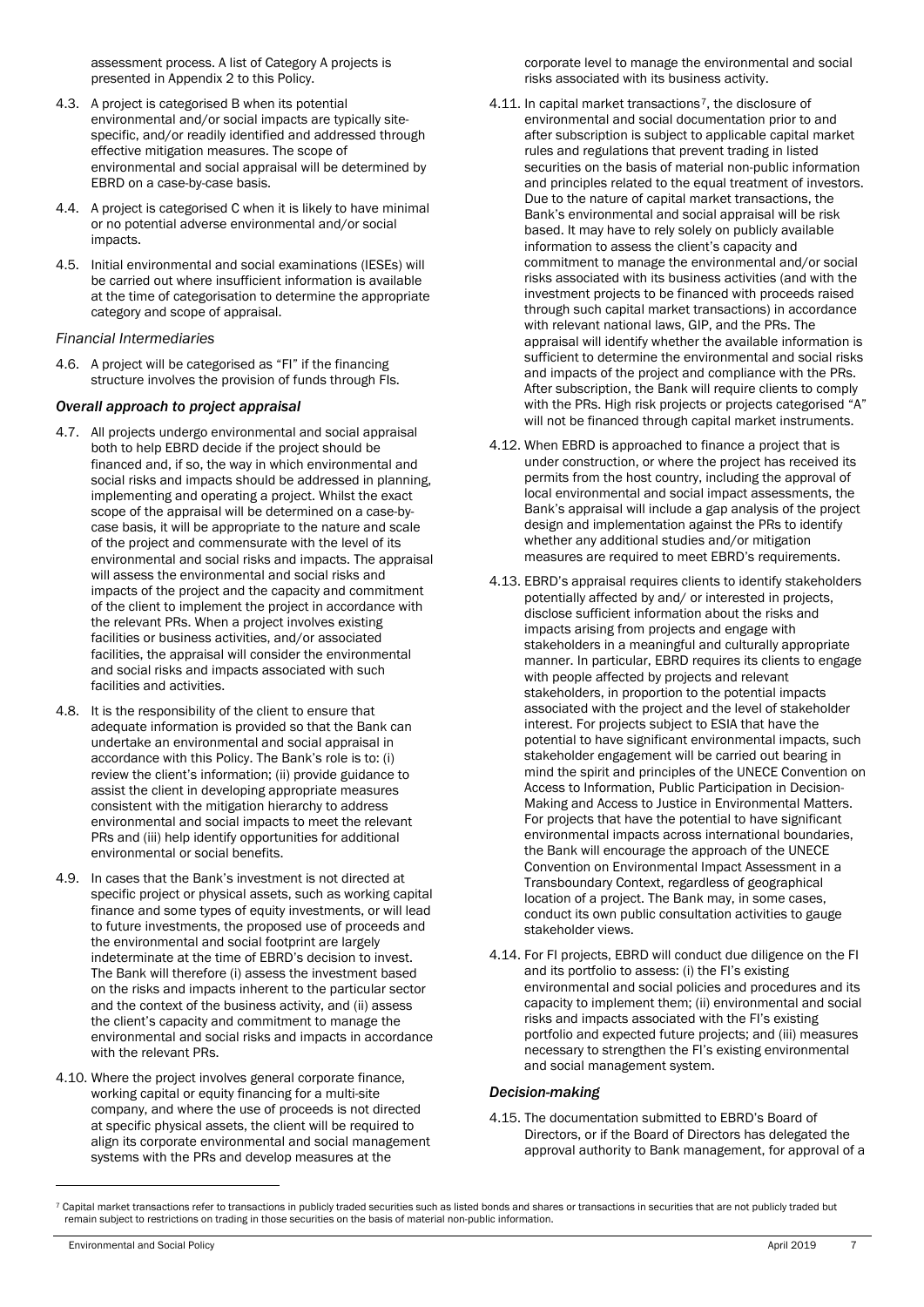assessment process. A list of Category A projects is presented in Appendix 2 to this Policy.

4.3. A project is categorised B when its potential environmental and/or social impacts are typically site-specific, and/or readily identified and addressed through effective mitigation measures. The scope of environmental and social appraisal will be determined by EBRD on a case-by-case basis.

4.4. A project is categorised C when it is likely to have minimal or no potential adverse environmental and/or social impacts.

4.5. Initial environmental and social examinations (IESEs) will be carried out where insufficient information is available at the time of categorisation to determine the appropriate category and scope of appraisal.

*Financial Intermediaries*

4.6. A project will be categorised as "FI" if the financing structure involves the provision of funds through FIs.

### *Overall approach to project appraisal*

4.7. All projects undergo environmental and social appraisal both to help EBRD decide if the project should be financed and, if so, the way in which environmental and social risks and impacts should be addressed in planning, implementing and operating a project. Whilst the exact scope of the appraisal will be determined on a case-by-case basis, it will be appropriate to the nature and scale of the project and commensurate with the level of its environmental and social risks and impacts. The appraisal will assess the environmental and social risks and impacts of the project and the capacity and commitment of the client to implement the project in accordance with the relevant PRs. When a project involves existing facilities or business activities, and/or associated facilities, the appraisal will consider the environmental and social risks and impacts associated with such facilities and activities.

4.8. It is the responsibility of the client to ensure that adequate information is provided so that the Bank can undertake an environmental and social appraisal in accordance with this Policy. The Bank's role is to: (i) review the client's information; (ii) provide guidance to assist the client in developing appropriate measures consistent with the mitigation hierarchy to address environmental and social impacts to meet the relevant PRs and (iii) help identify opportunities for additional environmental or social benefits.

4.9. In cases that the Bank's investment is not directed at specific project or physical assets, such as working capital finance and some types of equity investments, or will lead to future investments, the proposed use of proceeds and the environmental and social footprint are largely indeterminate at the time of EBRD's decision to invest. The Bank will therefore (i) assess the investment based on the risks and impacts inherent to the particular sector and the context of the business activity, and (ii) assess the client's capacity and commitment to manage the environmental and social risks and impacts in accordance with the relevant PRs.

4.10. Where the project involves general corporate finance, working capital or equity financing for a multi-site company, and where the use of proceeds is not directed at specific physical assets, the client will be required to align its corporate environmental and social management systems with the PRs and develop measures at the corporate level to manage the environmental and social risks associated with its business activity.

4.11. In capital market transactions[7], the disclosure of environmental and social documentation prior to and after subscription is subject to applicable capital market rules and regulations that prevent trading in listed securities on the basis of material non-public information and principles related to the equal treatment of investors. Due to the nature of capital market transactions, the Bank's environmental and social appraisal will be risk based. It may have to rely solely on publicly available information to assess the client's capacity and commitment to manage the environmental and/or social risks associated with its business activities (and with the investment projects to be financed with proceeds raised through such capital market transactions) in accordance with relevant national laws, GIP, and the PRs. The appraisal will identify whether the available information is sufficient to determine the environmental and social risks and impacts of the project and compliance with the PRs. After subscription, the Bank will require clients to comply with the PRs. High risk projects or projects categorised "A" will not be financed through capital market instruments.

4.12. When EBRD is approached to finance a project that is under construction, or where the project has received its permits from the host country, including the approval of local environmental and social impact assessments, the Bank's appraisal will include a gap analysis of the project design and implementation against the PRs to identify whether any additional studies and/or mitigation measures are required to meet EBRD's requirements.

4.13. EBRD's appraisal requires clients to identify stakeholders potentially affected by and/ or interested in projects, disclose sufficient information about the risks and impacts arising from projects and engage with stakeholders in a meaningful and culturally appropriate manner. In particular, EBRD requires its clients to engage with people affected by projects and relevant stakeholders, in proportion to the potential impacts associated with the project and the level of stakeholder interest. For projects subject to ESIA that have the potential to have significant environmental impacts, such stakeholder engagement will be carried out bearing in mind the spirit and principles of the UNECE Convention on Access to Information, Public Participation in Decision-Making and Access to Justice in Environmental Matters. For projects that have the potential to have significant environmental impacts across international boundaries, the Bank will encourage the approach of the UNECE Convention on Environmental Impact Assessment in a Transboundary Context, regardless of geographical location of a project. The Bank may, in some cases, conduct its own public consultation activities to gauge stakeholder views.

4.14. For FI projects, EBRD will conduct due diligence on the FI and its portfolio to assess: (i) the FI's existing environmental and social policies and procedures and its capacity to implement them; (ii) environmental and social risks and impacts associated with the FI's existing portfolio and expected future projects; and (iii) measures necessary to strengthen the FI's existing environmental and social management system.

### *Decision-making*

4.15. The documentation submitted to EBRD's Board of Directors, or if the Board of Directors has delegated the approval authority to Bank management, for approval of a

---

[7] Capital market transactions refer to transactions in publicly traded securities such as listed bonds and shares or transactions in securities that are not publicly traded but remain subject to restrictions on trading in those securities on the basis of material non-public information.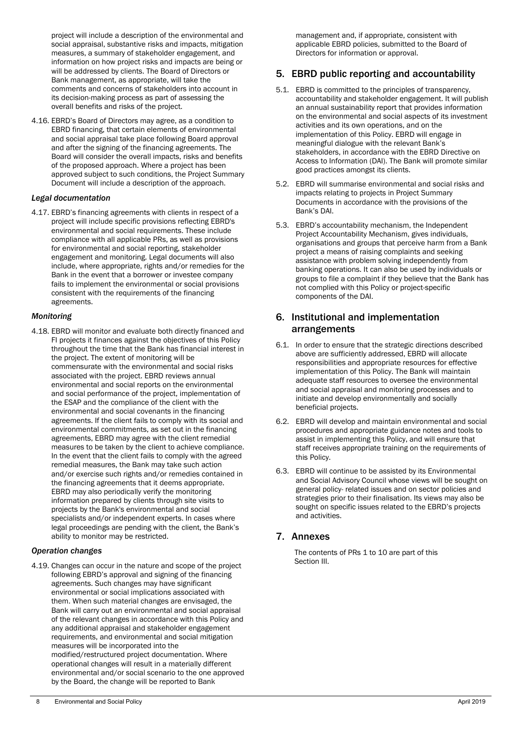project will include a description of the environmental and social appraisal, substantive risks and impacts, mitigation measures, a summary of stakeholder engagement, and information on how project risks and impacts are being or will be addressed by clients. The Board of Directors or Bank management, as appropriate, will take the comments and concerns of stakeholders into account in its decision-making process as part of assessing the overall benefits and risks of the project.

4.16. EBRD's Board of Directors may agree, as a condition to EBRD financing, that certain elements of environmental and social appraisal take place following Board approval and after the signing of the financing agreements. The Board will consider the overall impacts, risks and benefits of the proposed approach. Where a project has been approved subject to such conditions, the Project Summary Document will include a description of the approach.

### *Legal documentation*

4.17. EBRD's financing agreements with clients in respect of a project will include specific provisions reflecting EBRD's environmental and social requirements. These include compliance with all applicable PRs, as well as provisions for environmental and social reporting, stakeholder engagement and monitoring. Legal documents will also include, where appropriate, rights and/or remedies for the Bank in the event that a borrower or investee company fails to implement the environmental or social provisions consistent with the requirements of the financing agreements.

### *Monitoring*

4.18. EBRD will monitor and evaluate both directly financed and FI projects it finances against the objectives of this Policy throughout the time that the Bank has financial interest in the project. The extent of monitoring will be commensurate with the environmental and social risks associated with the project. EBRD reviews annual environmental and social reports on the environmental and social performance of the project, implementation of the ESAP and the compliance of the client with the environmental and social covenants in the financing agreements. If the client fails to comply with its social and environmental commitments, as set out in the financing agreements, EBRD may agree with the client remedial measures to be taken by the client to achieve compliance. In the event that the client fails to comply with the agreed remedial measures, the Bank may take such action and/or exercise such rights and/or remedies contained in the financing agreements that it deems appropriate. EBRD may also periodically verify the monitoring information prepared by clients through site visits to projects by the Bank's environmental and social specialists and/or independent experts. In cases where legal proceedings are pending with the client, the Bank's ability to monitor may be restricted.

### *Operation changes*

4.19. Changes can occur in the nature and scope of the project following EBRD's approval and signing of the financing agreements. Such changes may have significant environmental or social implications associated with them. When such material changes are envisaged, the Bank will carry out an environmental and social appraisal of the relevant changes in accordance with this Policy and any additional appraisal and stakeholder engagement requirements, and environmental and social mitigation measures will be incorporated into the modified/restructured project documentation. Where operational changes will result in a materially different environmental and/or social scenario to the one approved by the Board, the change will be reported to Bank management and, if appropriate, consistent with applicable EBRD policies, submitted to the Board of Directors for information or approval.

## 5. EBRD public reporting and accountability

5.1. EBRD is committed to the principles of transparency, accountability and stakeholder engagement. It will publish an annual sustainability report that provides information on the environmental and social aspects of its investment activities and its own operations, and on the implementation of this Policy. EBRD will engage in meaningful dialogue with the relevant Bank's stakeholders, in accordance with the EBRD Directive on Access to Information (DAI). The Bank will promote similar good practices amongst its clients.

5.2. EBRD will summarise environmental and social risks and impacts relating to projects in Project Summary Documents in accordance with the provisions of the Bank's DAI.

5.3. EBRD's accountability mechanism, the Independent Project Accountability Mechanism, gives individuals, organisations and groups that perceive harm from a Bank project a means of raising complaints and seeking assistance with problem solving independently from banking operations. It can also be used by individuals or groups to file a complaint if they believe that the Bank has not complied with this Policy or project-specific components of the DAI.

## 6. Institutional and implementation arrangements

6.1. In order to ensure that the strategic directions described above are sufficiently addressed, EBRD will allocate responsibilities and appropriate resources for effective implementation of this Policy. The Bank will maintain adequate staff resources to oversee the environmental and social appraisal and monitoring processes and to initiate and develop environmentally and socially beneficial projects.

6.2. EBRD will develop and maintain environmental and social procedures and appropriate guidance notes and tools to assist in implementing this Policy, and will ensure that staff receives appropriate training on the requirements of this Policy.

6.3. EBRD will continue to be assisted by its Environmental and Social Advisory Council whose views will be sought on general policy- related issues and on sector policies and strategies prior to their finalisation. Its views may also be sought on specific issues related to the EBRD's projects and activities.

## 7. Annexes

The contents of PRs 1 to 10 are part of this Section III.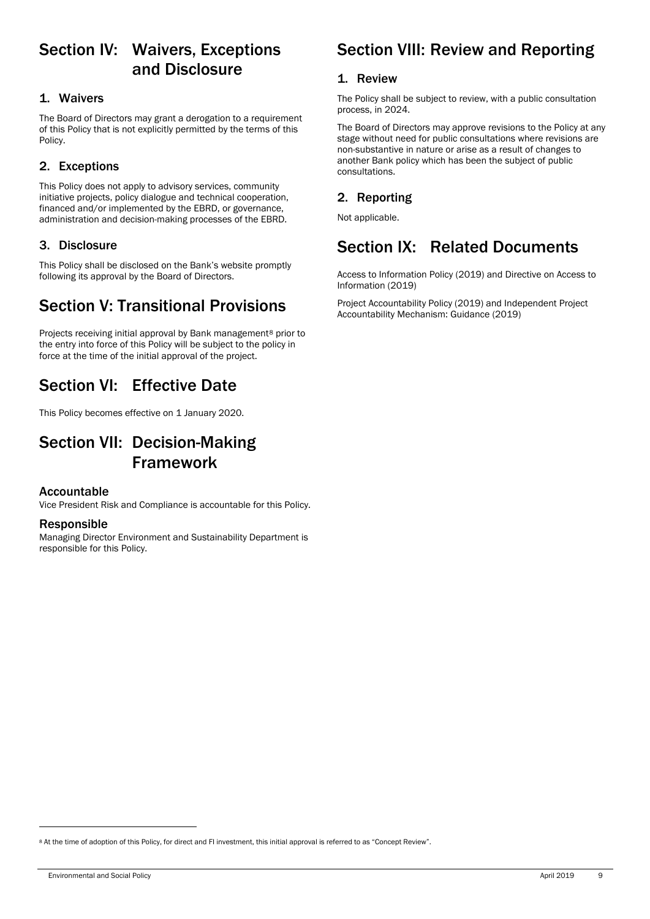## Section IV: Waivers, Exceptions and Disclosure

### 1. Waivers

The Board of Directors may grant a derogation to a requirement of this Policy that is not explicitly permitted by the terms of this Policy.

### 2. Exceptions

This Policy does not apply to advisory services, community initiative projects, policy dialogue and technical cooperation, financed and/or implemented by the EBRD, or governance, administration and decision-making processes of the EBRD.

### 3. Disclosure

This Policy shall be disclosed on the Bank's website promptly following its approval by the Board of Directors.

## Section V: Transitional Provisions

Projects receiving initial approval by Bank management[8] prior to the entry into force of this Policy will be subject to the policy in force at the time of the initial approval of the project.

## Section VI: Effective Date

This Policy becomes effective on 1 January 2020.

## Section VII: Decision-Making Framework

### Accountable

Vice President Risk and Compliance is accountable for this Policy.

### Responsible

Managing Director Environment and Sustainability Department is responsible for this Policy.

## Section VIII: Review and Reporting

### 1. Review

The Policy shall be subject to review, with a public consultation process, in 2024.

The Board of Directors may approve revisions to the Policy at any stage without need for public consultations where revisions are non-substantive in nature or arise as a result of changes to another Bank policy which has been the subject of public consultations.

### 2. Reporting

Not applicable.

## Section IX: Related Documents

Access to Information Policy (2019) and Directive on Access to Information (2019)

Project Accountability Policy (2019) and Independent Project Accountability Mechanism: Guidance (2019)

---

[8] At the time of adoption of this Policy, for direct and FI investment, this initial approval is referred to as "Concept Review".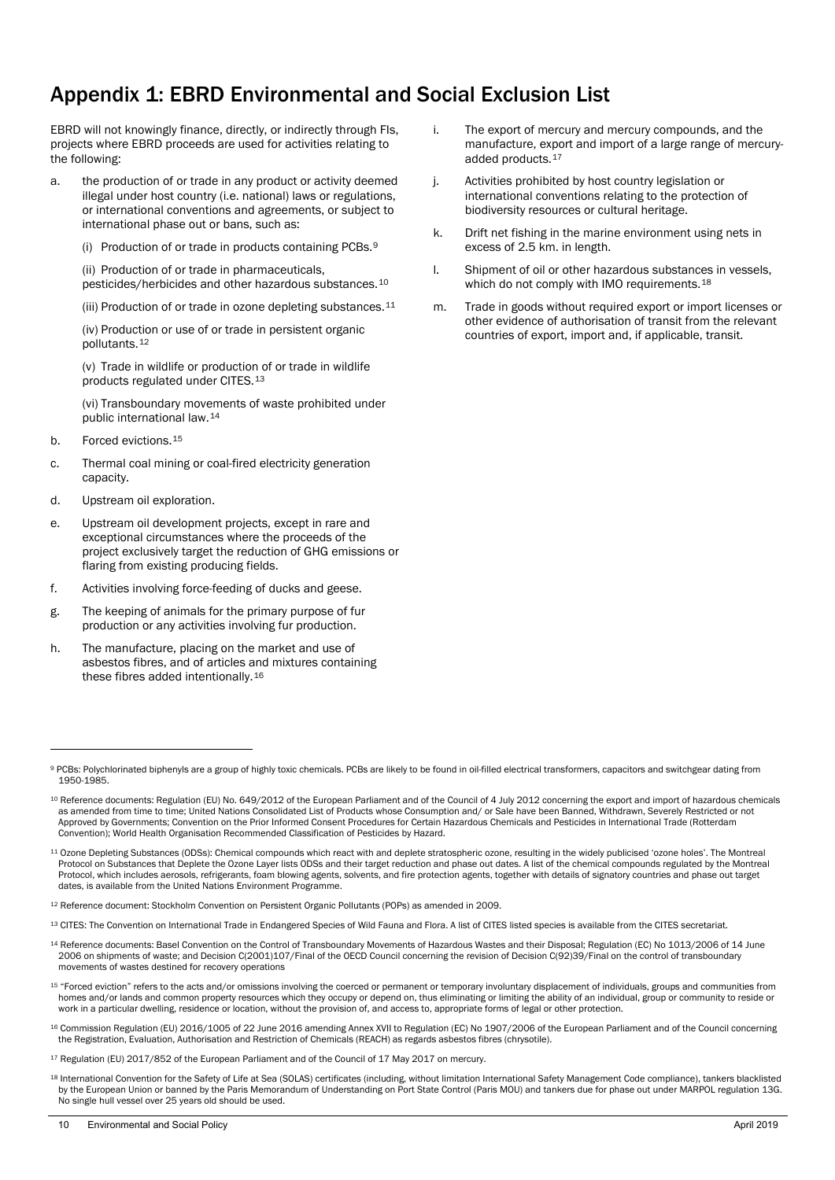## Appendix 1: EBRD Environmental and Social Exclusion List

EBRD will not knowingly finance, directly, or indirectly through FIs, projects where EBRD proceeds are used for activities relating to the following:

a. the production of or trade in any product or activity deemed illegal under host country (i.e. national) laws or regulations, or international conventions and agreements, or subject to international phase out or bans, such as:

   (i) Production of or trade in products containing PCBs.[9]

   (ii) Production of or trade in pharmaceuticals, pesticides/herbicides and other hazardous substances.[10]

   (iii) Production of or trade in ozone depleting substances.[11]

   (iv) Production or use of or trade in persistent organic pollutants.[12]

   (v) Trade in wildlife or production of or trade in wildlife products regulated under CITES.[13]

   (vi) Transboundary movements of waste prohibited under public international law.[14]

b. Forced evictions.[15]

c. Thermal coal mining or coal-fired electricity generation capacity.

d. Upstream oil exploration.

e. Upstream oil development projects, except in rare and exceptional circumstances where the proceeds of the project exclusively target the reduction of GHG emissions or flaring from existing producing fields.

f. Activities involving force-feeding of ducks and geese.

g. The keeping of animals for the primary purpose of fur production or any activities involving fur production.

h. The manufacture, placing on the market and use of asbestos fibres, and of articles and mixtures containing these fibres added intentionally.[16]

i. The export of mercury and mercury compounds, and the manufacture, export and import of a large range of mercury-added products.[17]

j. Activities prohibited by host country legislation or international conventions relating to the protection of biodiversity resources or cultural heritage.

k. Drift net fishing in the marine environment using nets in excess of 2.5 km. in length.

l. Shipment of oil or other hazardous substances in vessels, which do not comply with IMO requirements.[18]

m. Trade in goods without required export or import licenses or other evidence of authorisation of transit from the relevant countries of export, import and, if applicable, transit.

---

[9] PCBs: Polychlorinated biphenyls are a group of highly toxic chemicals. PCBs are likely to be found in oil-filled electrical transformers, capacitors and switchgear dating from 1950-1985.

[10] Reference documents: Regulation (EU) No. 649/2012 of the European Parliament and of the Council of 4 July 2012 concerning the export and import of hazardous chemicals as amended from time to time; United Nations Consolidated List of Products whose Consumption and/ or Sale have been Banned, Withdrawn, Severely Restricted or not Approved by Governments; Convention on the Prior Informed Consent Procedures for Certain Hazardous Chemicals and Pesticides in International Trade (Rotterdam Convention); World Health Organisation Recommended Classification of Pesticides by Hazard.

[11] Ozone Depleting Substances (ODSs): Chemical compounds which react with and deplete stratospheric ozone, resulting in the widely publicised 'ozone holes'. The Montreal Protocol on Substances that Deplete the Ozone Layer lists ODSs and their target reduction and phase out dates. A list of the chemical compounds regulated by the Montreal Protocol, which includes aerosols, refrigerants, foam blowing agents, solvents, and fire protection agents, together with details of signatory countries and phase out target dates, is available from the United Nations Environment Programme.

[12] Reference document: Stockholm Convention on Persistent Organic Pollutants (POPs) as amended in 2009.

[13] CITES: The Convention on International Trade in Endangered Species of Wild Fauna and Flora. A list of CITES listed species is available from the CITES secretariat.

[14] Reference documents: Basel Convention on the Control of Transboundary Movements of Hazardous Wastes and their Disposal; Regulation (EC) No 1013/2006 of 14 June 2006 on shipments of waste; and Decision C(2001)107/Final of the OECD Council concerning the revision of Decision C(92)39/Final on the control of transboundary movements of wastes destined for recovery operations

[15] "Forced eviction" refers to the acts and/or omissions involving the coerced or permanent or temporary involuntary displacement of individuals, groups and communities from homes and/or lands and common property resources which they occupy or depend on, thus eliminating or limiting the ability of an individual, group or community to reside or work in a particular dwelling, residence or location, without the provision of, and access to, appropriate forms of legal or other protection.

[16] Commission Regulation (EU) 2016/1005 of 22 June 2016 amending Annex XVII to Regulation (EC) No 1907/2006 of the European Parliament and of the Council concerning the Registration, Evaluation, Authorisation and Restriction of Chemicals (REACH) as regards asbestos fibres (chrysotile).

[17] Regulation (EU) 2017/852 of the European Parliament and of the Council of 17 May 2017 on mercury.

[18] International Convention for the Safety of Life at Sea (SOLAS) certificates (including, without limitation International Safety Management Code compliance), tankers blacklisted by the European Union or banned by the Paris Memorandum of Understanding on Port State Control (Paris MOU) and tankers due for phase out under MARPOL regulation 13G. No single hull vessel over 25 years old should be used.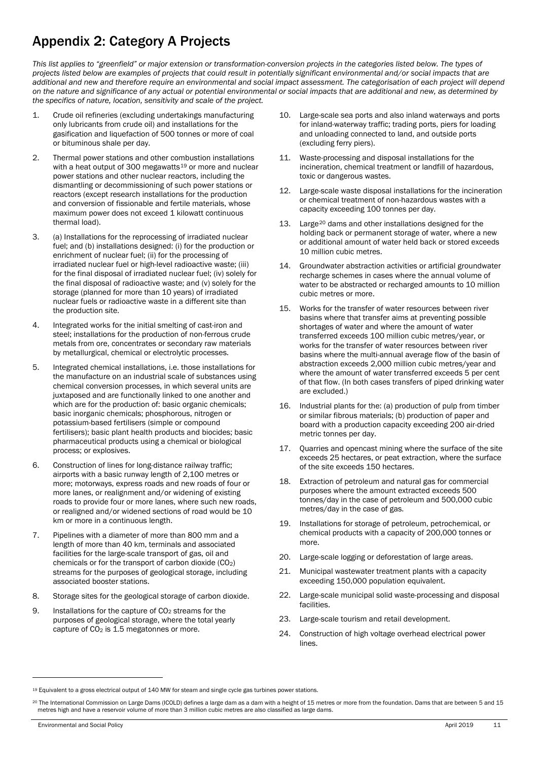# Appendix 2: Category A Projects

*This list applies to "greenfield" or major extension or transformation-conversion projects in the categories listed below. The types of projects listed below are examples of projects that could result in potentially significant environmental and/or social impacts that are additional and new and therefore require an environmental and social impact assessment. The categorisation of each project will depend on the nature and significance of any actual or potential environmental or social impacts that are additional and new, as determined by the specifics of nature, location, sensitivity and scale of the project.*

1. Crude oil refineries (excluding undertakings manufacturing only lubricants from crude oil) and installations for the gasification and liquefaction of 500 tonnes or more of coal or bituminous shale per day.
2. Thermal power stations and other combustion installations with a heat output of 300 megawatts[19] or more and nuclear power stations and other nuclear reactors, including the dismantling or decommissioning of such power stations or reactors (except research installations for the production and conversion of fissionable and fertile materials, whose maximum power does not exceed 1 kilowatt continuous thermal load).
3. (a) Installations for the reprocessing of irradiated nuclear fuel; and (b) installations designed: (i) for the production or enrichment of nuclear fuel; (ii) for the processing of irradiated nuclear fuel or high-level radioactive waste; (iii) for the final disposal of irradiated nuclear fuel; (iv) solely for the final disposal of radioactive waste; and (v) solely for the storage (planned for more than 10 years) of irradiated nuclear fuels or radioactive waste in a different site than the production site.
4. Integrated works for the initial smelting of cast-iron and steel; installations for the production of non-ferrous crude metals from ore, concentrates or secondary raw materials by metallurgical, chemical or electrolytic processes.
5. Integrated chemical installations, i.e. those installations for the manufacture on an industrial scale of substances using chemical conversion processes, in which several units are juxtaposed and are functionally linked to one another and which are for the production of: basic organic chemicals; basic inorganic chemicals; phosphorous, nitrogen or potassium-based fertilisers (simple or compound fertilisers); basic plant health products and biocides; basic pharmaceutical products using a chemical or biological process; or explosives.
6. Construction of lines for long-distance railway traffic; airports with a basic runway length of 2,100 metres or more; motorways, express roads and new roads of four or more lanes, or realignment and/or widening of existing roads to provide four or more lanes, where such new roads, or realigned and/or widened sections of road would be 10 km or more in a continuous length.
7. Pipelines with a diameter of more than 800 mm and a length of more than 40 km, terminals and associated facilities for the large-scale transport of gas, oil and chemicals or for the transport of carbon dioxide ($CO_2$) streams for the purposes of geological storage, including associated booster stations.
8. Storage sites for the geological storage of carbon dioxide.
9. Installations for the capture of $CO_2$ streams for the purposes of geological storage, where the total yearly capture of $CO_2$ is 1.5 megatonnes or more.
10. Large-scale sea ports and also inland waterways and ports for inland-waterway traffic; trading ports, piers for loading and unloading connected to land, and outside ports (excluding ferry piers).
11. Waste-processing and disposal installations for the incineration, chemical treatment or landfill of hazardous, toxic or dangerous wastes.
12. Large-scale waste disposal installations for the incineration or chemical treatment of non-hazardous wastes with a capacity exceeding 100 tonnes per day.
13. Large[20] dams and other installations designed for the holding back or permanent storage of water, where a new or additional amount of water held back or stored exceeds 10 million cubic metres.
14. Groundwater abstraction activities or artificial groundwater recharge schemes in cases where the annual volume of water to be abstracted or recharged amounts to 10 million cubic metres or more.
15. Works for the transfer of water resources between river basins where that transfer aims at preventing possible shortages of water and where the amount of water transferred exceeds 100 million cubic metres/year, or works for the transfer of water resources between river basins where the multi-annual average flow of the basin of abstraction exceeds 2,000 million cubic metres/year and where the amount of water transferred exceeds 5 per cent of that flow. (In both cases transfers of piped drinking water are excluded.)
16. Industrial plants for the: (a) production of pulp from timber or similar fibrous materials; (b) production of paper and board with a production capacity exceeding 200 air-dried metric tonnes per day.
17. Quarries and opencast mining where the surface of the site exceeds 25 hectares, or peat extraction, where the surface of the site exceeds 150 hectares.
18. Extraction of petroleum and natural gas for commercial purposes where the amount extracted exceeds 500 tonnes/day in the case of petroleum and 500,000 cubic metres/day in the case of gas.
19. Installations for storage of petroleum, petrochemical, or chemical products with a capacity of 200,000 tonnes or more.
20. Large-scale logging or deforestation of large areas.
21. Municipal wastewater treatment plants with a capacity exceeding 150,000 population equivalent.
22. Large-scale municipal solid waste-processing and disposal facilities.
23. Large-scale tourism and retail development.
24. Construction of high voltage overhead electrical power lines.

---

[19] Equivalent to a gross electrical output of 140 MW for steam and single cycle gas turbines power stations.

[20] The International Commission on Large Dams (ICOLD) defines a large dam as a dam with a height of 15 metres or more from the foundation. Dams that are between 5 and 15 metres high and have a reservoir volume of more than 3 million cubic metres are also classified as large dams.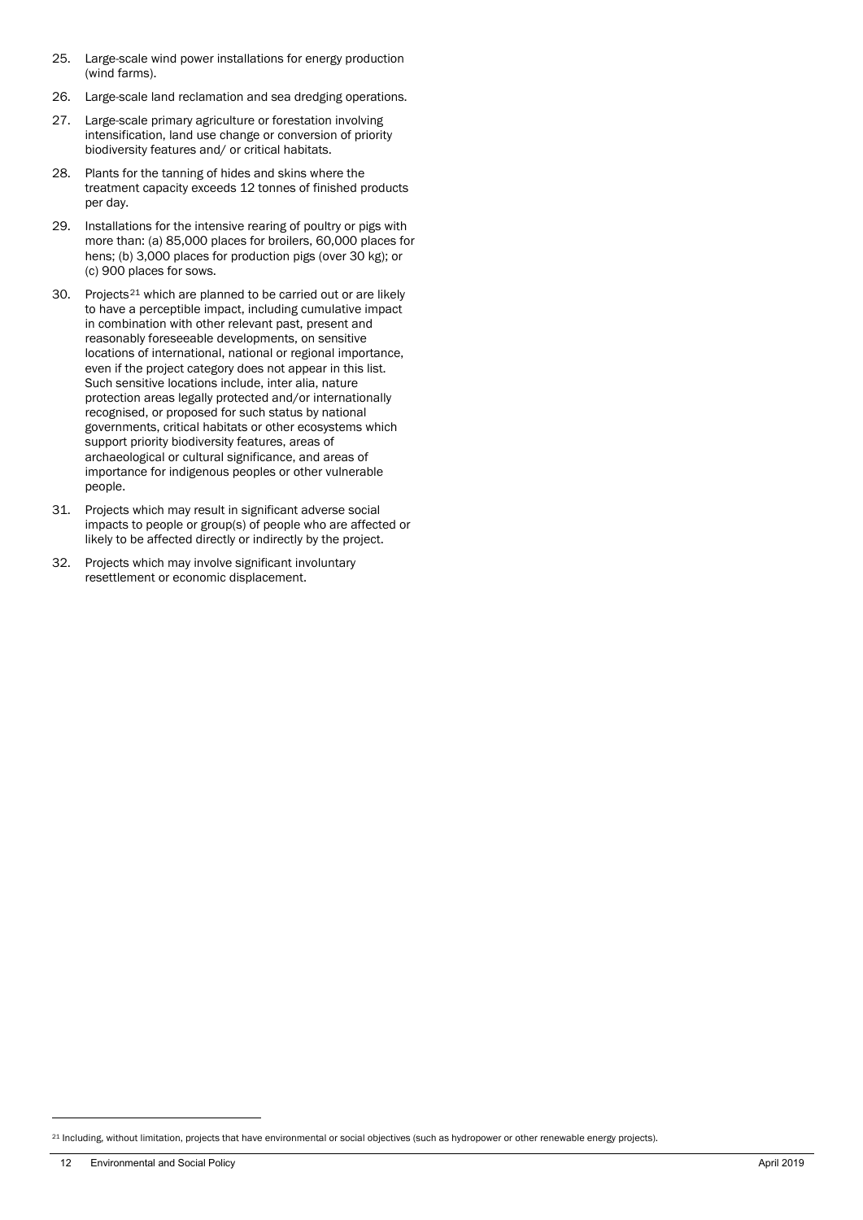25. Large-scale wind power installations for energy production (wind farms).
26. Large-scale land reclamation and sea dredging operations.
27. Large-scale primary agriculture or forestation involving intensification, land use change or conversion of priority biodiversity features and/ or critical habitats.
28. Plants for the tanning of hides and skins where the treatment capacity exceeds 12 tonnes of finished products per day.
29. Installations for the intensive rearing of poultry or pigs with more than: (a) 85,000 places for broilers, 60,000 places for hens; (b) 3,000 places for production pigs (over 30 kg); or (c) 900 places for sows.
30. Projects[21] which are planned to be carried out or are likely to have a perceptible impact, including cumulative impact in combination with other relevant past, present and reasonably foreseeable developments, on sensitive locations of international, national or regional importance, even if the project category does not appear in this list. Such sensitive locations include, inter alia, nature protection areas legally protected and/or internationally recognised, or proposed for such status by national governments, critical habitats or other ecosystems which support priority biodiversity features, areas of archaeological or cultural significance, and areas of importance for indigenous peoples or other vulnerable people.
31. Projects which may result in significant adverse social impacts to people or group(s) of people who are affected or likely to be affected directly or indirectly by the project.
32. Projects which may involve significant involuntary resettlement or economic displacement.

[21] Including, without limitation, projects that have environmental or social objectives (such as hydropower or other renewable energy projects).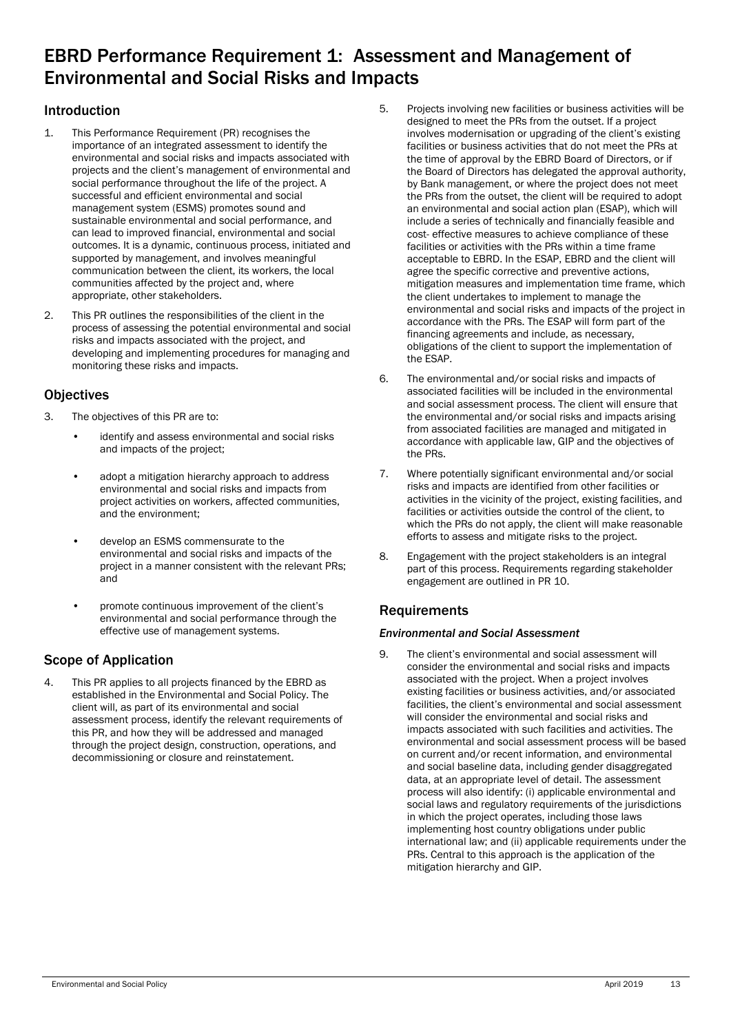# EBRD Performance Requirement 1: Assessment and Management of Environmental and Social Risks and Impacts

## Introduction

1. This Performance Requirement (PR) recognises the importance of an integrated assessment to identify the environmental and social risks and impacts associated with projects and the client's management of environmental and social performance throughout the life of the project. A successful and efficient environmental and social management system (ESMS) promotes sound and sustainable environmental and social performance, and can lead to improved financial, environmental and social outcomes. It is a dynamic, continuous process, initiated and supported by management, and involves meaningful communication between the client, its workers, the local communities affected by the project and, where appropriate, other stakeholders.

2. This PR outlines the responsibilities of the client in the process of assessing the potential environmental and social risks and impacts associated with the project, and developing and implementing procedures for managing and monitoring these risks and impacts.

## Objectives

3. The objectives of this PR are to:

    - identify and assess environmental and social risks and impacts of the project;
    - adopt a mitigation hierarchy approach to address environmental and social risks and impacts from project activities on workers, affected communities, and the environment;
    - develop an ESMS commensurate to the environmental and social risks and impacts of the project in a manner consistent with the relevant PRs; and
    - promote continuous improvement of the client's environmental and social performance through the effective use of management systems.

## Scope of Application

4. This PR applies to all projects financed by the EBRD as established in the Environmental and Social Policy. The client will, as part of its environmental and social assessment process, identify the relevant requirements of this PR, and how they will be addressed and managed through the project design, construction, operations, and decommissioning or closure and reinstatement.

5. Projects involving new facilities or business activities will be designed to meet the PRs from the outset. If a project involves modernisation or upgrading of the client's existing facilities or business activities that do not meet the PRs at the time of approval by the EBRD Board of Directors, or if the Board of Directors has delegated the approval authority, by Bank management, or where the project does not meet the PRs from the outset, the client will be required to adopt an environmental and social action plan (ESAP), which will include a series of technically and financially feasible and cost- effective measures to achieve compliance of these facilities or activities with the PRs within a time frame acceptable to EBRD. In the ESAP, EBRD and the client will agree the specific corrective and preventive actions, mitigation measures and implementation time frame, which the client undertakes to implement to manage the environmental and social risks and impacts of the project in accordance with the PRs. The ESAP will form part of the financing agreements and include, as necessary, obligations of the client to support the implementation of the ESAP.

6. The environmental and/or social risks and impacts of associated facilities will be included in the environmental and social assessment process. The client will ensure that the environmental and/or social risks and impacts arising from associated facilities are managed and mitigated in accordance with applicable law, GIP and the objectives of the PRs.

7. Where potentially significant environmental and/or social risks and impacts are identified from other facilities or activities in the vicinity of the project, existing facilities, and facilities or activities outside the control of the client, to which the PRs do not apply, the client will make reasonable efforts to assess and mitigate risks to the project.

8. Engagement with the project stakeholders is an integral part of this process. Requirements regarding stakeholder engagement are outlined in PR 10.

## Requirements

### *Environmental and Social Assessment*

9. The client's environmental and social assessment will consider the environmental and social risks and impacts associated with the project. When a project involves existing facilities or business activities, and/or associated facilities, the client's environmental and social assessment will consider the environmental and social risks and impacts associated with such facilities and activities. The environmental and social assessment process will be based on current and/or recent information, and environmental and social baseline data, including gender disaggregated data, at an appropriate level of detail. The assessment process will also identify: (i) applicable environmental and social laws and regulatory requirements of the jurisdictions in which the project operates, including those laws implementing host country obligations under public international law; and (ii) applicable requirements under the PRs. Central to this approach is the application of the mitigation hierarchy and GIP.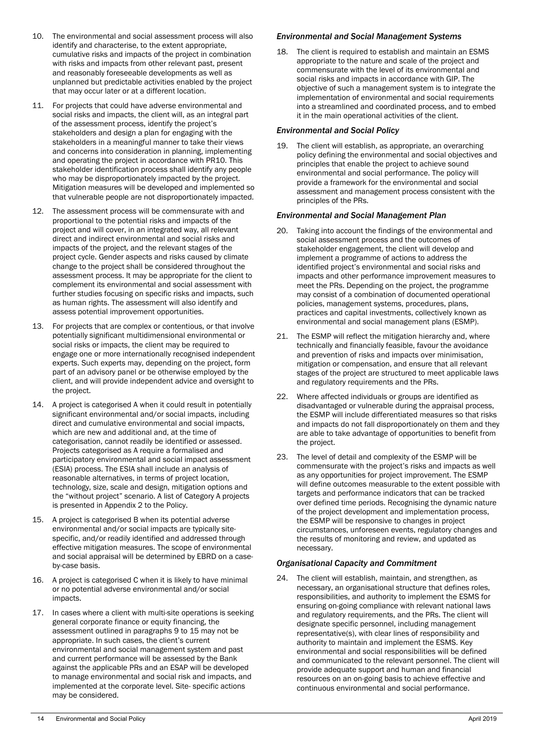10. The environmental and social assessment process will also identify and characterise, to the extent appropriate, cumulative risks and impacts of the project in combination with risks and impacts from other relevant past, present and reasonably foreseeable developments as well as unplanned but predictable activities enabled by the project that may occur later or at a different location.

11. For projects that could have adverse environmental and social risks and impacts, the client will, as an integral part of the assessment process, identify the project's stakeholders and design a plan for engaging with the stakeholders in a meaningful manner to take their views and concerns into consideration in planning, implementing and operating the project in accordance with PR10. This stakeholder identification process shall identify any people who may be disproportionately impacted by the project. Mitigation measures will be developed and implemented so that vulnerable people are not disproportionately impacted.

12. The assessment process will be commensurate with and proportional to the potential risks and impacts of the project and will cover, in an integrated way, all relevant direct and indirect environmental and social risks and impacts of the project, and the relevant stages of the project cycle. Gender aspects and risks caused by climate change to the project shall be considered throughout the assessment process. It may be appropriate for the client to complement its environmental and social assessment with further studies focusing on specific risks and impacts, such as human rights. The assessment will also identify and assess potential improvement opportunities.

13. For projects that are complex or contentious, or that involve potentially significant multidimensional environmental or social risks or impacts, the client may be required to engage one or more internationally recognised independent experts. Such experts may, depending on the project, form part of an advisory panel or be otherwise employed by the client, and will provide independent advice and oversight to the project.

14. A project is categorised A when it could result in potentially significant environmental and/or social impacts, including direct and cumulative environmental and social impacts, which are new and additional and, at the time of categorisation, cannot readily be identified or assessed. Projects categorised as A require a formalised and participatory environmental and social impact assessment (ESIA) process. The ESIA shall include an analysis of reasonable alternatives, in terms of project location, technology, size, scale and design, mitigation options and the "without project" scenario. A list of Category A projects is presented in Appendix 2 to the Policy.

15. A project is categorised B when its potential adverse environmental and/or social impacts are typically site-specific, and/or readily identified and addressed through effective mitigation measures. The scope of environmental and social appraisal will be determined by EBRD on a case-by-case basis.

16. A project is categorised C when it is likely to have minimal or no potential adverse environmental and/or social impacts.

17. In cases where a client with multi-site operations is seeking general corporate finance or equity financing, the assessment outlined in paragraphs 9 to 15 may not be appropriate. In such cases, the client's current environmental and social management system and past and current performance will be assessed by the Bank against the applicable PRs and an ESAP will be developed to manage environmental and social risk and impacts, and implemented at the corporate level. Site- specific actions may be considered.

### *Environmental and Social Management Systems*

18. The client is required to establish and maintain an ESMS appropriate to the nature and scale of the project and commensurate with the level of its environmental and social risks and impacts in accordance with GIP. The objective of such a management system is to integrate the implementation of environmental and social requirements into a streamlined and coordinated process, and to embed it in the main operational activities of the client.

### *Environmental and Social Policy*

19. The client will establish, as appropriate, an overarching policy defining the environmental and social objectives and principles that enable the project to achieve sound environmental and social performance. The policy will provide a framework for the environmental and social assessment and management process consistent with the principles of the PRs.

### *Environmental and Social Management Plan*

20. Taking into account the findings of the environmental and social assessment process and the outcomes of stakeholder engagement, the client will develop and implement a programme of actions to address the identified project's environmental and social risks and impacts and other performance improvement measures to meet the PRs. Depending on the project, the programme may consist of a combination of documented operational policies, management systems, procedures, plans, practices and capital investments, collectively known as environmental and social management plans (ESMP).

21. The ESMP will reflect the mitigation hierarchy and, where technically and financially feasible, favour the avoidance and prevention of risks and impacts over minimisation, mitigation or compensation, and ensure that all relevant stages of the project are structured to meet applicable laws and regulatory requirements and the PRs.

22. Where affected individuals or groups are identified as disadvantaged or vulnerable during the appraisal process, the ESMP will include differentiated measures so that risks and impacts do not fall disproportionately on them and they are able to take advantage of opportunities to benefit from the project.

23. The level of detail and complexity of the ESMP will be commensurate with the project's risks and impacts as well as any opportunities for project improvement. The ESMP will define outcomes measurable to the extent possible with targets and performance indicators that can be tracked over defined time periods. Recognising the dynamic nature of the project development and implementation process, the ESMP will be responsive to changes in project circumstances, unforeseen events, regulatory changes and the results of monitoring and review, and updated as necessary.

### *Organisational Capacity and Commitment*

24. The client will establish, maintain, and strengthen, as necessary, an organisational structure that defines roles, responsibilities, and authority to implement the ESMS for ensuring on-going compliance with relevant national laws and regulatory requirements, and the PRs. The client will designate specific personnel, including management representative(s), with clear lines of responsibility and authority to maintain and implement the ESMS. Key environmental and social responsibilities will be defined and communicated to the relevant personnel. The client will provide adequate support and human and financial resources on an on-going basis to achieve effective and continuous environmental and social performance.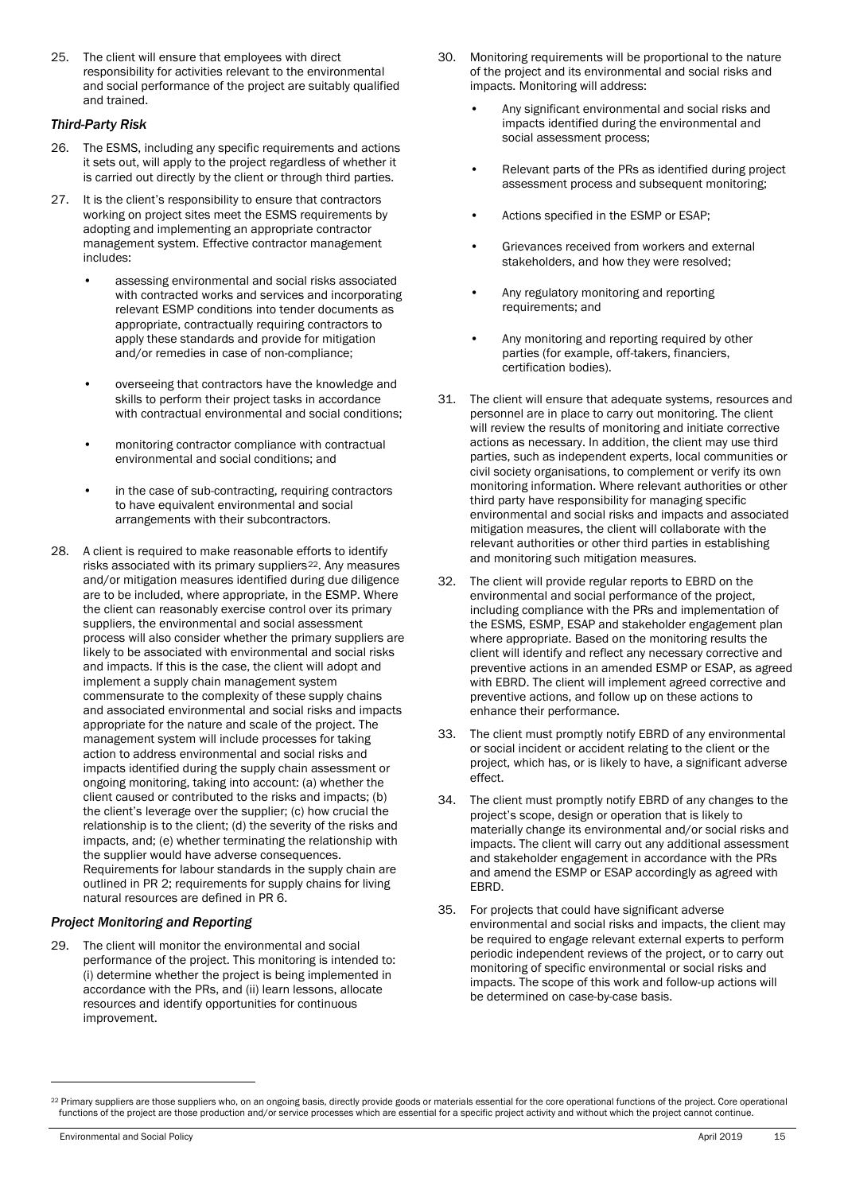25. The client will ensure that employees with direct responsibility for activities relevant to the environmental and social performance of the project are suitably qualified and trained.

### *Third-Party Risk*

26. The ESMS, including any specific requirements and actions it sets out, will apply to the project regardless of whether it is carried out directly by the client or through third parties.

27. It is the client's responsibility to ensure that contractors working on project sites meet the ESMS requirements by adopting and implementing an appropriate contractor management system. Effective contractor management includes:

    - assessing environmental and social risks associated with contracted works and services and incorporating relevant ESMP conditions into tender documents as appropriate, contractually requiring contractors to apply these standards and provide for mitigation and/or remedies in case of non-compliance;
    - overseeing that contractors have the knowledge and skills to perform their project tasks in accordance with contractual environmental and social conditions;
    - monitoring contractor compliance with contractual environmental and social conditions; and
    - in the case of sub-contracting, requiring contractors to have equivalent environmental and social arrangements with their subcontractors.

28. A client is required to make reasonable efforts to identify risks associated with its primary suppliers[22]. Any measures and/or mitigation measures identified during due diligence are to be included, where appropriate, in the ESMP. Where the client can reasonably exercise control over its primary suppliers, the environmental and social assessment process will also consider whether the primary suppliers are likely to be associated with environmental and social risks and impacts. If this is the case, the client will adopt and implement a supply chain management system commensurate to the complexity of these supply chains and associated environmental and social risks and impacts appropriate for the nature and scale of the project. The management system will include processes for taking action to address environmental and social risks and impacts identified during the supply chain assessment or ongoing monitoring, taking into account: (a) whether the client caused or contributed to the risks and impacts; (b) the client's leverage over the supplier; (c) how crucial the relationship is to the client; (d) the severity of the risks and impacts, and; (e) whether terminating the relationship with the supplier would have adverse consequences. Requirements for labour standards in the supply chain are outlined in PR 2; requirements for supply chains for living natural resources are defined in PR 6.

### *Project Monitoring and Reporting*

29. The client will monitor the environmental and social performance of the project. This monitoring is intended to: (i) determine whether the project is being implemented in accordance with the PRs, and (ii) learn lessons, allocate resources and identify opportunities for continuous improvement.

30. Monitoring requirements will be proportional to the nature of the project and its environmental and social risks and impacts. Monitoring will address:

    - Any significant environmental and social risks and impacts identified during the environmental and social assessment process;
    - Relevant parts of the PRs as identified during project assessment process and subsequent monitoring;
    - Actions specified in the ESMP or ESAP;
    - Grievances received from workers and external stakeholders, and how they were resolved;
    - Any regulatory monitoring and reporting requirements; and
    - Any monitoring and reporting required by other parties (for example, off-takers, financiers, certification bodies).

31. The client will ensure that adequate systems, resources and personnel are in place to carry out monitoring. The client will review the results of monitoring and initiate corrective actions as necessary. In addition, the client may use third parties, such as independent experts, local communities or civil society organisations, to complement or verify its own monitoring information. Where relevant authorities or other third party have responsibility for managing specific environmental and social risks and impacts and associated mitigation measures, the client will collaborate with the relevant authorities or other third parties in establishing and monitoring such mitigation measures.

32. The client will provide regular reports to EBRD on the environmental and social performance of the project, including compliance with the PRs and implementation of the ESMS, ESMP, ESAP and stakeholder engagement plan where appropriate. Based on the monitoring results the client will identify and reflect any necessary corrective and preventive actions in an amended ESMP or ESAP, as agreed with EBRD. The client will implement agreed corrective and preventive actions, and follow up on these actions to enhance their performance.

33. The client must promptly notify EBRD of any environmental or social incident or accident relating to the client or the project, which has, or is likely to have, a significant adverse effect.

34. The client must promptly notify EBRD of any changes to the project's scope, design or operation that is likely to materially change its environmental and/or social risks and impacts. The client will carry out any additional assessment and stakeholder engagement in accordance with the PRs and amend the ESMP or ESAP accordingly as agreed with EBRD.

35. For projects that could have significant adverse environmental and social risks and impacts, the client may be required to engage relevant external experts to perform periodic independent reviews of the project, or to carry out monitoring of specific environmental or social risks and impacts. The scope of this work and follow-up actions will be determined on case-by-case basis.

---

[22] Primary suppliers are those suppliers who, on an ongoing basis, directly provide goods or materials essential for the core operational functions of the project. Core operational functions of the project are those production and/or service processes which are essential for a specific project activity and without which the project cannot continue.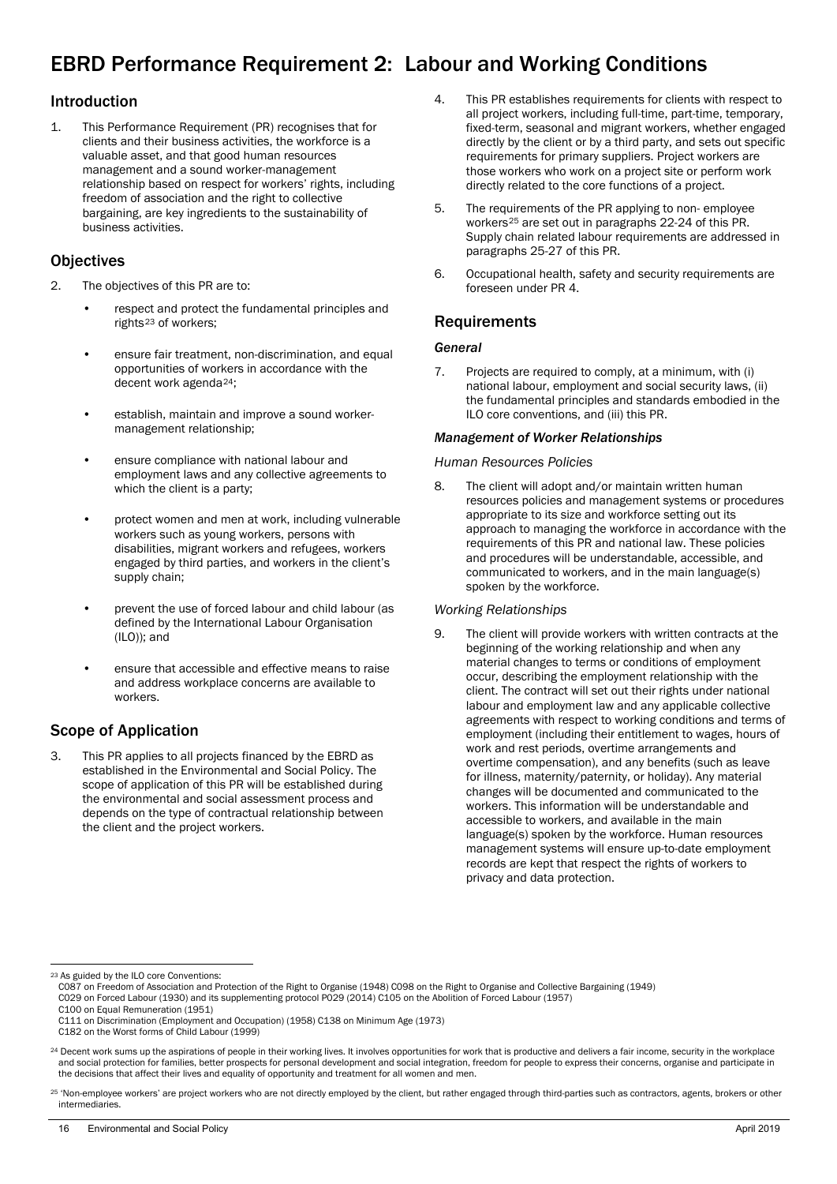# EBRD Performance Requirement 2: Labour and Working Conditions

## Introduction

1. This Performance Requirement (PR) recognises that for clients and their business activities, the workforce is a valuable asset, and that good human resources management and a sound worker-management relationship based on respect for workers' rights, including freedom of association and the right to collective bargaining, are key ingredients to the sustainability of business activities.

## Objectives

2. The objectives of this PR are to:

   - respect and protect the fundamental principles and rights[23] of workers;
   - ensure fair treatment, non-discrimination, and equal opportunities of workers in accordance with the decent work agenda[24];
   - establish, maintain and improve a sound worker-management relationship;
   - ensure compliance with national labour and employment laws and any collective agreements to which the client is a party;
   - protect women and men at work, including vulnerable workers such as young workers, persons with disabilities, migrant workers and refugees, workers engaged by third parties, and workers in the client's supply chain;
   - prevent the use of forced labour and child labour (as defined by the International Labour Organisation (ILO)); and
   - ensure that accessible and effective means to raise and address workplace concerns are available to workers.

## Scope of Application

3. This PR applies to all projects financed by the EBRD as established in the Environmental and Social Policy. The scope of application of this PR will be established during the environmental and social assessment process and depends on the type of contractual relationship between the client and the project workers.

4. This PR establishes requirements for clients with respect to all project workers, including full-time, part-time, temporary, fixed-term, seasonal and migrant workers, whether engaged directly by the client or by a third party, and sets out specific requirements for primary suppliers. Project workers are those workers who work on a project site or perform work directly related to the core functions of a project.

5. The requirements of the PR applying to non- employee workers[25] are set out in paragraphs 22-24 of this PR. Supply chain related labour requirements are addressed in paragraphs 25-27 of this PR.

6. Occupational health, safety and security requirements are foreseen under PR 4.

## Requirements

### *General*

7. Projects are required to comply, at a minimum, with (i) national labour, employment and social security laws, (ii) the fundamental principles and standards embodied in the ILO core conventions, and (iii) this PR.

### *Management of Worker Relationships*

*Human Resources Policies*

8. The client will adopt and/or maintain written human resources policies and management systems or procedures appropriate to its size and workforce setting out its approach to managing the workforce in accordance with the requirements of this PR and national law. These policies and procedures will be understandable, accessible, and communicated to workers, and in the main language(s) spoken by the workforce.

*Working Relationships*

9. The client will provide workers with written contracts at the beginning of the working relationship and when any material changes to terms or conditions of employment occur, describing the employment relationship with the client. The contract will set out their rights under national labour and employment law and any applicable collective agreements with respect to working conditions and terms of employment (including their entitlement to wages, hours of work and rest periods, overtime arrangements and overtime compensation), and any benefits (such as leave for illness, maternity/paternity, or holiday). Any material changes will be documented and communicated to the workers. This information will be understandable and accessible to workers, and available in the main language(s) spoken by the workforce. Human resources management systems will ensure up-to-date employment records are kept that respect the rights of workers to privacy and data protection.

---

[23] As guided by the ILO core Conventions:
C087 on Freedom of Association and Protection of the Right to Organise (1948) C098 on the Right to Organise and Collective Bargaining (1949)
C029 on Forced Labour (1930) and its supplementing protocol P029 (2014) C105 on the Abolition of Forced Labour (1957)
C100 on Equal Remuneration (1951)
C111 on Discrimination (Employment and Occupation) (1958) C138 on Minimum Age (1973)
C182 on the Worst forms of Child Labour (1999)

[24] Decent work sums up the aspirations of people in their working lives. It involves opportunities for work that is productive and delivers a fair income, security in the workplace and social protection for families, better prospects for personal development and social integration, freedom for people to express their concerns, organise and participate in the decisions that affect their lives and equality of opportunity and treatment for all women and men.

[25] 'Non-employee workers' are project workers who are not directly employed by the client, but rather engaged through third-parties such as contractors, agents, brokers or other intermediaries.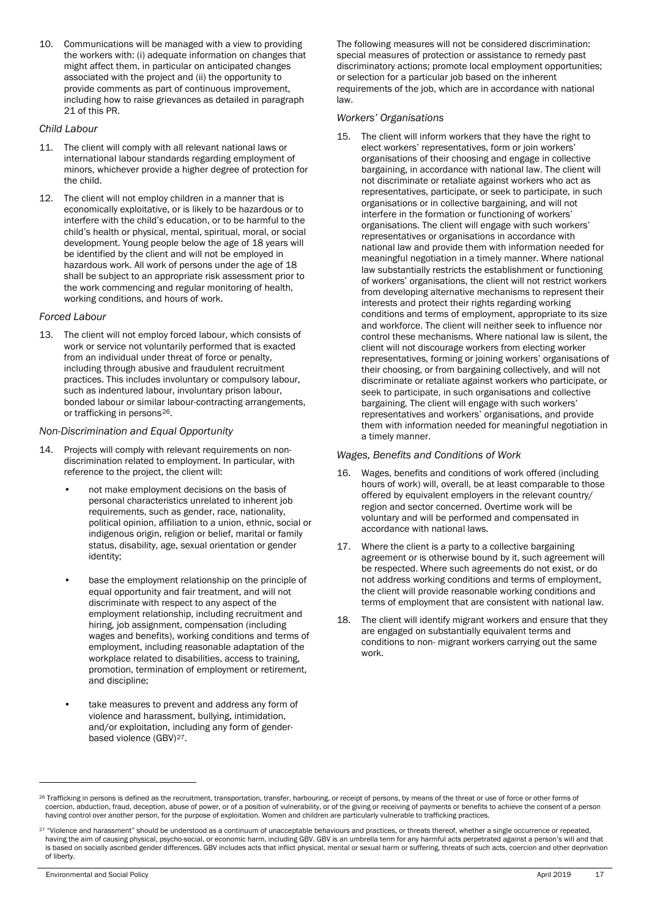10. Communications will be managed with a view to providing the workers with: (i) adequate information on changes that might affect them, in particular on anticipated changes associated with the project and (ii) the opportunity to provide comments as part of continuous improvement, including how to raise grievances as detailed in paragraph 21 of this PR.

*Child Labour*

11. The client will comply with all relevant national laws or international labour standards regarding employment of minors, whichever provide a higher degree of protection for the child.

12. The client will not employ children in a manner that is economically exploitative, or is likely to be hazardous or to interfere with the child's education, or to be harmful to the child's health or physical, mental, spiritual, moral, or social development. Young people below the age of 18 years will be identified by the client and will not be employed in hazardous work. All work of persons under the age of 18 shall be subject to an appropriate risk assessment prior to the work commencing and regular monitoring of health, working conditions, and hours of work.

*Forced Labour*

13. The client will not employ forced labour, which consists of work or service not voluntarily performed that is exacted from an individual under threat of force or penalty, including through abusive and fraudulent recruitment practices. This includes involuntary or compulsory labour, such as indentured labour, involuntary prison labour, bonded labour or similar labour-contracting arrangements, or trafficking in persons[26].

*Non-Discrimination and Equal Opportunity*

14. Projects will comply with relevant requirements on non-discrimination related to employment. In particular, with reference to the project, the client will:

    - not make employment decisions on the basis of personal characteristics unrelated to inherent job requirements, such as gender, race, nationality, political opinion, affiliation to a union, ethnic, social or indigenous origin, religion or belief, marital or family status, disability, age, sexual orientation or gender identity;

    - base the employment relationship on the principle of equal opportunity and fair treatment, and will not discriminate with respect to any aspect of the employment relationship, including recruitment and hiring, job assignment, compensation (including wages and benefits), working conditions and terms of employment, including reasonable adaptation of the workplace related to disabilities, access to training, promotion, termination of employment or retirement, and discipline;

    - take measures to prevent and address any form of violence and harassment, bullying, intimidation, and/or exploitation, including any form of gender-based violence (GBV)[27].

The following measures will not be considered discrimination: special measures of protection or assistance to remedy past discriminatory actions; promote local employment opportunities; or selection for a particular job based on the inherent requirements of the job, which are in accordance with national law.

*Workers' Organisations*

15. The client will inform workers that they have the right to elect workers' representatives, form or join workers' organisations of their choosing and engage in collective bargaining, in accordance with national law. The client will not discriminate or retaliate against workers who act as representatives, participate, or seek to participate, in such organisations or in collective bargaining, and will not interfere in the formation or functioning of workers' organisations. The client will engage with such workers' representatives or organisations in accordance with national law and provide them with information needed for meaningful negotiation in a timely manner. Where national law substantially restricts the establishment or functioning of workers' organisations, the client will not restrict workers from developing alternative mechanisms to represent their interests and protect their rights regarding working conditions and terms of employment, appropriate to its size and workforce. The client will neither seek to influence nor control these mechanisms. Where national law is silent, the client will not discourage workers from electing worker representatives, forming or joining workers' organisations of their choosing, or from bargaining collectively, and will not discriminate or retaliate against workers who participate, or seek to participate, in such organisations and collective bargaining. The client will engage with such workers' representatives and workers' organisations, and provide them with information needed for meaningful negotiation in a timely manner.

*Wages, Benefits and Conditions of Work*

16. Wages, benefits and conditions of work offered (including hours of work) will, overall, be at least comparable to those offered by equivalent employers in the relevant country/ region and sector concerned. Overtime work will be voluntary and will be performed and compensated in accordance with national laws.

17. Where the client is a party to a collective bargaining agreement or is otherwise bound by it, such agreement will be respected. Where such agreements do not exist, or do not address working conditions and terms of employment, the client will provide reasonable working conditions and terms of employment that are consistent with national law.

18. The client will identify migrant workers and ensure that they are engaged on substantially equivalent terms and conditions to non- migrant workers carrying out the same work.

---

[26] Trafficking in persons is defined as the recruitment, transportation, transfer, harbouring, or receipt of persons, by means of the threat or use of force or other forms of coercion, abduction, fraud, deception, abuse of power, or of a position of vulnerability, or of the giving or receiving of payments or benefits to achieve the consent of a person having control over another person, for the purpose of exploitation. Women and children are particularly vulnerable to trafficking practices.

[27] "Violence and harassment" should be understood as a continuum of unacceptable behaviours and practices, or threats thereof, whether a single occurrence or repeated, having the aim of causing physical, psycho-social, or economic harm, including GBV. GBV is an umbrella term for any harmful acts perpetrated against a person's will and that is based on socially ascribed gender differences. GBV includes acts that inflict physical, mental or sexual harm or suffering, threats of such acts, coercion and other deprivation of liberty.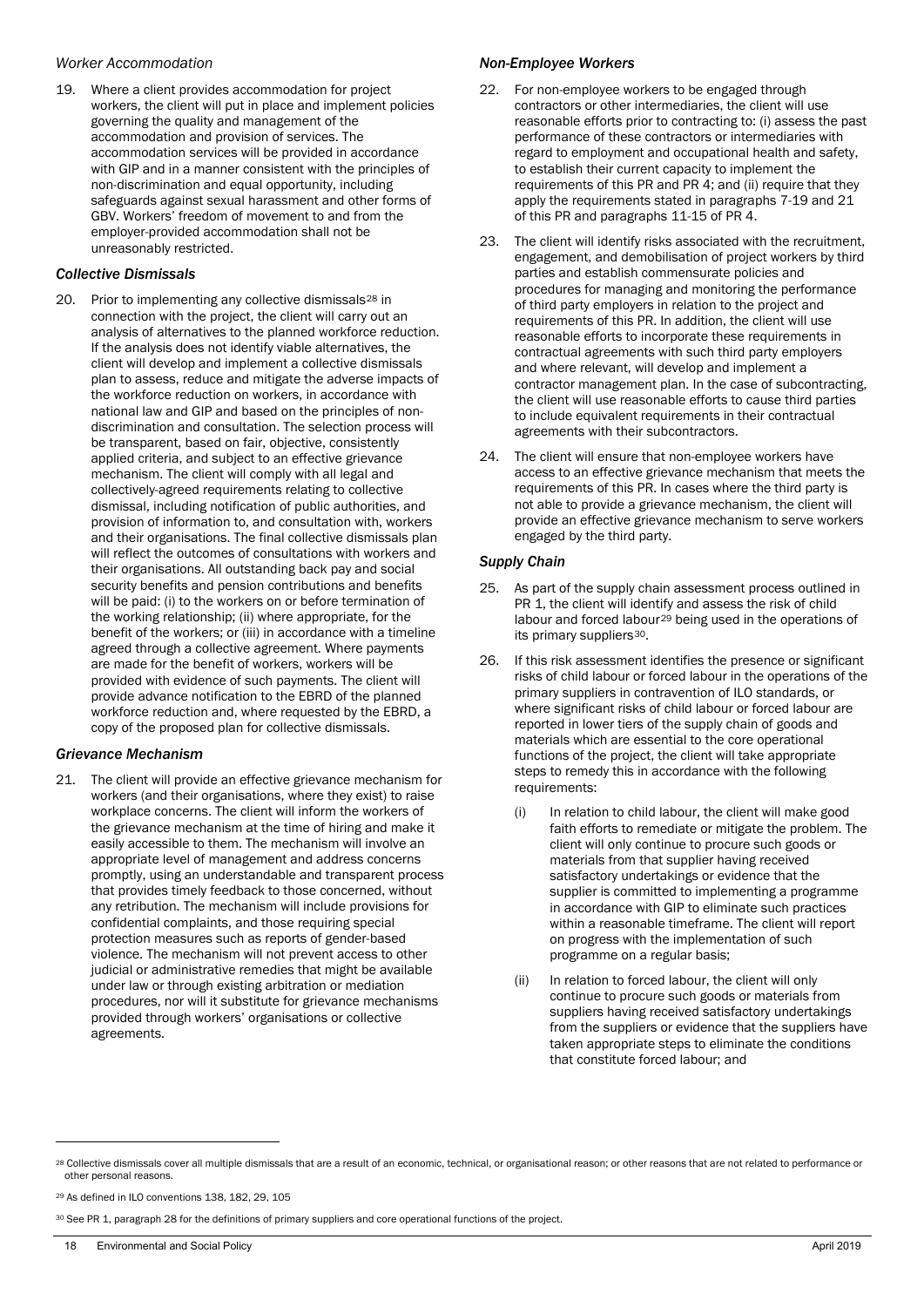### *Worker Accommodation*

19. Where a client provides accommodation for project workers, the client will put in place and implement policies governing the quality and management of the accommodation and provision of services. The accommodation services will be provided in accordance with GIP and in a manner consistent with the principles of non-discrimination and equal opportunity, including safeguards against sexual harassment and other forms of GBV. Workers' freedom of movement to and from the employer-provided accommodation shall not be unreasonably restricted.

### *Collective Dismissals*

20. Prior to implementing any collective dismissals[28] in connection with the project, the client will carry out an analysis of alternatives to the planned workforce reduction. If the analysis does not identify viable alternatives, the client will develop and implement a collective dismissals plan to assess, reduce and mitigate the adverse impacts of the workforce reduction on workers, in accordance with national law and GIP and based on the principles of non-discrimination and consultation. The selection process will be transparent, based on fair, objective, consistently applied criteria, and subject to an effective grievance mechanism. The client will comply with all legal and collectively-agreed requirements relating to collective dismissal, including notification of public authorities, and provision of information to, and consultation with, workers and their organisations. The final collective dismissals plan will reflect the outcomes of consultations with workers and their organisations. All outstanding back pay and social security benefits and pension contributions and benefits will be paid: (i) to the workers on or before termination of the working relationship; (ii) where appropriate, for the benefit of the workers; or (iii) in accordance with a timeline agreed through a collective agreement. Where payments are made for the benefit of workers, workers will be provided with evidence of such payments. The client will provide advance notification to the EBRD of the planned workforce reduction and, where requested by the EBRD, a copy of the proposed plan for collective dismissals.

### *Grievance Mechanism*

21. The client will provide an effective grievance mechanism for workers (and their organisations, where they exist) to raise workplace concerns. The client will inform the workers of the grievance mechanism at the time of hiring and make it easily accessible to them. The mechanism will involve an appropriate level of management and address concerns promptly, using an understandable and transparent process that provides timely feedback to those concerned, without any retribution. The mechanism will include provisions for confidential complaints, and those requiring special protection measures such as reports of gender-based violence. The mechanism will not prevent access to other judicial or administrative remedies that might be available under law or through existing arbitration or mediation procedures, nor will it substitute for grievance mechanisms provided through workers' organisations or collective agreements.

### *Non-Employee Workers*

22. For non-employee workers to be engaged through contractors or other intermediaries, the client will use reasonable efforts prior to contracting to: (i) assess the past performance of these contractors or intermediaries with regard to employment and occupational health and safety, to establish their current capacity to implement the requirements of this PR and PR 4; and (ii) require that they apply the requirements stated in paragraphs 7-19 and 21 of this PR and paragraphs 11-15 of PR 4.

23. The client will identify risks associated with the recruitment, engagement, and demobilisation of project workers by third parties and establish commensurate policies and procedures for managing and monitoring the performance of third party employers in relation to the project and requirements of this PR. In addition, the client will use reasonable efforts to incorporate these requirements in contractual agreements with such third party employers and where relevant, will develop and implement a contractor management plan. In the case of subcontracting, the client will use reasonable efforts to cause third parties to include equivalent requirements in their contractual agreements with their subcontractors.

24. The client will ensure that non-employee workers have access to an effective grievance mechanism that meets the requirements of this PR. In cases where the third party is not able to provide a grievance mechanism, the client will provide an effective grievance mechanism to serve workers engaged by the third party.

### *Supply Chain*

25. As part of the supply chain assessment process outlined in PR 1, the client will identify and assess the risk of child labour and forced labour[29] being used in the operations of its primary suppliers[30].

26. If this risk assessment identifies the presence or significant risks of child labour or forced labour in the operations of the primary suppliers in contravention of ILO standards, or where significant risks of child labour or forced labour are reported in lower tiers of the supply chain of goods and materials which are essential to the core operational functions of the project, the client will take appropriate steps to remedy this in accordance with the following requirements:

    (i) In relation to child labour, the client will make good faith efforts to remediate or mitigate the problem. The client will only continue to procure such goods or materials from that supplier having received satisfactory undertakings or evidence that the supplier is committed to implementing a programme in accordance with GIP to eliminate such practices within a reasonable timeframe. The client will report on progress with the implementation of such programme on a regular basis;

    (ii) In relation to forced labour, the client will only continue to procure such goods or materials from suppliers having received satisfactory undertakings from the suppliers or evidence that the suppliers have taken appropriate steps to eliminate the conditions that constitute forced labour; and

---

[28] Collective dismissals cover all multiple dismissals that are a result of an economic, technical, or organisational reason; or other reasons that are not related to performance or other personal reasons.

[29] As defined in ILO conventions 138, 182, 29, 105

[30] See PR 1, paragraph 28 for the definitions of primary suppliers and core operational functions of the project.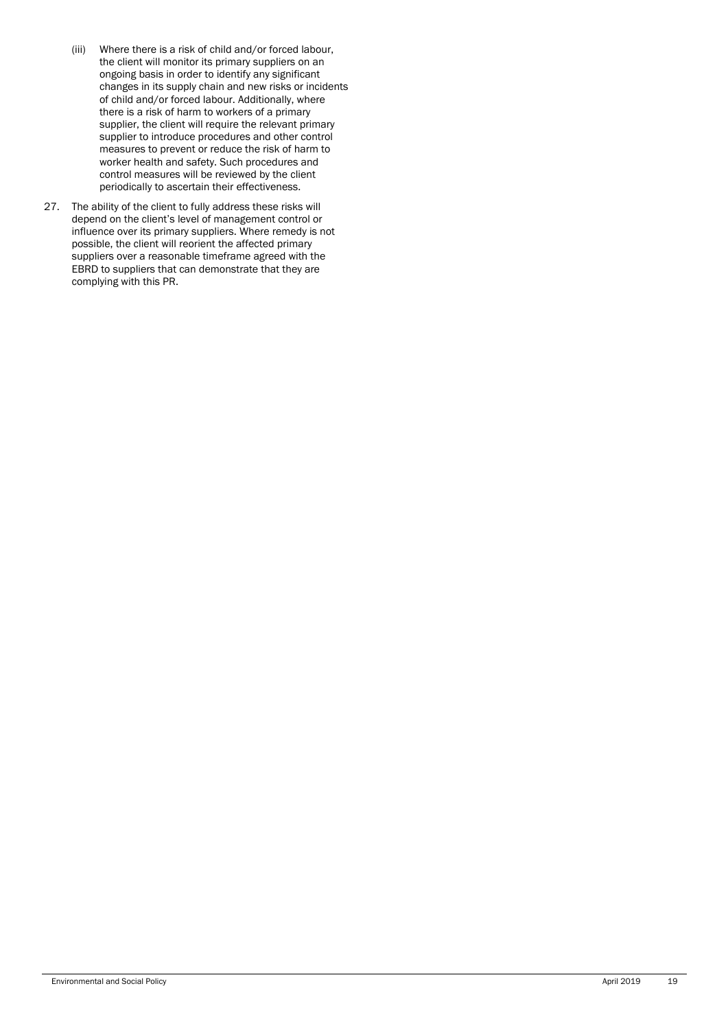(iii) Where there is a risk of child and/or forced labour, the client will monitor its primary suppliers on an ongoing basis in order to identify any significant changes in its supply chain and new risks or incidents of child and/or forced labour. Additionally, where there is a risk of harm to workers of a primary supplier, the client will require the relevant primary supplier to introduce procedures and other control measures to prevent or reduce the risk of harm to worker health and safety. Such procedures and control measures will be reviewed by the client periodically to ascertain their effectiveness.

27. The ability of the client to fully address these risks will depend on the client's level of management control or influence over its primary suppliers. Where remedy is not possible, the client will reorient the affected primary suppliers over a reasonable timeframe agreed with the EBRD to suppliers that can demonstrate that they are complying with this PR.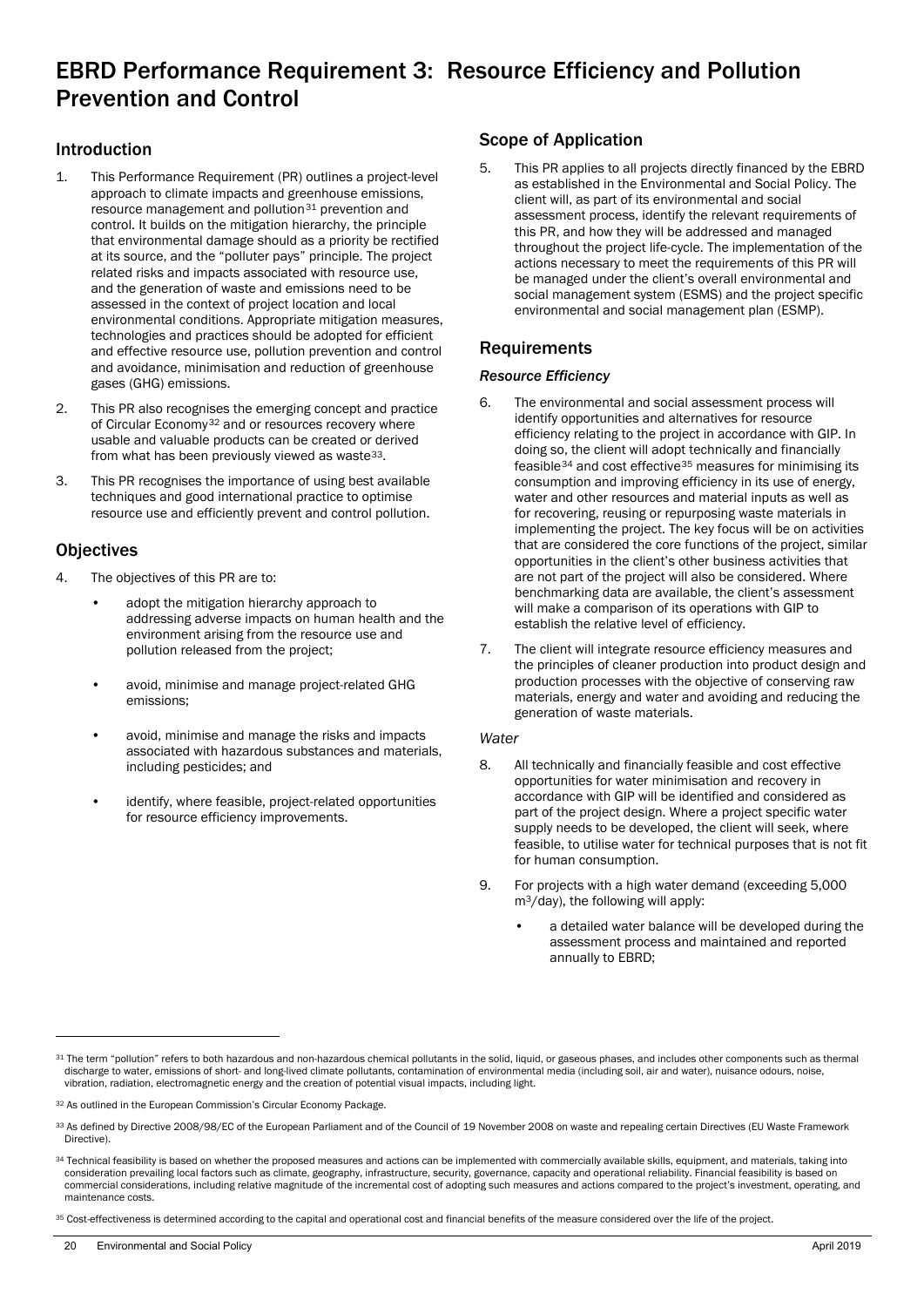# EBRD Performance Requirement 3: Resource Efficiency and Pollution Prevention and Control

## Introduction

1. This Performance Requirement (PR) outlines a project-level approach to climate impacts and greenhouse emissions, resource management and pollution[31] prevention and control. It builds on the mitigation hierarchy, the principle that environmental damage should as a priority be rectified at its source, and the "polluter pays" principle. The project related risks and impacts associated with resource use, and the generation of waste and emissions need to be assessed in the context of project location and local environmental conditions. Appropriate mitigation measures, technologies and practices should be adopted for efficient and effective resource use, pollution prevention and control and avoidance, minimisation and reduction of greenhouse gases (GHG) emissions.

2. This PR also recognises the emerging concept and practice of Circular Economy[32] and or resources recovery where usable and valuable products can be created or derived from what has been previously viewed as waste[33].

3. This PR recognises the importance of using best available techniques and good international practice to optimise resource use and efficiently prevent and control pollution.

## Objectives

4. The objectives of this PR are to:

   - adopt the mitigation hierarchy approach to addressing adverse impacts on human health and the environment arising from the resource use and pollution released from the project;
   - avoid, minimise and manage project-related GHG emissions;
   - avoid, minimise and manage the risks and impacts associated with hazardous substances and materials, including pesticides; and
   - identify, where feasible, project-related opportunities for resource efficiency improvements.

## Scope of Application

5. This PR applies to all projects directly financed by the EBRD as established in the Environmental and Social Policy. The client will, as part of its environmental and social assessment process, identify the relevant requirements of this PR, and how they will be addressed and managed throughout the project life-cycle. The implementation of the actions necessary to meet the requirements of this PR will be managed under the client's overall environmental and social management system (ESMS) and the project specific environmental and social management plan (ESMP).

## Requirements

### *Resource Efficiency*

6. The environmental and social assessment process will identify opportunities and alternatives for resource efficiency relating to the project in accordance with GIP. In doing so, the client will adopt technically and financially feasible[34] and cost effective[35] measures for minimising its consumption and improving efficiency in its use of energy, water and other resources and material inputs as well as for recovering, reusing or repurposing waste materials in implementing the project. The key focus will be on activities that are considered the core functions of the project, similar opportunities in the client's other business activities that are not part of the project will also be considered. Where benchmarking data are available, the client's assessment will make a comparison of its operations with GIP to establish the relative level of efficiency.

7. The client will integrate resource efficiency measures and the principles of cleaner production into product design and production processes with the objective of conserving raw materials, energy and water and avoiding and reducing the generation of waste materials.

*Water*

8. All technically and financially feasible and cost effective opportunities for water minimisation and recovery in accordance with GIP will be identified and considered as part of the project design. Where a project specific water supply needs to be developed, the client will seek, where feasible, to utilise water for technical purposes that is not fit for human consumption.

9. For projects with a high water demand (exceeding 5,000 $m^3$/day), the following will apply:

   - a detailed water balance will be developed during the assessment process and maintained and reported annually to EBRD;

---

[31] The term "pollution" refers to both hazardous and non-hazardous chemical pollutants in the solid, liquid, or gaseous phases, and includes other components such as thermal discharge to water, emissions of short- and long-lived climate pollutants, contamination of environmental media (including soil, air and water), nuisance odours, noise, vibration, radiation, electromagnetic energy and the creation of potential visual impacts, including light.

[32] As outlined in the European Commission's Circular Economy Package.

[33] As defined by Directive 2008/98/EC of the European Parliament and of the Council of 19 November 2008 on waste and repealing certain Directives (EU Waste Framework Directive).

[34] Technical feasibility is based on whether the proposed measures and actions can be implemented with commercially available skills, equipment, and materials, taking into consideration prevailing local factors such as climate, geography, infrastructure, security, governance, capacity and operational reliability. Financial feasibility is based on commercial considerations, including relative magnitude of the incremental cost of adopting such measures and actions compared to the project's investment, operating, and maintenance costs.

[35] Cost-effectiveness is determined according to the capital and operational cost and financial benefits of the measure considered over the life of the project.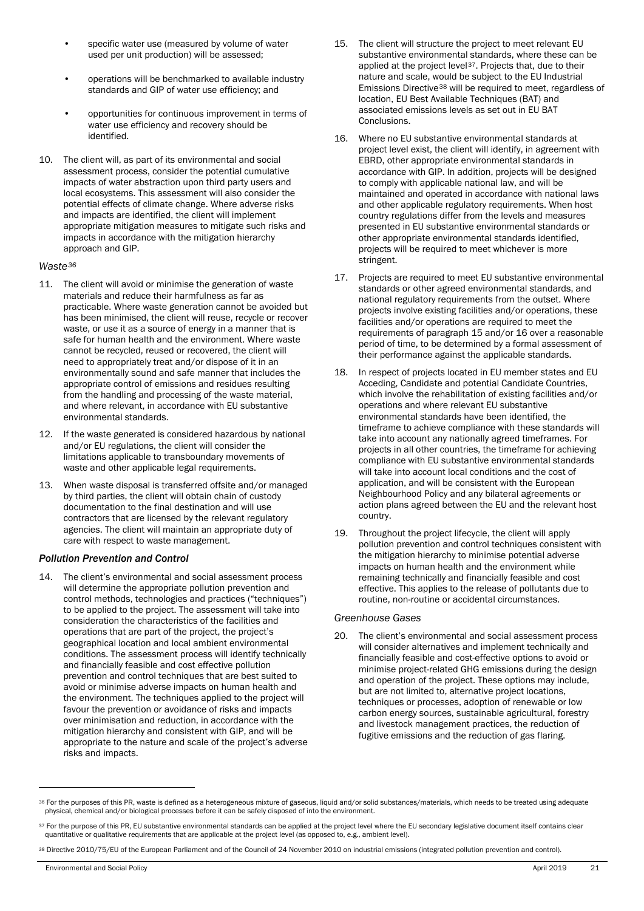- specific water use (measured by volume of water used per unit production) will be assessed;
- operations will be benchmarked to available industry standards and GIP of water use efficiency; and
- opportunities for continuous improvement in terms of water use efficiency and recovery should be identified.

10. The client will, as part of its environmental and social assessment process, consider the potential cumulative impacts of water abstraction upon third party users and local ecosystems. This assessment will also consider the potential effects of climate change. Where adverse risks and impacts are identified, the client will implement appropriate mitigation measures to mitigate such risks and impacts in accordance with the mitigation hierarchy approach and GIP.

*Waste*[36]

11. The client will avoid or minimise the generation of waste materials and reduce their harmfulness as far as practicable. Where waste generation cannot be avoided but has been minimised, the client will reuse, recycle or recover waste, or use it as a source of energy in a manner that is safe for human health and the environment. Where waste cannot be recycled, reused or recovered, the client will need to appropriately treat and/or dispose of it in an environmentally sound and safe manner that includes the appropriate control of emissions and residues resulting from the handling and processing of the waste material, and where relevant, in accordance with EU substantive environmental standards.

12. If the waste generated is considered hazardous by national and/or EU regulations, the client will consider the limitations applicable to transboundary movements of waste and other applicable legal requirements.

13. When waste disposal is transferred offsite and/or managed by third parties, the client will obtain chain of custody documentation to the final destination and will use contractors that are licensed by the relevant regulatory agencies. The client will maintain an appropriate duty of care with respect to waste management.

***Pollution Prevention and Control***

14. The client's environmental and social assessment process will determine the appropriate pollution prevention and control methods, technologies and practices ("techniques") to be applied to the project. The assessment will take into consideration the characteristics of the facilities and operations that are part of the project, the project's geographical location and local ambient environmental conditions. The assessment process will identify technically and financially feasible and cost effective pollution prevention and control techniques that are best suited to avoid or minimise adverse impacts on human health and the environment. The techniques applied to the project will favour the prevention or avoidance of risks and impacts over minimisation and reduction, in accordance with the mitigation hierarchy and consistent with GIP, and will be appropriate to the nature and scale of the project's adverse risks and impacts.

15. The client will structure the project to meet relevant EU substantive environmental standards, where these can be applied at the project level[37]. Projects that, due to their nature and scale, would be subject to the EU Industrial Emissions Directive[38] will be required to meet, regardless of location, EU Best Available Techniques (BAT) and associated emissions levels as set out in EU BAT Conclusions.

16. Where no EU substantive environmental standards at project level exist, the client will identify, in agreement with EBRD, other appropriate environmental standards in accordance with GIP. In addition, projects will be designed to comply with applicable national law, and will be maintained and operated in accordance with national laws and other applicable regulatory requirements. When host country regulations differ from the levels and measures presented in EU substantive environmental standards or other appropriate environmental standards identified, projects will be required to meet whichever is more stringent.

17. Projects are required to meet EU substantive environmental standards or other agreed environmental standards, and national regulatory requirements from the outset. Where projects involve existing facilities and/or operations, these facilities and/or operations are required to meet the requirements of paragraph 15 and/or 16 over a reasonable period of time, to be determined by a formal assessment of their performance against the applicable standards.

18. In respect of projects located in EU member states and EU Acceding, Candidate and potential Candidate Countries, which involve the rehabilitation of existing facilities and/or operations and where relevant EU substantive environmental standards have been identified, the timeframe to achieve compliance with these standards will take into account any nationally agreed timeframes. For projects in all other countries, the timeframe for achieving compliance with EU substantive environmental standards will take into account local conditions and the cost of application, and will be consistent with the European Neighbourhood Policy and any bilateral agreements or action plans agreed between the EU and the relevant host country.

19. Throughout the project lifecycle, the client will apply pollution prevention and control techniques consistent with the mitigation hierarchy to minimise potential adverse impacts on human health and the environment while remaining technically and financially feasible and cost effective. This applies to the release of pollutants due to routine, non-routine or accidental circumstances.

*Greenhouse Gases*

20. The client's environmental and social assessment process will consider alternatives and implement technically and financially feasible and cost-effective options to avoid or minimise project-related GHG emissions during the design and operation of the project. These options may include, but are not limited to, alternative project locations, techniques or processes, adoption of renewable or low carbon energy sources, sustainable agricultural, forestry and livestock management practices, the reduction of fugitive emissions and the reduction of gas flaring.

---

[36] For the purposes of this PR, waste is defined as a heterogeneous mixture of gaseous, liquid and/or solid substances/materials, which needs to be treated using adequate physical, chemical and/or biological processes before it can be safely disposed of into the environment.

[37] For the purpose of this PR, EU substantive environmental standards can be applied at the project level where the EU secondary legislative document itself contains clear quantitative or qualitative requirements that are applicable at the project level (as opposed to, e.g., ambient level).

[38] Directive 2010/75/EU of the European Parliament and of the Council of 24 November 2010 on industrial emissions (integrated pollution prevention and control).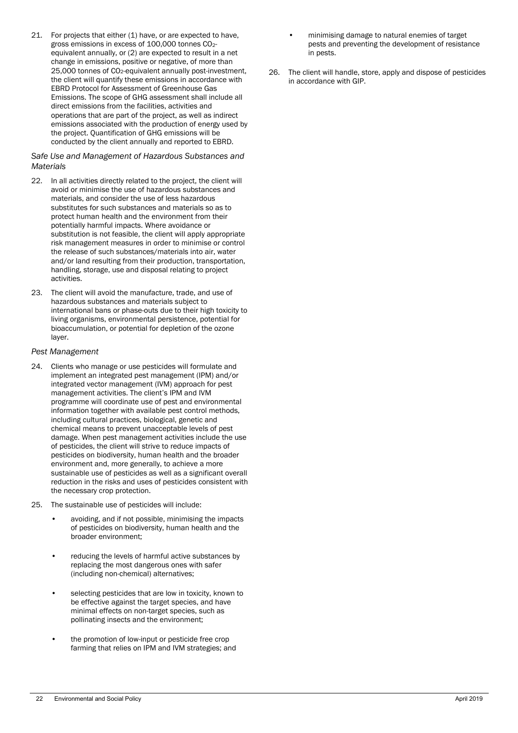21. For projects that either (1) have, or are expected to have, gross emissions in excess of 100,000 tonnes $CO_2$-equivalent annually, or (2) are expected to result in a net change in emissions, positive or negative, of more than 25,000 tonnes of $CO_2$-equivalent annually post-investment, the client will quantify these emissions in accordance with EBRD Protocol for Assessment of Greenhouse Gas Emissions. The scope of GHG assessment shall include all direct emissions from the facilities, activities and operations that are part of the project, as well as indirect emissions associated with the production of energy used by the project. Quantification of GHG emissions will be conducted by the client annually and reported to EBRD.

*Safe Use and Management of Hazardous Substances and Materials*

22. In all activities directly related to the project, the client will avoid or minimise the use of hazardous substances and materials, and consider the use of less hazardous substitutes for such substances and materials so as to protect human health and the environment from their potentially harmful impacts. Where avoidance or substitution is not feasible, the client will apply appropriate risk management measures in order to minimise or control the release of such substances/materials into air, water and/or land resulting from their production, transportation, handling, storage, use and disposal relating to project activities.

23. The client will avoid the manufacture, trade, and use of hazardous substances and materials subject to international bans or phase-outs due to their high toxicity to living organisms, environmental persistence, potential for bioaccumulation, or potential for depletion of the ozone layer.

*Pest Management*

24. Clients who manage or use pesticides will formulate and implement an integrated pest management (IPM) and/or integrated vector management (IVM) approach for pest management activities. The client's IPM and IVM programme will coordinate use of pest and environmental information together with available pest control methods, including cultural practices, biological, genetic and chemical means to prevent unacceptable levels of pest damage. When pest management activities include the use of pesticides, the client will strive to reduce impacts of pesticides on biodiversity, human health and the broader environment and, more generally, to achieve a more sustainable use of pesticides as well as a significant overall reduction in the risks and uses of pesticides consistent with the necessary crop protection.

25. The sustainable use of pesticides will include:

    - avoiding, and if not possible, minimising the impacts of pesticides on biodiversity, human health and the broader environment;
    - reducing the levels of harmful active substances by replacing the most dangerous ones with safer (including non-chemical) alternatives;
    - selecting pesticides that are low in toxicity, known to be effective against the target species, and have minimal effects on non-target species, such as pollinating insects and the environment;
    - the promotion of low-input or pesticide free crop farming that relies on IPM and IVM strategies; and
    - minimising damage to natural enemies of target pests and preventing the development of resistance in pests.

26. The client will handle, store, apply and dispose of pesticides in accordance with GIP.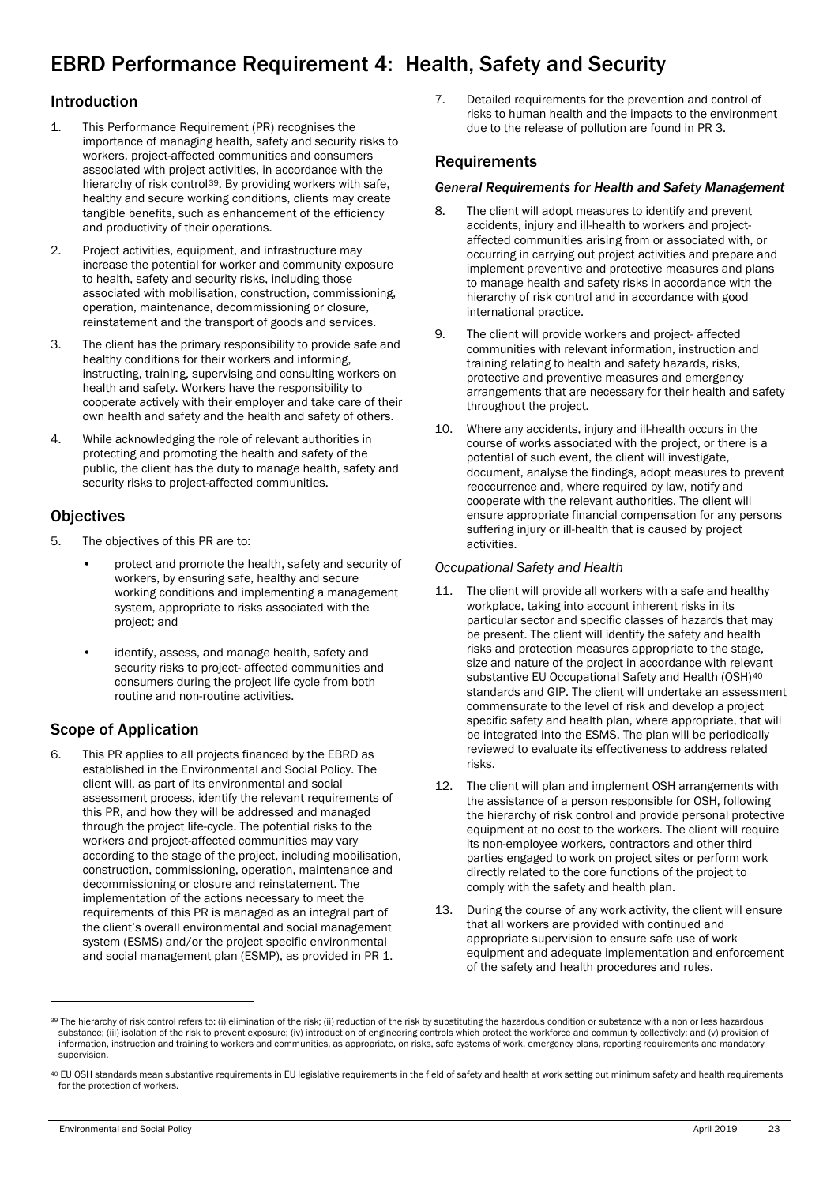# EBRD Performance Requirement 4: Health, Safety and Security

## Introduction

1. This Performance Requirement (PR) recognises the importance of managing health, safety and security risks to workers, project-affected communities and consumers associated with project activities, in accordance with the hierarchy of risk control[39]. By providing workers with safe, healthy and secure working conditions, clients may create tangible benefits, such as enhancement of the efficiency and productivity of their operations.

2. Project activities, equipment, and infrastructure may increase the potential for worker and community exposure to health, safety and security risks, including those associated with mobilisation, construction, commissioning, operation, maintenance, decommissioning or closure, reinstatement and the transport of goods and services.

3. The client has the primary responsibility to provide safe and healthy conditions for their workers and informing, instructing, training, supervising and consulting workers on health and safety. Workers have the responsibility to cooperate actively with their employer and take care of their own health and safety and the health and safety of others.

4. While acknowledging the role of relevant authorities in protecting and promoting the health and safety of the public, the client has the duty to manage health, safety and security risks to project-affected communities.

## Objectives

5. The objectives of this PR are to:
   - protect and promote the health, safety and security of workers, by ensuring safe, healthy and secure working conditions and implementing a management system, appropriate to risks associated with the project; and
   - identify, assess, and manage health, safety and security risks to project- affected communities and consumers during the project life cycle from both routine and non-routine activities.

## Scope of Application

6. This PR applies to all projects financed by the EBRD as established in the Environmental and Social Policy. The client will, as part of its environmental and social assessment process, identify the relevant requirements of this PR, and how they will be addressed and managed through the project life-cycle. The potential risks to the workers and project-affected communities may vary according to the stage of the project, including mobilisation, construction, commissioning, operation, maintenance and decommissioning or closure and reinstatement. The implementation of the actions necessary to meet the requirements of this PR is managed as an integral part of the client's overall environmental and social management system (ESMS) and/or the project specific environmental and social management plan (ESMP), as provided in PR 1.

7. Detailed requirements for the prevention and control of risks to human health and the impacts to the environment due to the release of pollution are found in PR 3.

## Requirements

### *General Requirements for Health and Safety Management*

8. The client will adopt measures to identify and prevent accidents, injury and ill-health to workers and project-affected communities arising from or associated with, or occurring in carrying out project activities and prepare and implement preventive and protective measures and plans to manage health and safety risks in accordance with the hierarchy of risk control and in accordance with good international practice.

9. The client will provide workers and project- affected communities with relevant information, instruction and training relating to health and safety hazards, risks, protective and preventive measures and emergency arrangements that are necessary for their health and safety throughout the project.

10. Where any accidents, injury and ill-health occurs in the course of works associated with the project, or there is a potential of such event, the client will investigate, document, analyse the findings, adopt measures to prevent reoccurrence and, where required by law, notify and cooperate with the relevant authorities. The client will ensure appropriate financial compensation for any persons suffering injury or ill-health that is caused by project activities.

### *Occupational Safety and Health*

11. The client will provide all workers with a safe and healthy workplace, taking into account inherent risks in its particular sector and specific classes of hazards that may be present. The client will identify the safety and health risks and protection measures appropriate to the stage, size and nature of the project in accordance with relevant substantive EU Occupational Safety and Health (OSH)[40] standards and GIP. The client will undertake an assessment commensurate to the level of risk and develop a project specific safety and health plan, where appropriate, that will be integrated into the ESMS. The plan will be periodically reviewed to evaluate its effectiveness to address related risks.

12. The client will plan and implement OSH arrangements with the assistance of a person responsible for OSH, following the hierarchy of risk control and provide personal protective equipment at no cost to the workers. The client will require its non-employee workers, contractors and other third parties engaged to work on project sites or perform work directly related to the core functions of the project to comply with the safety and health plan.

13. During the course of any work activity, the client will ensure that all workers are provided with continued and appropriate supervision to ensure safe use of work equipment and adequate implementation and enforcement of the safety and health procedures and rules.

---

[39] The hierarchy of risk control refers to: (i) elimination of the risk; (ii) reduction of the risk by substituting the hazardous condition or substance with a non or less hazardous substance; (iii) isolation of the risk to prevent exposure; (iv) introduction of engineering controls which protect the workforce and community collectively; and (v) provision of information, instruction and training to workers and communities, as appropriate, on risks, safe systems of work, emergency plans, reporting requirements and mandatory supervision.

[40] EU OSH standards mean substantive requirements in EU legislative requirements in the field of safety and health at work setting out minimum safety and health requirements for the protection of workers.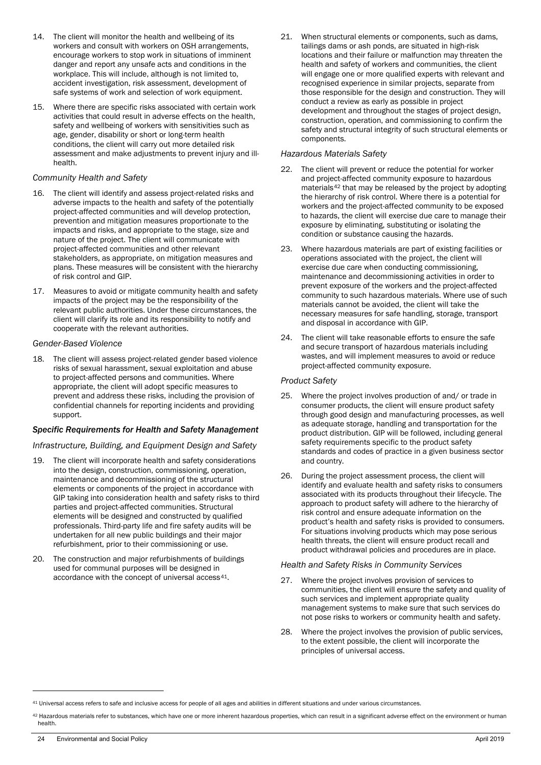14. The client will monitor the health and wellbeing of its workers and consult with workers on OSH arrangements, encourage workers to stop work in situations of imminent danger and report any unsafe acts and conditions in the workplace. This will include, although is not limited to, accident investigation, risk assessment, development of safe systems of work and selection of work equipment.

15. Where there are specific risks associated with certain work activities that could result in adverse effects on the health, safety and wellbeing of workers with sensitivities such as age, gender, disability or short or long-term health conditions, the client will carry out more detailed risk assessment and make adjustments to prevent injury and ill-health.

*Community Health and Safety*

16. The client will identify and assess project-related risks and adverse impacts to the health and safety of the potentially project-affected communities and will develop protection, prevention and mitigation measures proportionate to the impacts and risks, and appropriate to the stage, size and nature of the project. The client will communicate with project-affected communities and other relevant stakeholders, as appropriate, on mitigation measures and plans. These measures will be consistent with the hierarchy of risk control and GIP.

17. Measures to avoid or mitigate community health and safety impacts of the project may be the responsibility of the relevant public authorities. Under these circumstances, the client will clarify its role and its responsibility to notify and cooperate with the relevant authorities.

*Gender-Based Violence*

18. The client will assess project-related gender based violence risks of sexual harassment, sexual exploitation and abuse to project-affected persons and communities. Where appropriate, the client will adopt specific measures to prevent and address these risks, including the provision of confidential channels for reporting incidents and providing support.

***Specific Requirements for Health and Safety Management***

*Infrastructure, Building, and Equipment Design and Safety*

19. The client will incorporate health and safety considerations into the design, construction, commissioning, operation, maintenance and decommissioning of the structural elements or components of the project in accordance with GIP taking into consideration health and safety risks to third parties and project-affected communities. Structural elements will be designed and constructed by qualified professionals. Third-party life and fire safety audits will be undertaken for all new public buildings and their major refurbishment, prior to their commissioning or use.

20. The construction and major refurbishments of buildings used for communal purposes will be designed in accordance with the concept of universal access[41].

21. When structural elements or components, such as dams, tailings dams or ash ponds, are situated in high-risk locations and their failure or malfunction may threaten the health and safety of workers and communities, the client will engage one or more qualified experts with relevant and recognised experience in similar projects, separate from those responsible for the design and construction. They will conduct a review as early as possible in project development and throughout the stages of project design, construction, operation, and commissioning to confirm the safety and structural integrity of such structural elements or components.

*Hazardous Materials Safety*

22. The client will prevent or reduce the potential for worker and project-affected community exposure to hazardous materials[42] that may be released by the project by adopting the hierarchy of risk control. Where there is a potential for workers and the project-affected community to be exposed to hazards, the client will exercise due care to manage their exposure by eliminating, substituting or isolating the condition or substance causing the hazards.

23. Where hazardous materials are part of existing facilities or operations associated with the project, the client will exercise due care when conducting commissioning, maintenance and decommissioning activities in order to prevent exposure of the workers and the project-affected community to such hazardous materials. Where use of such materials cannot be avoided, the client will take the necessary measures for safe handling, storage, transport and disposal in accordance with GIP.

24. The client will take reasonable efforts to ensure the safe and secure transport of hazardous materials including wastes, and will implement measures to avoid or reduce project-affected community exposure.

*Product Safety*

25. Where the project involves production of and/ or trade in consumer products, the client will ensure product safety through good design and manufacturing processes, as well as adequate storage, handling and transportation for the product distribution. GIP will be followed, including general safety requirements specific to the product safety standards and codes of practice in a given business sector and country.

26. During the project assessment process, the client will identify and evaluate health and safety risks to consumers associated with its products throughout their lifecycle. The approach to product safety will adhere to the hierarchy of risk control and ensure adequate information on the product's health and safety risks is provided to consumers. For situations involving products which may pose serious health threats, the client will ensure product recall and product withdrawal policies and procedures are in place.

*Health and Safety Risks in Community Services*

27. Where the project involves provision of services to communities, the client will ensure the safety and quality of such services and implement appropriate quality management systems to make sure that such services do not pose risks to workers or community health and safety.

28. Where the project involves the provision of public services, to the extent possible, the client will incorporate the principles of universal access.

[41] Universal access refers to safe and inclusive access for people of all ages and abilities in different situations and under various circumstances.

[42] Hazardous materials refer to substances, which have one or more inherent hazardous properties, which can result in a significant adverse effect on the environment or human health.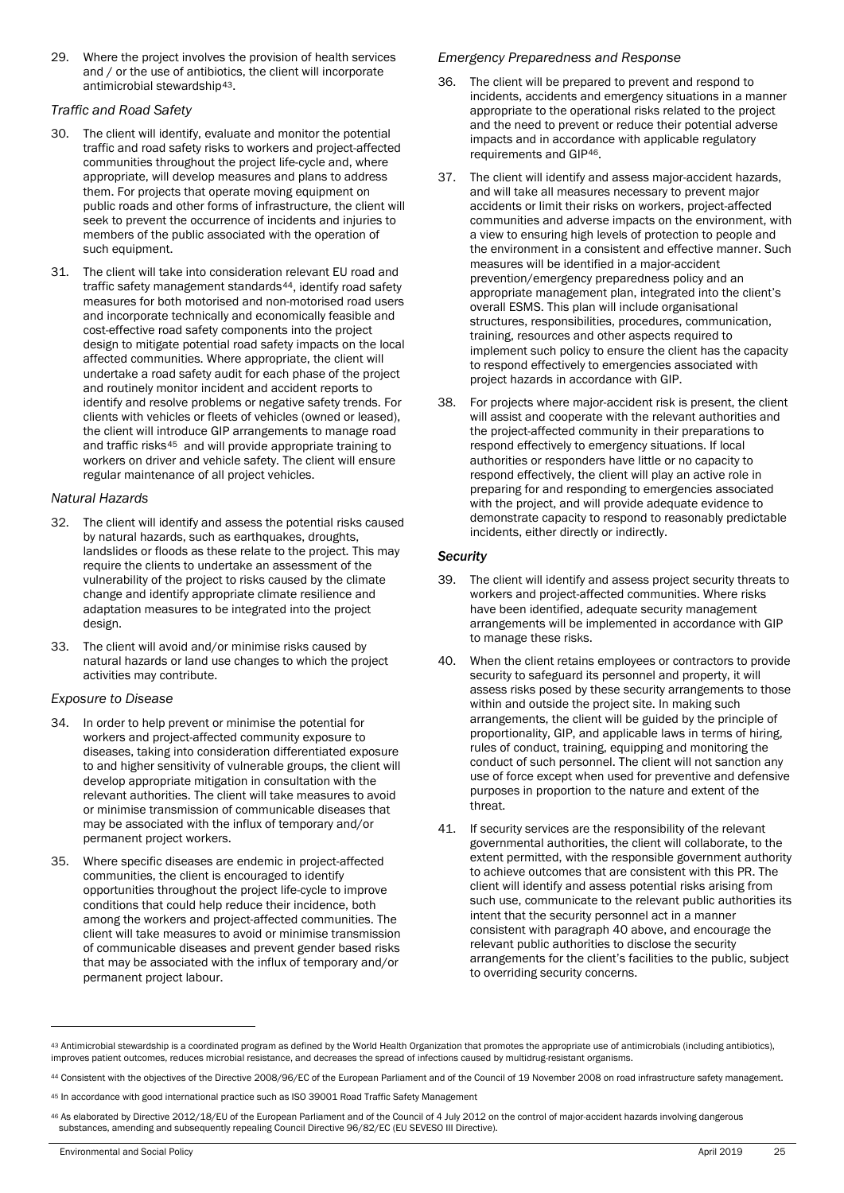29. Where the project involves the provision of health services and / or the use of antibiotics, the client will incorporate antimicrobial stewardship[43].

*Traffic and Road Safety*

30. The client will identify, evaluate and monitor the potential traffic and road safety risks to workers and project-affected communities throughout the project life-cycle and, where appropriate, will develop measures and plans to address them. For projects that operate moving equipment on public roads and other forms of infrastructure, the client will seek to prevent the occurrence of incidents and injuries to members of the public associated with the operation of such equipment.

31. The client will take into consideration relevant EU road and traffic safety management standards[44], identify road safety measures for both motorised and non-motorised road users and incorporate technically and economically feasible and cost-effective road safety components into the project design to mitigate potential road safety impacts on the local affected communities. Where appropriate, the client will undertake a road safety audit for each phase of the project and routinely monitor incident and accident reports to identify and resolve problems or negative safety trends. For clients with vehicles or fleets of vehicles (owned or leased), the client will introduce GIP arrangements to manage road and traffic risks[45] and will provide appropriate training to workers on driver and vehicle safety. The client will ensure regular maintenance of all project vehicles.

*Natural Hazards*

32. The client will identify and assess the potential risks caused by natural hazards, such as earthquakes, droughts, landslides or floods as these relate to the project. This may require the clients to undertake an assessment of the vulnerability of the project to risks caused by the climate change and identify appropriate climate resilience and adaptation measures to be integrated into the project design.

33. The client will avoid and/or minimise risks caused by natural hazards or land use changes to which the project activities may contribute.

*Exposure to Disease*

34. In order to help prevent or minimise the potential for workers and project-affected community exposure to diseases, taking into consideration differentiated exposure to and higher sensitivity of vulnerable groups, the client will develop appropriate mitigation in consultation with the relevant authorities. The client will take measures to avoid or minimise transmission of communicable diseases that may be associated with the influx of temporary and/or permanent project workers.

35. Where specific diseases are endemic in project-affected communities, the client is encouraged to identify opportunities throughout the project life-cycle to improve conditions that could help reduce their incidence, both among the workers and project-affected communities. The client will take measures to avoid or minimise transmission of communicable diseases and prevent gender based risks that may be associated with the influx of temporary and/or permanent project labour.

*Emergency Preparedness and Response*

36. The client will be prepared to prevent and respond to incidents, accidents and emergency situations in a manner appropriate to the operational risks related to the project and the need to prevent or reduce their potential adverse impacts and in accordance with applicable regulatory requirements and GIP[46].

37. The client will identify and assess major-accident hazards, and will take all measures necessary to prevent major accidents or limit their risks on workers, project-affected communities and adverse impacts on the environment, with a view to ensuring high levels of protection to people and the environment in a consistent and effective manner. Such measures will be identified in a major-accident prevention/emergency preparedness policy and an appropriate management plan, integrated into the client's overall ESMS. This plan will include organisational structures, responsibilities, procedures, communication, training, resources and other aspects required to implement such policy to ensure the client has the capacity to respond effectively to emergencies associated with project hazards in accordance with GIP.

38. For projects where major-accident risk is present, the client will assist and cooperate with the relevant authorities and the project-affected community in their preparations to respond effectively to emergency situations. If local authorities or responders have little or no capacity to respond effectively, the client will play an active role in preparing for and responding to emergencies associated with the project, and will provide adequate evidence to demonstrate capacity to respond to reasonably predictable incidents, either directly or indirectly.

***Security***

39. The client will identify and assess project security threats to workers and project-affected communities. Where risks have been identified, adequate security management arrangements will be implemented in accordance with GIP to manage these risks.

40. When the client retains employees or contractors to provide security to safeguard its personnel and property, it will assess risks posed by these security arrangements to those within and outside the project site. In making such arrangements, the client will be guided by the principle of proportionality, GIP, and applicable laws in terms of hiring, rules of conduct, training, equipping and monitoring the conduct of such personnel. The client will not sanction any use of force except when used for preventive and defensive purposes in proportion to the nature and extent of the threat.

41. If security services are the responsibility of the relevant governmental authorities, the client will collaborate, to the extent permitted, with the responsible government authority to achieve outcomes that are consistent with this PR. The client will identify and assess potential risks arising from such use, communicate to the relevant public authorities its intent that the security personnel act in a manner consistent with paragraph 40 above, and encourage the relevant public authorities to disclose the security arrangements for the client's facilities to the public, subject to overriding security concerns.

---

[43] Antimicrobial stewardship is a coordinated program as defined by the World Health Organization that promotes the appropriate use of antimicrobials (including antibiotics), improves patient outcomes, reduces microbial resistance, and decreases the spread of infections caused by multidrug-resistant organisms.

[44] Consistent with the objectives of the Directive 2008/96/EC of the European Parliament and of the Council of 19 November 2008 on road infrastructure safety management.

[45] In accordance with good international practice such as ISO 39001 Road Traffic Safety Management

[46] As elaborated by Directive 2012/18/EU of the European Parliament and of the Council of 4 July 2012 on the control of major-accident hazards involving dangerous substances, amending and subsequently repealing Council Directive 96/82/EC (EU SEVESO III Directive).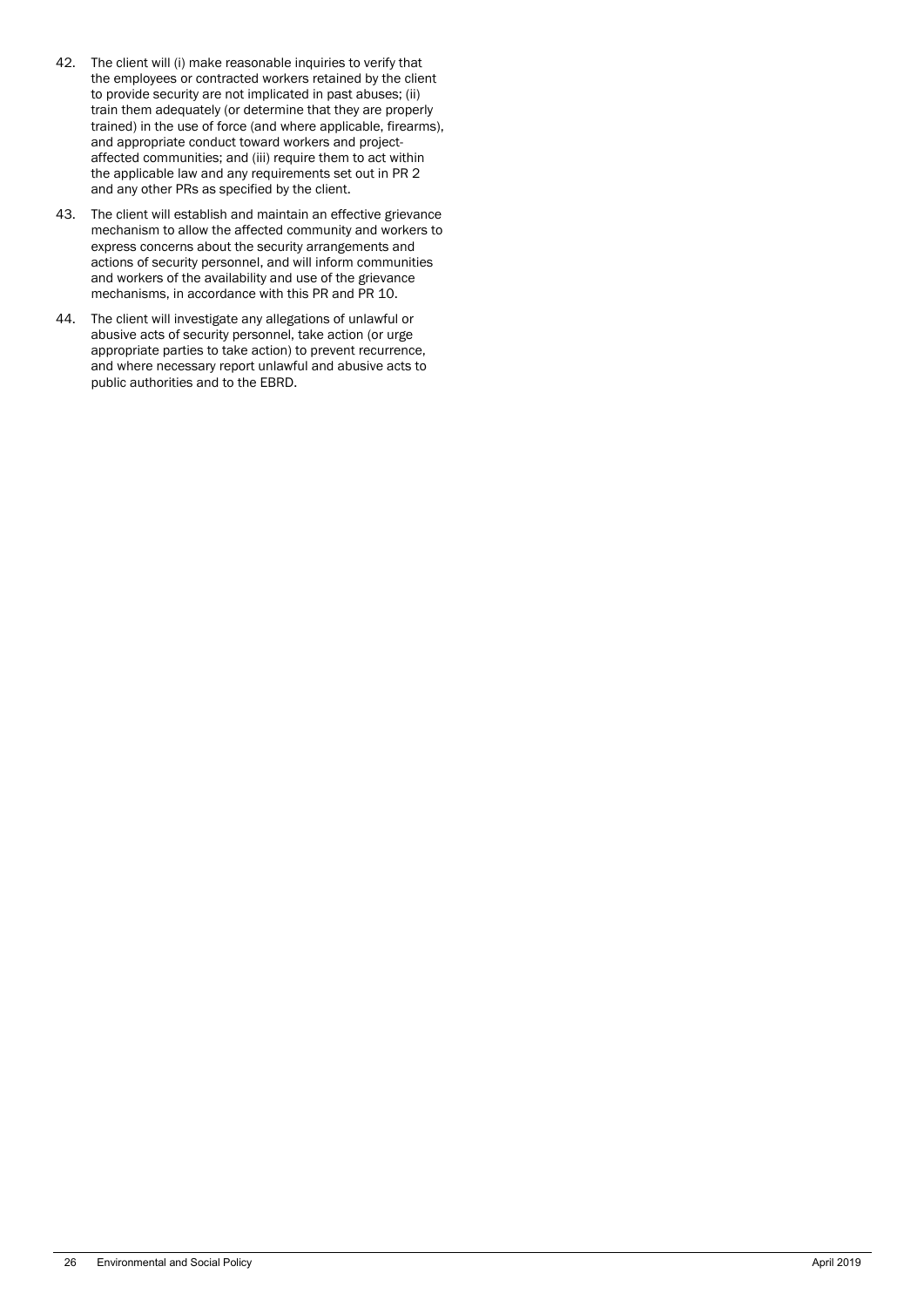42. The client will (i) make reasonable inquiries to verify that the employees or contracted workers retained by the client to provide security are not implicated in past abuses; (ii) train them adequately (or determine that they are properly trained) in the use of force (and where applicable, firearms), and appropriate conduct toward workers and project-affected communities; and (iii) require them to act within the applicable law and any requirements set out in PR 2 and any other PRs as specified by the client.

43. The client will establish and maintain an effective grievance mechanism to allow the affected community and workers to express concerns about the security arrangements and actions of security personnel, and will inform communities and workers of the availability and use of the grievance mechanisms, in accordance with this PR and PR 10.

44. The client will investigate any allegations of unlawful or abusive acts of security personnel, take action (or urge appropriate parties to take action) to prevent recurrence, and where necessary report unlawful and abusive acts to public authorities and to the EBRD.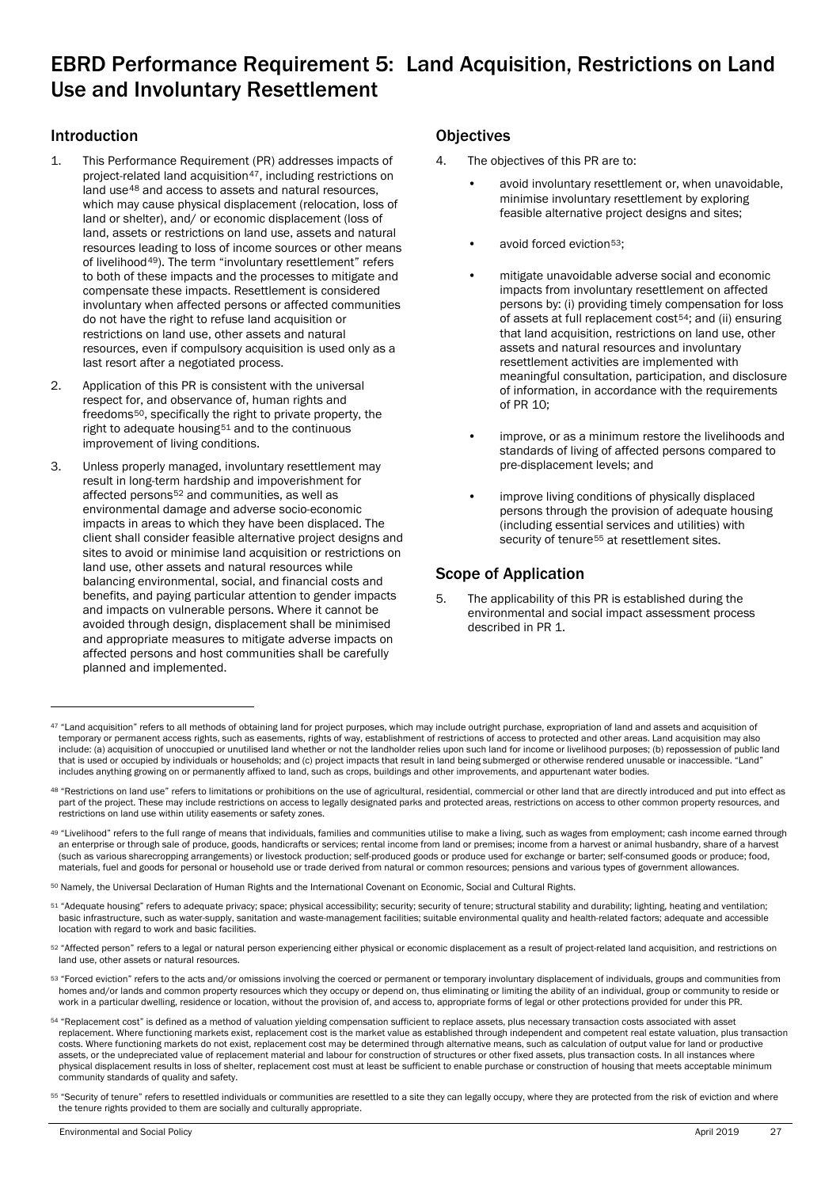# EBRD Performance Requirement 5: Land Acquisition, Restrictions on Land Use and Involuntary Resettlement

## Introduction

1. This Performance Requirement (PR) addresses impacts of project-related land acquisition[47], including restrictions on land use[48] and access to assets and natural resources, which may cause physical displacement (relocation, loss of land or shelter), and/ or economic displacement (loss of land, assets or restrictions on land use, assets and natural resources leading to loss of income sources or other means of livelihood[49]). The term "involuntary resettlement" refers to both of these impacts and the processes to mitigate and compensate these impacts. Resettlement is considered involuntary when affected persons or affected communities do not have the right to refuse land acquisition or restrictions on land use, other assets and natural resources, even if compulsory acquisition is used only as a last resort after a negotiated process.

2. Application of this PR is consistent with the universal respect for, and observance of, human rights and freedoms[50], specifically the right to private property, the right to adequate housing[51] and to the continuous improvement of living conditions.

3. Unless properly managed, involuntary resettlement may result in long-term hardship and impoverishment for affected persons[52] and communities, as well as environmental damage and adverse socio-economic impacts in areas to which they have been displaced. The client shall consider feasible alternative project designs and sites to avoid or minimise land acquisition or restrictions on land use, other assets and natural resources while balancing environmental, social, and financial costs and benefits, and paying particular attention to gender impacts and impacts on vulnerable persons. Where it cannot be avoided through design, displacement shall be minimised and appropriate measures to mitigate adverse impacts on affected persons and host communities shall be carefully planned and implemented.

## Objectives

4. The objectives of this PR are to:

   - avoid involuntary resettlement or, when unavoidable, minimise involuntary resettlement by exploring feasible alternative project designs and sites;
   - avoid forced eviction[53];
   - mitigate unavoidable adverse social and economic impacts from involuntary resettlement on affected persons by: (i) providing timely compensation for loss of assets at full replacement cost[54]; and (ii) ensuring that land acquisition, restrictions on land use, other assets and natural resources and involuntary resettlement activities are implemented with meaningful consultation, participation, and disclosure of information, in accordance with the requirements of PR 10;
   - improve, or as a minimum restore the livelihoods and standards of living of affected persons compared to pre-displacement levels; and
   - improve living conditions of physically displaced persons through the provision of adequate housing (including essential services and utilities) with security of tenure[55] at resettlement sites.

## Scope of Application

5. The applicability of this PR is established during the environmental and social impact assessment process described in PR 1.

---

[47] "Land acquisition" refers to all methods of obtaining land for project purposes, which may include outright purchase, expropriation of land and assets and acquisition of temporary or permanent access rights, such as easements, rights of way, establishment of restrictions of access to protected and other areas. Land acquisition may also include: (a) acquisition of unoccupied or unutilised land whether or not the landholder relies upon such land for income or livelihood purposes; (b) repossession of public land that is used or occupied by individuals or households; and (c) project impacts that result in land being submerged or otherwise rendered unusable or inaccessible. "Land" includes anything growing on or permanently affixed to land, such as crops, buildings and other improvements, and appurtenant water bodies.

[48] "Restrictions on land use" refers to limitations or prohibitions on the use of agricultural, residential, commercial or other land that are directly introduced and put into effect as part of the project. These may include restrictions on access to legally designated parks and protected areas, restrictions on access to other common property resources, and restrictions on land use within utility easements or safety zones.

[49] "Livelihood" refers to the full range of means that individuals, families and communities utilise to make a living, such as wages from employment; cash income earned through an enterprise or through sale of produce, goods, handicrafts or services; rental income from land or premises; income from a harvest or animal husbandry, share of a harvest (such as various sharecropping arrangements) or livestock production; self-produced goods or produce used for exchange or barter; self-consumed goods or produce; food, materials, fuel and goods for personal or household use or trade derived from natural or common resources; pensions and various types of government allowances.

[50] Namely, the Universal Declaration of Human Rights and the International Covenant on Economic, Social and Cultural Rights.

[51] "Adequate housing" refers to adequate privacy; space; physical accessibility; security; security of tenure; structural stability and durability; lighting, heating and ventilation; basic infrastructure, such as water-supply, sanitation and waste-management facilities; suitable environmental quality and health-related factors; adequate and accessible location with regard to work and basic facilities.

[52] "Affected person" refers to a legal or natural person experiencing either physical or economic displacement as a result of project-related land acquisition, and restrictions on land use, other assets or natural resources.

[53] "Forced eviction" refers to the acts and/or omissions involving the coerced or permanent or temporary involuntary displacement of individuals, groups and communities from homes and/or lands and common property resources which they occupy or depend on, thus eliminating or limiting the ability of an individual, group or community to reside or work in a particular dwelling, residence or location, without the provision of, and access to, appropriate forms of legal or other protections provided for under this PR.

[54] "Replacement cost" is defined as a method of valuation yielding compensation sufficient to replace assets, plus necessary transaction costs associated with asset replacement. Where functioning markets exist, replacement cost is the market value as established through independent and competent real estate valuation, plus transaction costs. Where functioning markets do not exist, replacement cost may be determined through alternative means, such as calculation of output value for land or productive assets, or the undepreciated value of replacement material and labour for construction of structures or other fixed assets, plus transaction costs. In all instances where physical displacement results in loss of shelter, replacement cost must at least be sufficient to enable purchase or construction of housing that meets acceptable minimum community standards of quality and safety.

[55] "Security of tenure" refers to resettled individuals or communities are resettled to a site they can legally occupy, where they are protected from the risk of eviction and where the tenure rights provided to them are socially and culturally appropriate.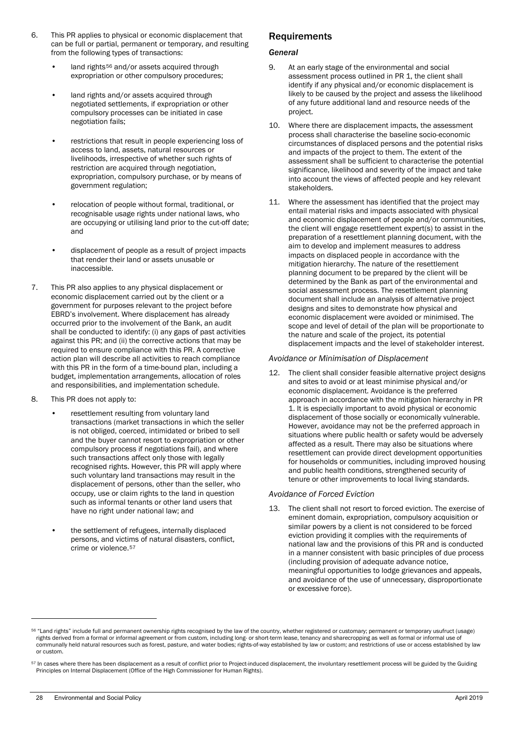6. This PR applies to physical or economic displacement that can be full or partial, permanent or temporary, and resulting from the following types of transactions:

   - land rights[56] and/or assets acquired through expropriation or other compulsory procedures;
   - land rights and/or assets acquired through negotiated settlements, if expropriation or other compulsory processes can be initiated in case negotiation fails;
   - restrictions that result in people experiencing loss of access to land, assets, natural resources or livelihoods, irrespective of whether such rights of restriction are acquired through negotiation, expropriation, compulsory purchase, or by means of government regulation;
   - relocation of people without formal, traditional, or recognisable usage rights under national laws, who are occupying or utilising land prior to the cut-off date; and
   - displacement of people as a result of project impacts that render their land or assets unusable or inaccessible.

7. This PR also applies to any physical displacement or economic displacement carried out by the client or a government for purposes relevant to the project before EBRD's involvement. Where displacement has already occurred prior to the involvement of the Bank, an audit shall be conducted to identify: (i) any gaps of past activities against this PR; and (ii) the corrective actions that may be required to ensure compliance with this PR. A corrective action plan will describe all activities to reach compliance with this PR in the form of a time-bound plan, including a budget, implementation arrangements, allocation of roles and responsibilities, and implementation schedule.

8. This PR does not apply to:

   - resettlement resulting from voluntary land transactions (market transactions in which the seller is not obliged, coerced, intimidated or bribed to sell and the buyer cannot resort to expropriation or other compulsory process if negotiations fail), and where such transactions affect only those with legally recognised rights. However, this PR will apply where such voluntary land transactions may result in the displacement of persons, other than the seller, who occupy, use or claim rights to the land in question such as informal tenants or other land users that have no right under national law; and
   - the settlement of refugees, internally displaced persons, and victims of natural disasters, conflict, crime or violence.[57]

## Requirements

### *General*

9. At an early stage of the environmental and social assessment process outlined in PR 1, the client shall identify if any physical and/or economic displacement is likely to be caused by the project and assess the likelihood of any future additional land and resource needs of the project.

10. Where there are displacement impacts, the assessment process shall characterise the baseline socio-economic circumstances of displaced persons and the potential risks and impacts of the project to them. The extent of the assessment shall be sufficient to characterise the potential significance, likelihood and severity of the impact and take into account the views of affected people and key relevant stakeholders.

11. Where the assessment has identified that the project may entail material risks and impacts associated with physical and economic displacement of people and/or communities, the client will engage resettlement expert(s) to assist in the preparation of a resettlement planning document, with the aim to develop and implement measures to address impacts on displaced people in accordance with the mitigation hierarchy. The nature of the resettlement planning document to be prepared by the client will be determined by the Bank as part of the environmental and social assessment process. The resettlement planning document shall include an analysis of alternative project designs and sites to demonstrate how physical and economic displacement were avoided or minimised. The scope and level of detail of the plan will be proportionate to the nature and scale of the project, its potential displacement impacts and the level of stakeholder interest.

### *Avoidance or Minimisation of Displacement*

12. The client shall consider feasible alternative project designs and sites to avoid or at least minimise physical and/or economic displacement. Avoidance is the preferred approach in accordance with the mitigation hierarchy in PR 1. It is especially important to avoid physical or economic displacement of those socially or economically vulnerable. However, avoidance may not be the preferred approach in situations where public health or safety would be adversely affected as a result. There may also be situations where resettlement can provide direct development opportunities for households or communities, including improved housing and public health conditions, strengthened security of tenure or other improvements to local living standards.

### *Avoidance of Forced Eviction*

13. The client shall not resort to forced eviction. The exercise of eminent domain, expropriation, compulsory acquisition or similar powers by a client is not considered to be forced eviction providing it complies with the requirements of national law and the provisions of this PR and is conducted in a manner consistent with basic principles of due process (including provision of adequate advance notice, meaningful opportunities to lodge grievances and appeals, and avoidance of the use of unnecessary, disproportionate or excessive force).

---

[56] "Land rights" include full and permanent ownership rights recognised by the law of the country, whether registered or customary; permanent or temporary usufruct (usage) rights derived from a formal or informal agreement or from custom, including long- or short-term lease, tenancy and sharecropping as well as formal or informal use of communally held natural resources such as forest, pasture, and water bodies; rights-of-way established by law or custom; and restrictions of use or access established by law or custom.

[57] In cases where there has been displacement as a result of conflict prior to Project-induced displacement, the involuntary resettlement process will be guided by the Guiding Principles on Internal Displacement (Office of the High Commissioner for Human Rights).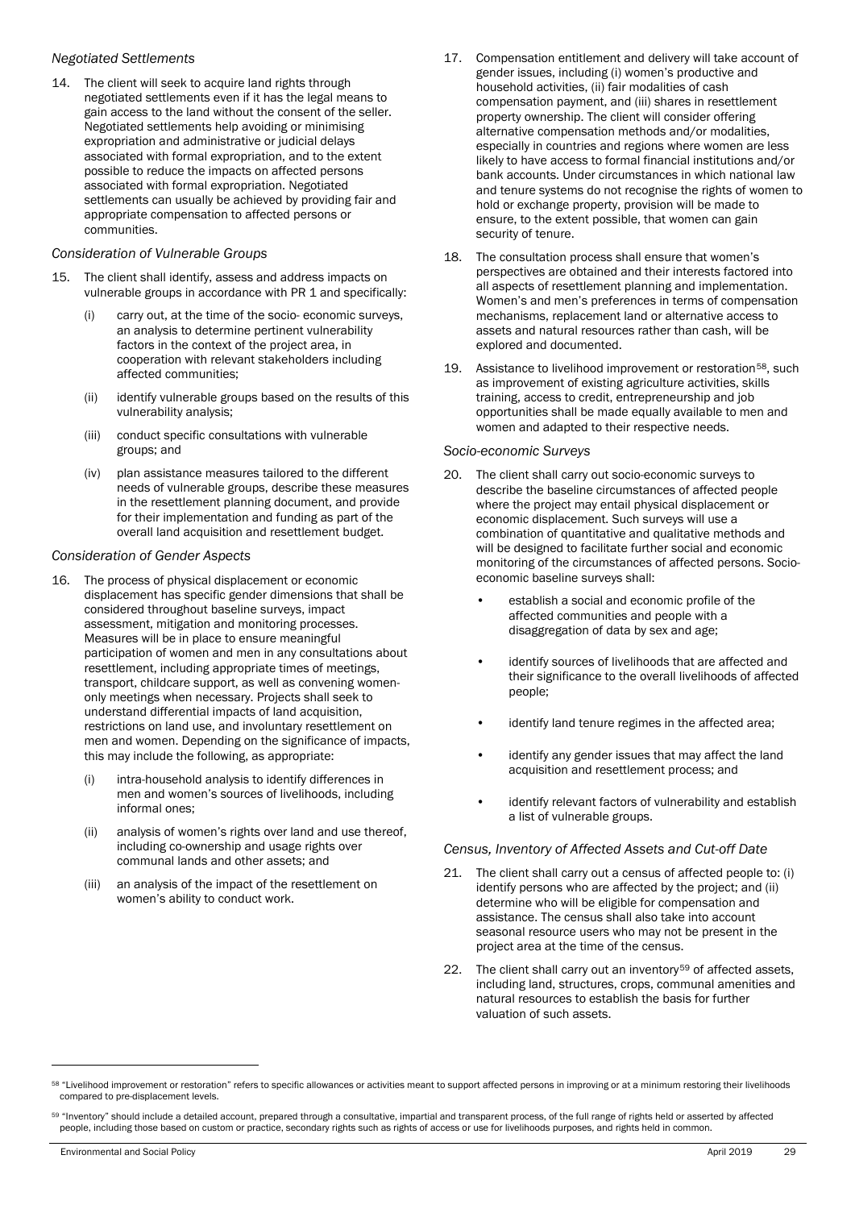*Negotiated Settlements*

14. The client will seek to acquire land rights through negotiated settlements even if it has the legal means to gain access to the land without the consent of the seller. Negotiated settlements help avoiding or minimising expropriation and administrative or judicial delays associated with formal expropriation, and to the extent possible to reduce the impacts on affected persons associated with formal expropriation. Negotiated settlements can usually be achieved by providing fair and appropriate compensation to affected persons or communities.

*Consideration of Vulnerable Groups*

15. The client shall identify, assess and address impacts on vulnerable groups in accordance with PR 1 and specifically:

    (i) carry out, at the time of the socio- economic surveys, an analysis to determine pertinent vulnerability factors in the context of the project area, in cooperation with relevant stakeholders including affected communities;

    (ii) identify vulnerable groups based on the results of this vulnerability analysis;

    (iii) conduct specific consultations with vulnerable groups; and

    (iv) plan assistance measures tailored to the different needs of vulnerable groups, describe these measures in the resettlement planning document, and provide for their implementation and funding as part of the overall land acquisition and resettlement budget.

*Consideration of Gender Aspects*

16. The process of physical displacement or economic displacement has specific gender dimensions that shall be considered throughout baseline surveys, impact assessment, mitigation and monitoring processes. Measures will be in place to ensure meaningful participation of women and men in any consultations about resettlement, including appropriate times of meetings, transport, childcare support, as well as convening women-only meetings when necessary. Projects shall seek to understand differential impacts of land acquisition, restrictions on land use, and involuntary resettlement on men and women. Depending on the significance of impacts, this may include the following, as appropriate:

    (i) intra-household analysis to identify differences in men and women's sources of livelihoods, including informal ones;

    (ii) analysis of women's rights over land and use thereof, including co-ownership and usage rights over communal lands and other assets; and

    (iii) an analysis of the impact of the resettlement on women's ability to conduct work.

17. Compensation entitlement and delivery will take account of gender issues, including (i) women's productive and household activities, (ii) fair modalities of cash compensation payment, and (iii) shares in resettlement property ownership. The client will consider offering alternative compensation methods and/or modalities, especially in countries and regions where women are less likely to have access to formal financial institutions and/or bank accounts. Under circumstances in which national law and tenure systems do not recognise the rights of women to hold or exchange property, provision will be made to ensure, to the extent possible, that women can gain security of tenure.

18. The consultation process shall ensure that women's perspectives are obtained and their interests factored into all aspects of resettlement planning and implementation. Women's and men's preferences in terms of compensation mechanisms, replacement land or alternative access to assets and natural resources rather than cash, will be explored and documented.

19. Assistance to livelihood improvement or restoration[58], such as improvement of existing agriculture activities, skills training, access to credit, entrepreneurship and job opportunities shall be made equally available to men and women and adapted to their respective needs.

*Socio-economic Surveys*

20. The client shall carry out socio-economic surveys to describe the baseline circumstances of affected people where the project may entail physical displacement or economic displacement. Such surveys will use a combination of quantitative and qualitative methods and will be designed to facilitate further social and economic monitoring of the circumstances of affected persons. Socio-economic baseline surveys shall:

    - establish a social and economic profile of the affected communities and people with a disaggregation of data by sex and age;
    - identify sources of livelihoods that are affected and their significance to the overall livelihoods of affected people;
    - identify land tenure regimes in the affected area;
    - identify any gender issues that may affect the land acquisition and resettlement process; and
    - identify relevant factors of vulnerability and establish a list of vulnerable groups.

*Census, Inventory of Affected Assets and Cut-off Date*

21. The client shall carry out a census of affected people to: (i) identify persons who are affected by the project; and (ii) determine who will be eligible for compensation and assistance. The census shall also take into account seasonal resource users who may not be present in the project area at the time of the census.

22. The client shall carry out an inventory[59] of affected assets, including land, structures, crops, communal amenities and natural resources to establish the basis for further valuation of such assets.

---

[58] "Livelihood improvement or restoration" refers to specific allowances or activities meant to support affected persons in improving or at a minimum restoring their livelihoods compared to pre-displacement levels.

[59] "Inventory" should include a detailed account, prepared through a consultative, impartial and transparent process, of the full range of rights held or asserted by affected people, including those based on custom or practice, secondary rights such as rights of access or use for livelihoods purposes, and rights held in common.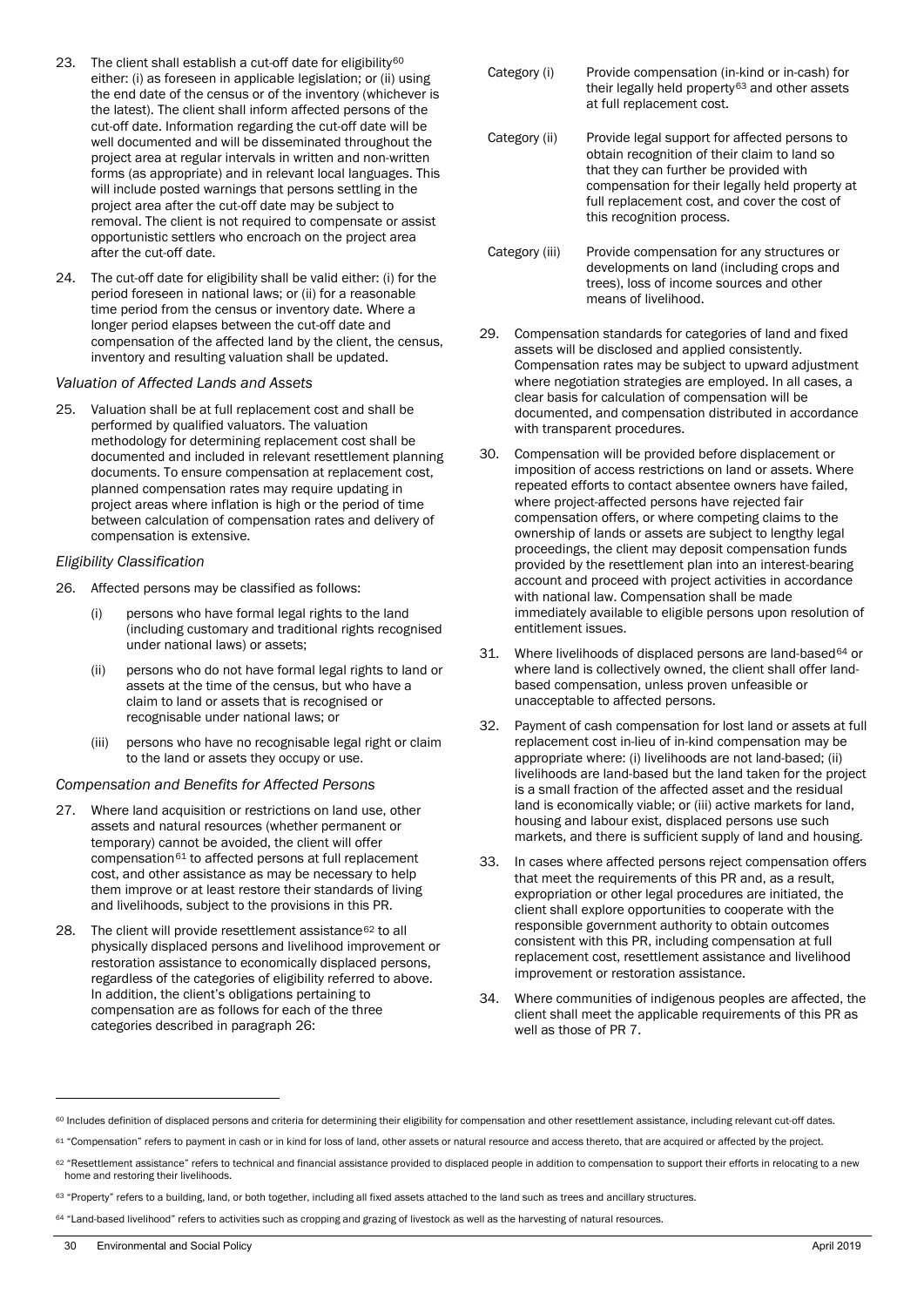23. The client shall establish a cut-off date for eligibility[60] either: (i) as foreseen in applicable legislation; or (ii) using the end date of the census or of the inventory (whichever is the latest). The client shall inform affected persons of the cut-off date. Information regarding the cut-off date will be well documented and will be disseminated throughout the project area at regular intervals in written and non-written forms (as appropriate) and in relevant local languages. This will include posted warnings that persons settling in the project area after the cut-off date may be subject to removal. The client is not required to compensate or assist opportunistic settlers who encroach on the project area after the cut-off date.

24. The cut-off date for eligibility shall be valid either: (i) for the period foreseen in national laws; or (ii) for a reasonable time period from the census or inventory date. Where a longer period elapses between the cut-off date and compensation of the affected land by the client, the census, inventory and resulting valuation shall be updated.

*Valuation of Affected Lands and Assets*

25. Valuation shall be at full replacement cost and shall be performed by qualified valuators. The valuation methodology for determining replacement cost shall be documented and included in relevant resettlement planning documents. To ensure compensation at replacement cost, planned compensation rates may require updating in project areas where inflation is high or the period of time between calculation of compensation rates and delivery of compensation is extensive.

*Eligibility Classification*

26. Affected persons may be classified as follows:

    (i) persons who have formal legal rights to the land (including customary and traditional rights recognised under national laws) or assets;

    (ii) persons who do not have formal legal rights to land or assets at the time of the census, but who have a claim to land or assets that is recognised or recognisable under national laws; or

    (iii) persons who have no recognisable legal right or claim to the land or assets they occupy or use.

*Compensation and Benefits for Affected Persons*

27. Where land acquisition or restrictions on land use, other assets and natural resources (whether permanent or temporary) cannot be avoided, the client will offer compensation[61] to affected persons at full replacement cost, and other assistance as may be necessary to help them improve or at least restore their standards of living and livelihoods, subject to the provisions in this PR.

28. The client will provide resettlement assistance[62] to all physically displaced persons and livelihood improvement or restoration assistance to economically displaced persons, regardless of the categories of eligibility referred to above. In addition, the client's obligations pertaining to compensation are as follows for each of the three categories described in paragraph 26:

| | |
|---|---|
| Category (i) | Provide compensation (in-kind or in-cash) for their legally held property[63] and other assets at full replacement cost. |
| Category (ii) | Provide legal support for affected persons to obtain recognition of their claim to land so that they can further be provided with compensation for their legally held property at full replacement cost, and cover the cost of this recognition process. |
| Category (iii) | Provide compensation for any structures or developments on land (including crops and trees), loss of income sources and other means of livelihood. |

29. Compensation standards for categories of land and fixed assets will be disclosed and applied consistently. Compensation rates may be subject to upward adjustment where negotiation strategies are employed. In all cases, a clear basis for calculation of compensation will be documented, and compensation distributed in accordance with transparent procedures.

30. Compensation will be provided before displacement or imposition of access restrictions on land or assets. Where repeated efforts to contact absentee owners have failed, where project-affected persons have rejected fair compensation offers, or where competing claims to the ownership of lands or assets are subject to lengthy legal proceedings, the client may deposit compensation funds provided by the resettlement plan into an interest-bearing account and proceed with project activities in accordance with national law. Compensation shall be made immediately available to eligible persons upon resolution of entitlement issues.

31. Where livelihoods of displaced persons are land-based[64] or where land is collectively owned, the client shall offer land-based compensation, unless proven unfeasible or unacceptable to affected persons.

32. Payment of cash compensation for lost land or assets at full replacement cost in-lieu of in-kind compensation may be appropriate where: (i) livelihoods are not land-based; (ii) livelihoods are land-based but the land taken for the project is a small fraction of the affected asset and the residual land is economically viable; or (iii) active markets for land, housing and labour exist, displaced persons use such markets, and there is sufficient supply of land and housing.

33. In cases where affected persons reject compensation offers that meet the requirements of this PR and, as a result, expropriation or other legal procedures are initiated, the client shall explore opportunities to cooperate with the responsible government authority to obtain outcomes consistent with this PR, including compensation at full replacement cost, resettlement assistance and livelihood improvement or restoration assistance.

34. Where communities of indigenous peoples are affected, the client shall meet the applicable requirements of this PR as well as those of PR 7.

---

[60] Includes definition of displaced persons and criteria for determining their eligibility for compensation and other resettlement assistance, including relevant cut-off dates.

[61] "Compensation" refers to payment in cash or in kind for loss of land, other assets or natural resource and access thereto, that are acquired or affected by the project.

[62] "Resettlement assistance" refers to technical and financial assistance provided to displaced people in addition to compensation to support their efforts in relocating to a new home and restoring their livelihoods.

[63] "Property" refers to a building, land, or both together, including all fixed assets attached to the land such as trees and ancillary structures.

[64] "Land-based livelihood" refers to activities such as cropping and grazing of livestock as well as the harvesting of natural resources.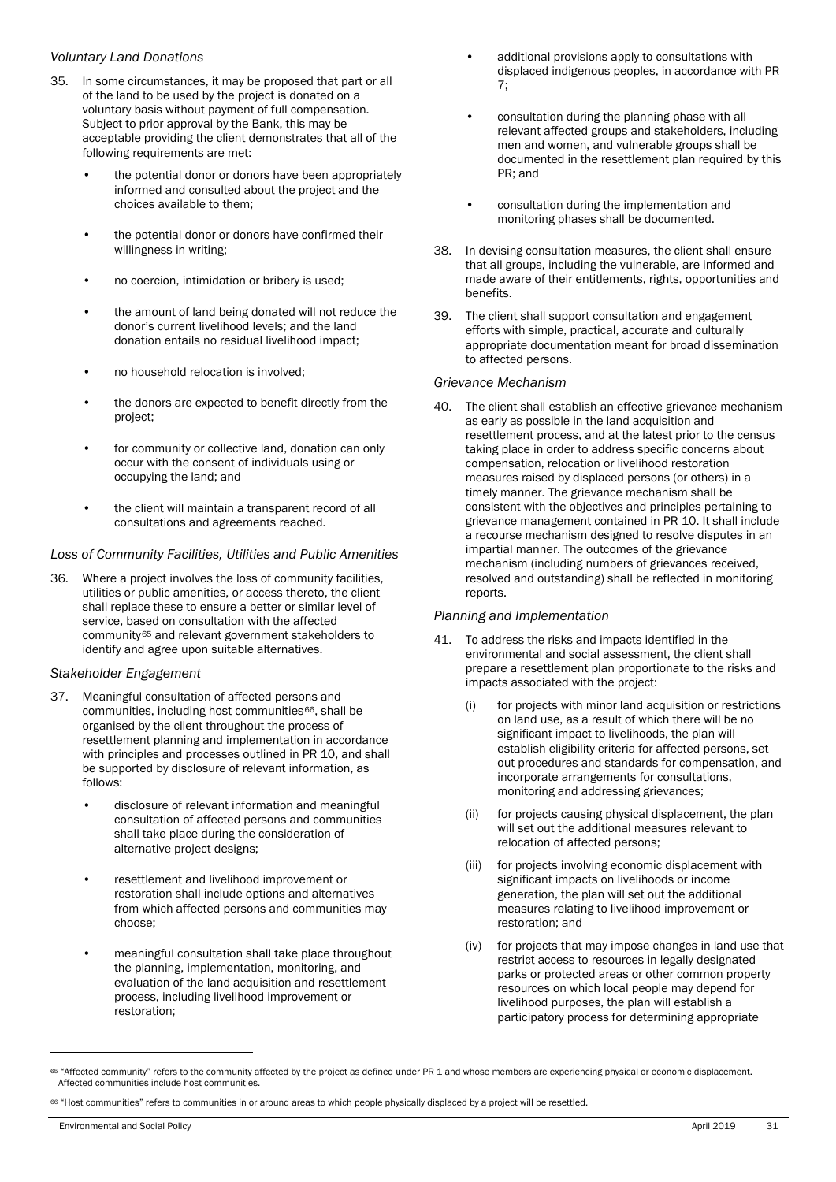*Voluntary Land Donations*

35. In some circumstances, it may be proposed that part or all of the land to be used by the project is donated on a voluntary basis without payment of full compensation. Subject to prior approval by the Bank, this may be acceptable providing the client demonstrates that all of the following requirements are met:

    - the potential donor or donors have been appropriately informed and consulted about the project and the choices available to them;
    - the potential donor or donors have confirmed their willingness in writing;
    - no coercion, intimidation or bribery is used;
    - the amount of land being donated will not reduce the donor's current livelihood levels; and the land donation entails no residual livelihood impact;
    - no household relocation is involved;
    - the donors are expected to benefit directly from the project;
    - for community or collective land, donation can only occur with the consent of individuals using or occupying the land; and
    - the client will maintain a transparent record of all consultations and agreements reached.

*Loss of Community Facilities, Utilities and Public Amenities*

36. Where a project involves the loss of community facilities, utilities or public amenities, or access thereto, the client shall replace these to ensure a better or similar level of service, based on consultation with the affected community[65] and relevant government stakeholders to identify and agree upon suitable alternatives.

*Stakeholder Engagement*

37. Meaningful consultation of affected persons and communities, including host communities[66], shall be organised by the client throughout the process of resettlement planning and implementation in accordance with principles and processes outlined in PR 10, and shall be supported by disclosure of relevant information, as follows:

    - disclosure of relevant information and meaningful consultation of affected persons and communities shall take place during the consideration of alternative project designs;
    - resettlement and livelihood improvement or restoration shall include options and alternatives from which affected persons and communities may choose;
    - meaningful consultation shall take place throughout the planning, implementation, monitoring, and evaluation of the land acquisition and resettlement process, including livelihood improvement or restoration;
    - additional provisions apply to consultations with displaced indigenous peoples, in accordance with PR 7;
    - consultation during the planning phase with all relevant affected groups and stakeholders, including men and women, and vulnerable groups shall be documented in the resettlement plan required by this PR; and
    - consultation during the implementation and monitoring phases shall be documented.

38. In devising consultation measures, the client shall ensure that all groups, including the vulnerable, are informed and made aware of their entitlements, rights, opportunities and benefits.

39. The client shall support consultation and engagement efforts with simple, practical, accurate and culturally appropriate documentation meant for broad dissemination to affected persons.

*Grievance Mechanism*

40. The client shall establish an effective grievance mechanism as early as possible in the land acquisition and resettlement process, and at the latest prior to the census taking place in order to address specific concerns about compensation, relocation or livelihood restoration measures raised by displaced persons (or others) in a timely manner. The grievance mechanism shall be consistent with the objectives and principles pertaining to grievance management contained in PR 10. It shall include a recourse mechanism designed to resolve disputes in an impartial manner. The outcomes of the grievance mechanism (including numbers of grievances received, resolved and outstanding) shall be reflected in monitoring reports.

*Planning and Implementation*

41. To address the risks and impacts identified in the environmental and social assessment, the client shall prepare a resettlement plan proportionate to the risks and impacts associated with the project:

    (i) for projects with minor land acquisition or restrictions on land use, as a result of which there will be no significant impact to livelihoods, the plan will establish eligibility criteria for affected persons, set out procedures and standards for compensation, and incorporate arrangements for consultations, monitoring and addressing grievances;

    (ii) for projects causing physical displacement, the plan will set out the additional measures relevant to relocation of affected persons;

    (iii) for projects involving economic displacement with significant impacts on livelihoods or income generation, the plan will set out the additional measures relating to livelihood improvement or restoration; and

    (iv) for projects that may impose changes in land use that restrict access to resources in legally designated parks or protected areas or other common property resources on which local people may depend for livelihood purposes, the plan will establish a participatory process for determining appropriate

[65] "Affected community" refers to the community affected by the project as defined under PR 1 and whose members are experiencing physical or economic displacement. Affected communities include host communities.

[66] "Host communities" refers to communities in or around areas to which people physically displaced by a project will be resettled.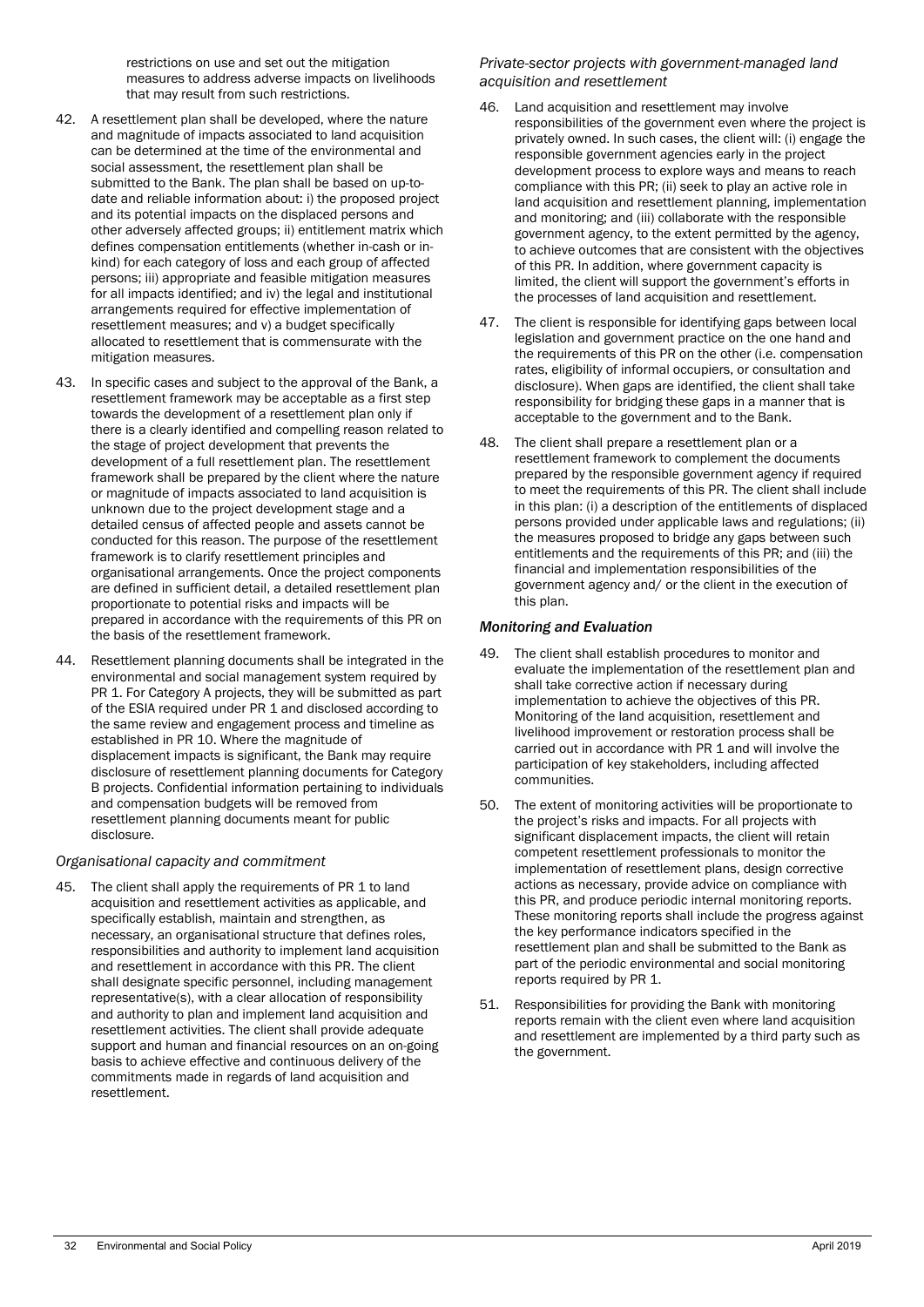restrictions on use and set out the mitigation measures to address adverse impacts on livelihoods that may result from such restrictions.

42. A resettlement plan shall be developed, where the nature and magnitude of impacts associated to land acquisition can be determined at the time of the environmental and social assessment, the resettlement plan shall be submitted to the Bank. The plan shall be based on up-to-date and reliable information about: i) the proposed project and its potential impacts on the displaced persons and other adversely affected groups; ii) entitlement matrix which defines compensation entitlements (whether in-cash or in-kind) for each category of loss and each group of affected persons; iii) appropriate and feasible mitigation measures for all impacts identified; and iv) the legal and institutional arrangements required for effective implementation of resettlement measures; and v) a budget specifically allocated to resettlement that is commensurate with the mitigation measures.

43. In specific cases and subject to the approval of the Bank, a resettlement framework may be acceptable as a first step towards the development of a resettlement plan only if there is a clearly identified and compelling reason related to the stage of project development that prevents the development of a full resettlement plan. The resettlement framework shall be prepared by the client where the nature or magnitude of impacts associated to land acquisition is unknown due to the project development stage and a detailed census of affected people and assets cannot be conducted for this reason. The purpose of the resettlement framework is to clarify resettlement principles and organisational arrangements. Once the project components are defined in sufficient detail, a detailed resettlement plan proportionate to potential risks and impacts will be prepared in accordance with the requirements of this PR on the basis of the resettlement framework.

44. Resettlement planning documents shall be integrated in the environmental and social management system required by PR 1. For Category A projects, they will be submitted as part of the ESIA required under PR 1 and disclosed according to the same review and engagement process and timeline as established in PR 10. Where the magnitude of displacement impacts is significant, the Bank may require disclosure of resettlement planning documents for Category B projects. Confidential information pertaining to individuals and compensation budgets will be removed from resettlement planning documents meant for public disclosure.

*Organisational capacity and commitment*

45. The client shall apply the requirements of PR 1 to land acquisition and resettlement activities as applicable, and specifically establish, maintain and strengthen, as necessary, an organisational structure that defines roles, responsibilities and authority to implement land acquisition and resettlement in accordance with this PR. The client shall designate specific personnel, including management representative(s), with a clear allocation of responsibility and authority to plan and implement land acquisition and resettlement activities. The client shall provide adequate support and human and financial resources on an on-going basis to achieve effective and continuous delivery of the commitments made in regards of land acquisition and resettlement.

*Private-sector projects with government-managed land acquisition and resettlement*

46. Land acquisition and resettlement may involve responsibilities of the government even where the project is privately owned. In such cases, the client will: (i) engage the responsible government agencies early in the project development process to explore ways and means to reach compliance with this PR; (ii) seek to play an active role in land acquisition and resettlement planning, implementation and monitoring; and (iii) collaborate with the responsible government agency, to the extent permitted by the agency, to achieve outcomes that are consistent with the objectives of this PR. In addition, where government capacity is limited, the client will support the government's efforts in the processes of land acquisition and resettlement.

47. The client is responsible for identifying gaps between local legislation and government practice on the one hand and the requirements of this PR on the other (i.e. compensation rates, eligibility of informal occupiers, or consultation and disclosure). When gaps are identified, the client shall take responsibility for bridging these gaps in a manner that is acceptable to the government and to the Bank.

48. The client shall prepare a resettlement plan or a resettlement framework to complement the documents prepared by the responsible government agency if required to meet the requirements of this PR. The client shall include in this plan: (i) a description of the entitlements of displaced persons provided under applicable laws and regulations; (ii) the measures proposed to bridge any gaps between such entitlements and the requirements of this PR; and (iii) the financial and implementation responsibilities of the government agency and/ or the client in the execution of this plan.

*Monitoring and Evaluation*

49. The client shall establish procedures to monitor and evaluate the implementation of the resettlement plan and shall take corrective action if necessary during implementation to achieve the objectives of this PR. Monitoring of the land acquisition, resettlement and livelihood improvement or restoration process shall be carried out in accordance with PR 1 and will involve the participation of key stakeholders, including affected communities.

50. The extent of monitoring activities will be proportionate to the project's risks and impacts. For all projects with significant displacement impacts, the client will retain competent resettlement professionals to monitor the implementation of resettlement plans, design corrective actions as necessary, provide advice on compliance with this PR, and produce periodic internal monitoring reports. These monitoring reports shall include the progress against the key performance indicators specified in the resettlement plan and shall be submitted to the Bank as part of the periodic environmental and social monitoring reports required by PR 1.

51. Responsibilities for providing the Bank with monitoring reports remain with the client even where land acquisition and resettlement are implemented by a third party such as the government.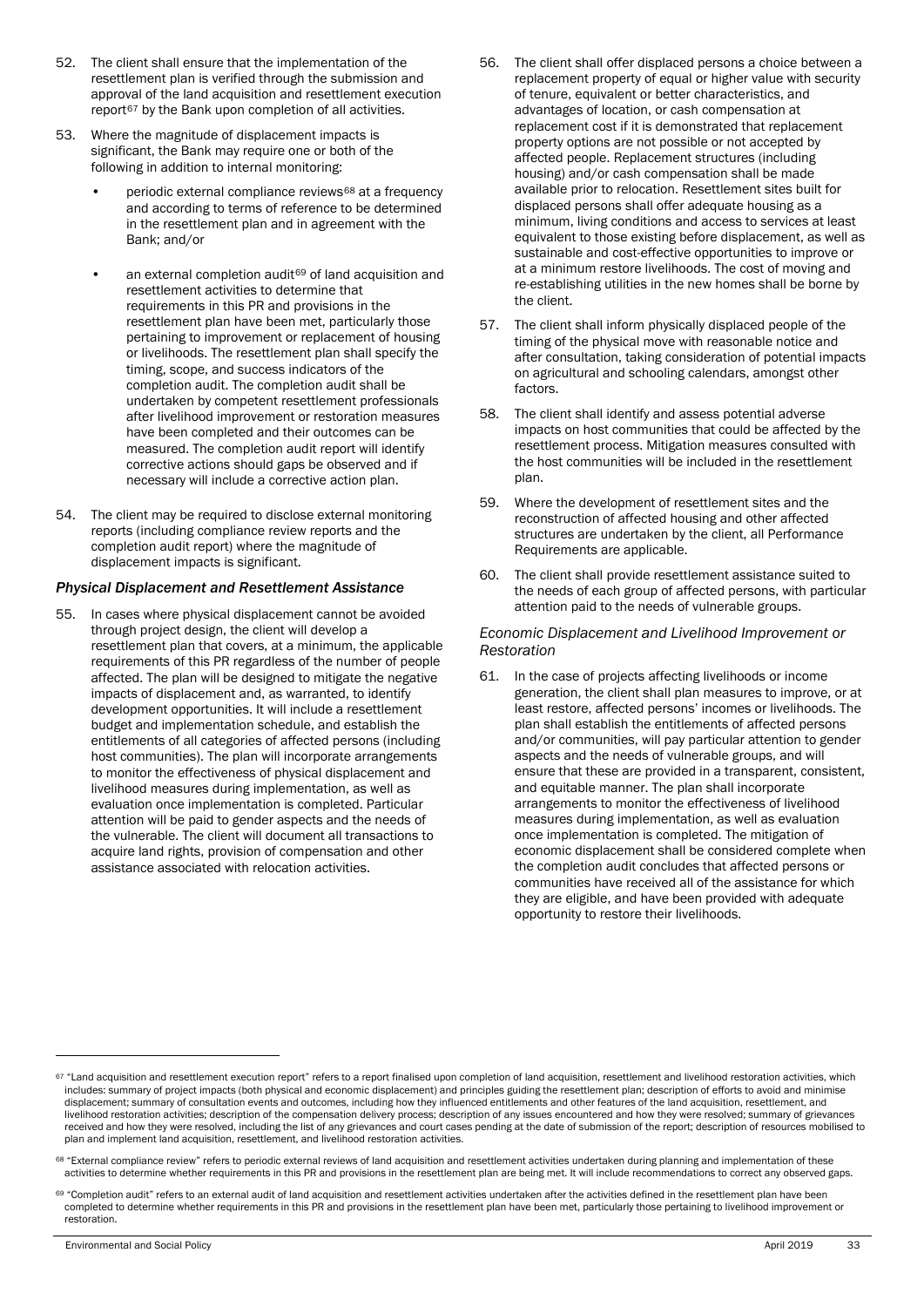52. The client shall ensure that the implementation of the resettlement plan is verified through the submission and approval of the land acquisition and resettlement execution report[67] by the Bank upon completion of all activities.

53. Where the magnitude of displacement impacts is significant, the Bank may require one or both of the following in addition to internal monitoring:

    - periodic external compliance reviews[68] at a frequency and according to terms of reference to be determined in the resettlement plan and in agreement with the Bank; and/or

    - an external completion audit[69] of land acquisition and resettlement activities to determine that requirements in this PR and provisions in the resettlement plan have been met, particularly those pertaining to improvement or replacement of housing or livelihoods. The resettlement plan shall specify the timing, scope, and success indicators of the completion audit. The completion audit shall be undertaken by competent resettlement professionals after livelihood improvement or restoration measures have been completed and their outcomes can be measured. The completion audit report will identify corrective actions should gaps be observed and if necessary will include a corrective action plan.

54. The client may be required to disclose external monitoring reports (including compliance review reports and the completion audit report) where the magnitude of displacement impacts is significant.

### *Physical Displacement and Resettlement Assistance*

55. In cases where physical displacement cannot be avoided through project design, the client will develop a resettlement plan that covers, at a minimum, the applicable requirements of this PR regardless of the number of people affected. The plan will be designed to mitigate the negative impacts of displacement and, as warranted, to identify development opportunities. It will include a resettlement budget and implementation schedule, and establish the entitlements of all categories of affected persons (including host communities). The plan will incorporate arrangements to monitor the effectiveness of physical displacement and livelihood measures during implementation, as well as evaluation once implementation is completed. Particular attention will be paid to gender aspects and the needs of the vulnerable. The client will document all transactions to acquire land rights, provision of compensation and other assistance associated with relocation activities.

56. The client shall offer displaced persons a choice between a replacement property of equal or higher value with security of tenure, equivalent or better characteristics, and advantages of location, or cash compensation at replacement cost if it is demonstrated that replacement property options are not possible or not accepted by affected people. Replacement structures (including housing) and/or cash compensation shall be made available prior to relocation. Resettlement sites built for displaced persons shall offer adequate housing as a minimum, living conditions and access to services at least equivalent to those existing before displacement, as well as sustainable and cost-effective opportunities to improve or at a minimum restore livelihoods. The cost of moving and re-establishing utilities in the new homes shall be borne by the client.

57. The client shall inform physically displaced people of the timing of the physical move with reasonable notice and after consultation, taking consideration of potential impacts on agricultural and schooling calendars, amongst other factors.

58. The client shall identify and assess potential adverse impacts on host communities that could be affected by the resettlement process. Mitigation measures consulted with the host communities will be included in the resettlement plan.

59. Where the development of resettlement sites and the reconstruction of affected housing and other affected structures are undertaken by the client, all Performance Requirements are applicable.

60. The client shall provide resettlement assistance suited to the needs of each group of affected persons, with particular attention paid to the needs of vulnerable groups.

### *Economic Displacement and Livelihood Improvement or Restoration*

61. In the case of projects affecting livelihoods or income generation, the client shall plan measures to improve, or at least restore, affected persons' incomes or livelihoods. The plan shall establish the entitlements of affected persons and/or communities, will pay particular attention to gender aspects and the needs of vulnerable groups, and will ensure that these are provided in a transparent, consistent, and equitable manner. The plan shall incorporate arrangements to monitor the effectiveness of livelihood measures during implementation, as well as evaluation once implementation is completed. The mitigation of economic displacement shall be considered complete when the completion audit concludes that affected persons or communities have received all of the assistance for which they are eligible, and have been provided with adequate opportunity to restore their livelihoods.

---

[67] "Land acquisition and resettlement execution report" refers to a report finalised upon completion of land acquisition, resettlement and livelihood restoration activities, which includes: summary of project impacts (both physical and economic displacement) and principles guiding the resettlement plan; description of efforts to avoid and minimise displacement; summary of consultation events and outcomes, including how they influenced entitlements and other features of the land acquisition, resettlement, and livelihood restoration activities; description of the compensation delivery process; description of any issues encountered and how they were resolved; summary of grievances received and how they were resolved, including the list of any grievances and court cases pending at the date of submission of the report; description of resources mobilised to plan and implement land acquisition, resettlement, and livelihood restoration activities.

[68] "External compliance review" refers to periodic external reviews of land acquisition and resettlement activities undertaken during planning and implementation of these activities to determine whether requirements in this PR and provisions in the resettlement plan are being met. It will include recommendations to correct any observed gaps.

[69] "Completion audit" refers to an external audit of land acquisition and resettlement activities undertaken after the activities defined in the resettlement plan have been completed to determine whether requirements in this PR and provisions in the resettlement plan have been met, particularly those pertaining to livelihood improvement or restoration.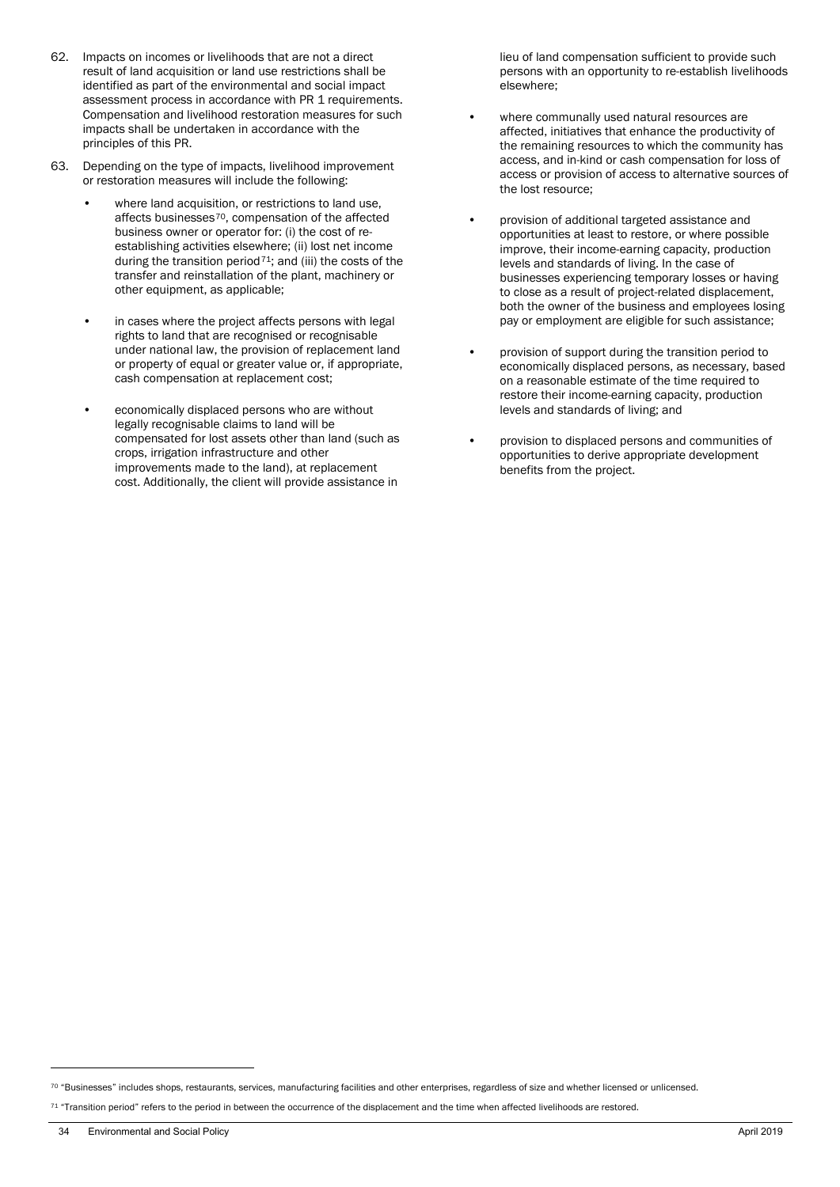62. Impacts on incomes or livelihoods that are not a direct result of land acquisition or land use restrictions shall be identified as part of the environmental and social impact assessment process in accordance with PR 1 requirements. Compensation and livelihood restoration measures for such impacts shall be undertaken in accordance with the principles of this PR.

63. Depending on the type of impacts, livelihood improvement or restoration measures will include the following:

    - where land acquisition, or restrictions to land use, affects businesses[70], compensation of the affected business owner or operator for: (i) the cost of re-establishing activities elsewhere; (ii) lost net income during the transition period[71]; and (iii) the costs of the transfer and reinstallation of the plant, machinery or other equipment, as applicable;
    - in cases where the project affects persons with legal rights to land that are recognised or recognisable under national law, the provision of replacement land or property of equal or greater value or, if appropriate, cash compensation at replacement cost;
    - economically displaced persons who are without legally recognisable claims to land will be compensated for lost assets other than land (such as crops, irrigation infrastructure and other improvements made to the land), at replacement cost. Additionally, the client will provide assistance in lieu of land compensation sufficient to provide such persons with an opportunity to re-establish livelihoods elsewhere;
    - where communally used natural resources are affected, initiatives that enhance the productivity of the remaining resources to which the community has access, and in-kind or cash compensation for loss of access or provision of access to alternative sources of the lost resource;
    - provision of additional targeted assistance and opportunities at least to restore, or where possible improve, their income-earning capacity, production levels and standards of living. In the case of businesses experiencing temporary losses or having to close as a result of project-related displacement, both the owner of the business and employees losing pay or employment are eligible for such assistance;
    - provision of support during the transition period to economically displaced persons, as necessary, based on a reasonable estimate of the time required to restore their income-earning capacity, production levels and standards of living; and
    - provision to displaced persons and communities of opportunities to derive appropriate development benefits from the project.

---

[70] "Businesses" includes shops, restaurants, services, manufacturing facilities and other enterprises, regardless of size and whether licensed or unlicensed.

[71] "Transition period" refers to the period in between the occurrence of the displacement and the time when affected livelihoods are restored.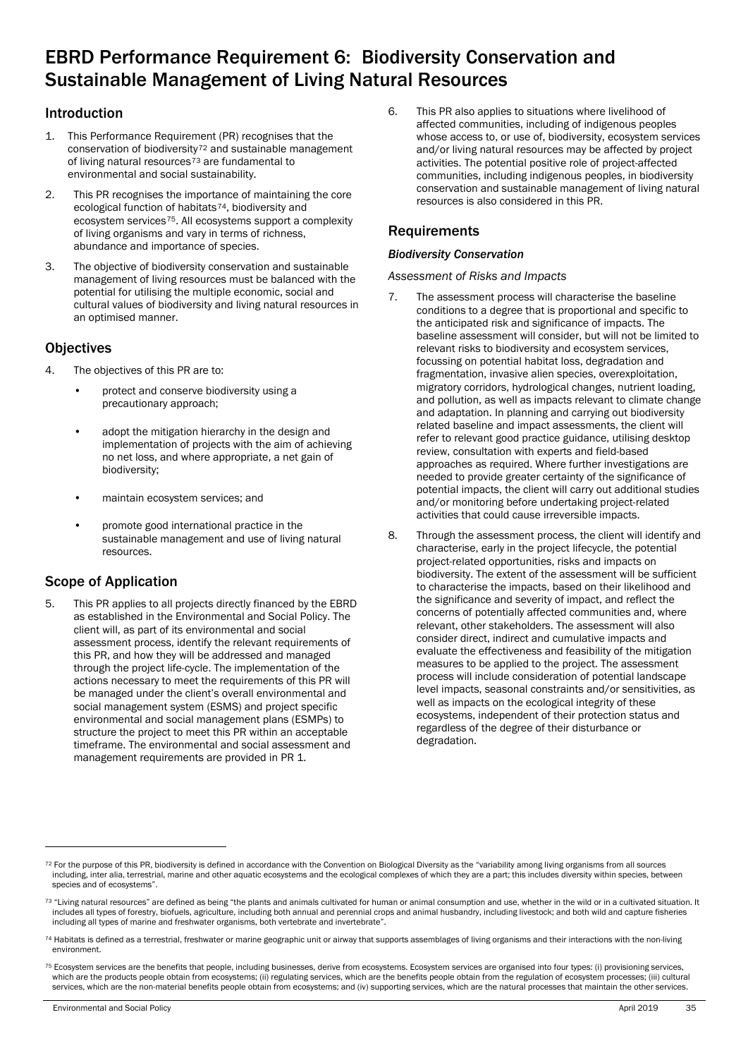# EBRD Performance Requirement 6: Biodiversity Conservation and Sustainable Management of Living Natural Resources

## Introduction

1. This Performance Requirement (PR) recognises that the conservation of biodiversity[72] and sustainable management of living natural resources[73] are fundamental to environmental and social sustainability.
2. This PR recognises the importance of maintaining the core ecological function of habitats[74], biodiversity and ecosystem services[75]. All ecosystems support a complexity of living organisms and vary in terms of richness, abundance and importance of species.
3. The objective of biodiversity conservation and sustainable management of living resources must be balanced with the potential for utilising the multiple economic, social and cultural values of biodiversity and living natural resources in an optimised manner.

## Objectives

4. The objectives of this PR are to:
   - protect and conserve biodiversity using a precautionary approach;
   - adopt the mitigation hierarchy in the design and implementation of projects with the aim of achieving no net loss, and where appropriate, a net gain of biodiversity;
   - maintain ecosystem services; and
   - promote good international practice in the sustainable management and use of living natural resources.

## Scope of Application

5. This PR applies to all projects directly financed by the EBRD as established in the Environmental and Social Policy. The client will, as part of its environmental and social assessment process, identify the relevant requirements of this PR, and how they will be addressed and managed through the project life-cycle. The implementation of the actions necessary to meet the requirements of this PR will be managed under the client's overall environmental and social management system (ESMS) and project specific environmental and social management plans (ESMPs) to structure the project to meet this PR within an acceptable timeframe. The environmental and social assessment and management requirements are provided in PR 1.
6. This PR also applies to situations where livelihood of affected communities, including of indigenous peoples whose access to, or use of, biodiversity, ecosystem services and/or living natural resources may be affected by project activities. The potential positive role of project-affected communities, including indigenous peoples, in biodiversity conservation and sustainable management of living natural resources is also considered in this PR.

## Requirements

### *Biodiversity Conservation*

*Assessment of Risks and Impacts*

7. The assessment process will characterise the baseline conditions to a degree that is proportional and specific to the anticipated risk and significance of impacts. The baseline assessment will consider, but will not be limited to relevant risks to biodiversity and ecosystem services, focussing on potential habitat loss, degradation and fragmentation, invasive alien species, overexploitation, migratory corridors, hydrological changes, nutrient loading, and pollution, as well as impacts relevant to climate change and adaptation. In planning and carrying out biodiversity related baseline and impact assessments, the client will refer to relevant good practice guidance, utilising desktop review, consultation with experts and field-based approaches as required. Where further investigations are needed to provide greater certainty of the significance of potential impacts, the client will carry out additional studies and/or monitoring before undertaking project-related activities that could cause irreversible impacts.
8. Through the assessment process, the client will identify and characterise, early in the project lifecycle, the potential project-related opportunities, risks and impacts on biodiversity. The extent of the assessment will be sufficient to characterise the impacts, based on their likelihood and the significance and severity of impact, and reflect the concerns of potentially affected communities and, where relevant, other stakeholders. The assessment will also consider direct, indirect and cumulative impacts and evaluate the effectiveness and feasibility of the mitigation measures to be applied to the project. The assessment process will include consideration of potential landscape level impacts, seasonal constraints and/or sensitivities, as well as impacts on the ecological integrity of these ecosystems, independent of their protection status and regardless of the degree of their disturbance or degradation.

---

[72] For the purpose of this PR, biodiversity is defined in accordance with the Convention on Biological Diversity as the "variability among living organisms from all sources including, inter alia, terrestrial, marine and other aquatic ecosystems and the ecological complexes of which they are a part; this includes diversity within species, between species and of ecosystems".

[73] "Living natural resources" are defined as being "the plants and animals cultivated for human or animal consumption and use, whether in the wild or in a cultivated situation. It includes all types of forestry, biofuels, agriculture, including both annual and perennial crops and animal husbandry, including livestock; and both wild and capture fisheries including all types of marine and freshwater organisms, both vertebrate and invertebrate".

[74] Habitats is defined as a terrestrial, freshwater or marine geographic unit or airway that supports assemblages of living organisms and their interactions with the non-living environment.

[75] Ecosystem services are the benefits that people, including businesses, derive from ecosystems. Ecosystem services are organised into four types: (i) provisioning services, which are the products people obtain from ecosystems; (ii) regulating services, which are the benefits people obtain from the regulation of ecosystem processes; (iii) cultural services, which are the non-material benefits people obtain from ecosystems; and (iv) supporting services, which are the natural processes that maintain the other services.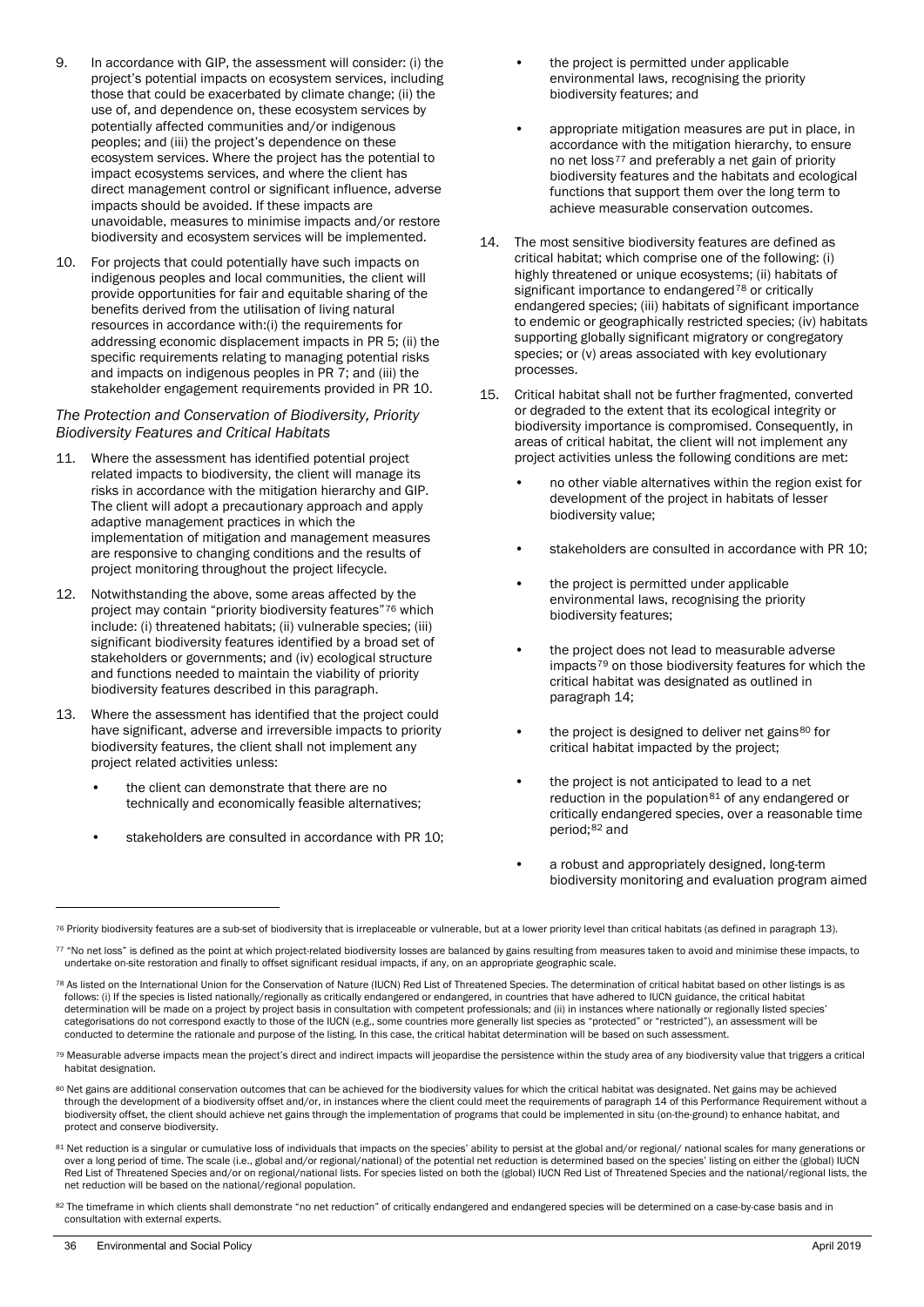9. In accordance with GIP, the assessment will consider: (i) the project's potential impacts on ecosystem services, including those that could be exacerbated by climate change; (ii) the use of, and dependence on, these ecosystem services by potentially affected communities and/or indigenous peoples; and (iii) the project's dependence on these ecosystem services. Where the project has the potential to impact ecosystems services, and where the client has direct management control or significant influence, adverse impacts should be avoided. If these impacts are unavoidable, measures to minimise impacts and/or restore biodiversity and ecosystem services will be implemented.

10. For projects that could potentially have such impacts on indigenous peoples and local communities, the client will provide opportunities for fair and equitable sharing of the benefits derived from the utilisation of living natural resources in accordance with:(i) the requirements for addressing economic displacement impacts in PR 5; (ii) the specific requirements relating to managing potential risks and impacts on indigenous peoples in PR 7; and (iii) the stakeholder engagement requirements provided in PR 10.

*The Protection and Conservation of Biodiversity, Priority Biodiversity Features and Critical Habitats*

11. Where the assessment has identified potential project related impacts to biodiversity, the client will manage its risks in accordance with the mitigation hierarchy and GIP. The client will adopt a precautionary approach and apply adaptive management practices in which the implementation of mitigation and management measures are responsive to changing conditions and the results of project monitoring throughout the project lifecycle.

12. Notwithstanding the above, some areas affected by the project may contain "priority biodiversity features"[76] which include: (i) threatened habitats; (ii) vulnerable species; (iii) significant biodiversity features identified by a broad set of stakeholders or governments; and (iv) ecological structure and functions needed to maintain the viability of priority biodiversity features described in this paragraph.

13. Where the assessment has identified that the project could have significant, adverse and irreversible impacts to priority biodiversity features, the client shall not implement any project related activities unless:

   - the client can demonstrate that there are no technically and economically feasible alternatives;
   - stakeholders are consulted in accordance with PR 10;
   - the project is permitted under applicable environmental laws, recognising the priority biodiversity features; and
   - appropriate mitigation measures are put in place, in accordance with the mitigation hierarchy, to ensure no net loss[77] and preferably a net gain of priority biodiversity features and the habitats and ecological functions that support them over the long term to achieve measurable conservation outcomes.

14. The most sensitive biodiversity features are defined as critical habitat; which comprise one of the following: (i) highly threatened or unique ecosystems; (ii) habitats of significant importance to endangered[78] or critically endangered species; (iii) habitats of significant importance to endemic or geographically restricted species; (iv) habitats supporting globally significant migratory or congregatory species; or (v) areas associated with key evolutionary processes.

15. Critical habitat shall not be further fragmented, converted or degraded to the extent that its ecological integrity or biodiversity importance is compromised. Consequently, in areas of critical habitat, the client will not implement any project activities unless the following conditions are met:

   - no other viable alternatives within the region exist for development of the project in habitats of lesser biodiversity value;
   - stakeholders are consulted in accordance with PR 10;
   - the project is permitted under applicable environmental laws, recognising the priority biodiversity features;
   - the project does not lead to measurable adverse impacts[79] on those biodiversity features for which the critical habitat was designated as outlined in paragraph 14;
   - the project is designed to deliver net gains[80] for critical habitat impacted by the project;
   - the project is not anticipated to lead to a net reduction in the population[81] of any endangered or critically endangered species, over a reasonable time period;[82] and
   - a robust and appropriately designed, long-term biodiversity monitoring and evaluation program aimed

---

[76] Priority biodiversity features are a sub-set of biodiversity that is irreplaceable or vulnerable, but at a lower priority level than critical habitats (as defined in paragraph 13).

[77] "No net loss" is defined as the point at which project-related biodiversity losses are balanced by gains resulting from measures taken to avoid and minimise these impacts, to undertake on-site restoration and finally to offset significant residual impacts, if any, on an appropriate geographic scale.

[78] As listed on the International Union for the Conservation of Nature (IUCN) Red List of Threatened Species. The determination of critical habitat based on other listings is as follows: (i) If the species is listed nationally/regionally as critically endangered or endangered, in countries that have adhered to IUCN guidance, the critical habitat determination will be made on a project by project basis in consultation with competent professionals; and (ii) in instances where nationally or regionally listed species' categorisations do not correspond exactly to those of the IUCN (e.g., some countries more generally list species as "protected" or "restricted"), an assessment will be conducted to determine the rationale and purpose of the listing. In this case, the critical habitat determination will be based on such assessment.

[79] Measurable adverse impacts mean the project's direct and indirect impacts will jeopardise the persistence within the study area of any biodiversity value that triggers a critical habitat designation.

[80] Net gains are additional conservation outcomes that can be achieved for the biodiversity values for which the critical habitat was designated. Net gains may be achieved through the development of a biodiversity offset and/or, in instances where the client could meet the requirements of paragraph 14 of this Performance Requirement without a biodiversity offset, the client should achieve net gains through the implementation of programs that could be implemented in situ (on-the-ground) to enhance habitat, and protect and conserve biodiversity.

[81] Net reduction is a singular or cumulative loss of individuals that impacts on the species' ability to persist at the global and/or regional/ national scales for many generations or over a long period of time. The scale (i.e., global and/or regional/national) of the potential net reduction is determined based on the species' listing on either the (global) IUCN Red List of Threatened Species and/or on regional/national lists. For species listed on both the (global) IUCN Red List of Threatened Species and the national/regional lists, the net reduction will be based on the national/regional population.

[82] The timeframe in which clients shall demonstrate "no net reduction" of critically endangered and endangered species will be determined on a case-by-case basis and in consultation with external experts.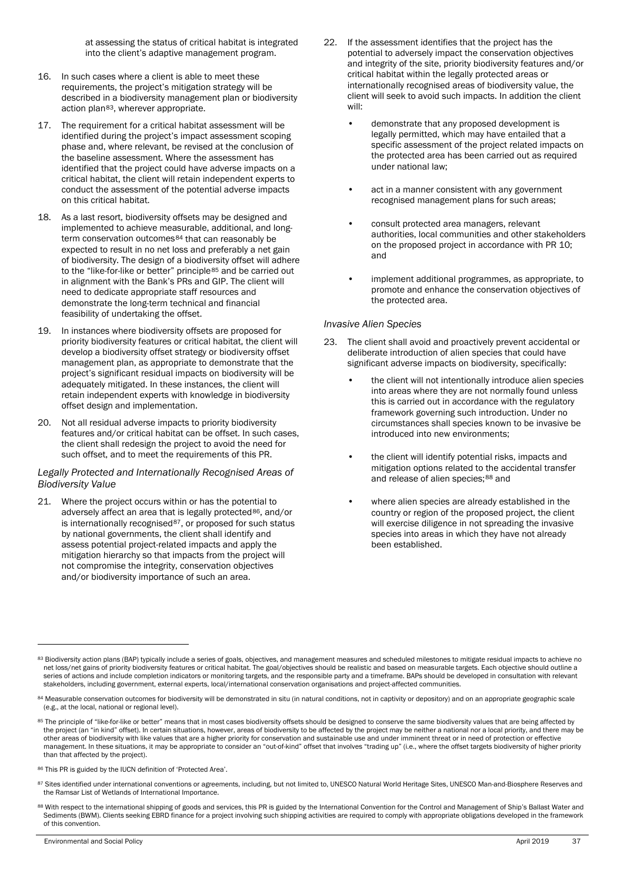at assessing the status of critical habitat is integrated into the client's adaptive management program.

16. In such cases where a client is able to meet these requirements, the project's mitigation strategy will be described in a biodiversity management plan or biodiversity action plan[83], wherever appropriate.

17. The requirement for a critical habitat assessment will be identified during the project's impact assessment scoping phase and, where relevant, be revised at the conclusion of the baseline assessment. Where the assessment has identified that the project could have adverse impacts on a critical habitat, the client will retain independent experts to conduct the assessment of the potential adverse impacts on this critical habitat.

18. As a last resort, biodiversity offsets may be designed and implemented to achieve measurable, additional, and long-term conservation outcomes[84] that can reasonably be expected to result in no net loss and preferably a net gain of biodiversity. The design of a biodiversity offset will adhere to the "like-for-like or better" principle[85] and be carried out in alignment with the Bank's PRs and GIP. The client will need to dedicate appropriate staff resources and demonstrate the long-term technical and financial feasibility of undertaking the offset.

19. In instances where biodiversity offsets are proposed for priority biodiversity features or critical habitat, the client will develop a biodiversity offset strategy or biodiversity offset management plan, as appropriate to demonstrate that the project's significant residual impacts on biodiversity will be adequately mitigated. In these instances, the client will retain independent experts with knowledge in biodiversity offset design and implementation.

20. Not all residual adverse impacts to priority biodiversity features and/or critical habitat can be offset. In such cases, the client shall redesign the project to avoid the need for such offset, and to meet the requirements of this PR.

*Legally Protected and Internationally Recognised Areas of Biodiversity Value*

21. Where the project occurs within or has the potential to adversely affect an area that is legally protected[86], and/or is internationally recognised[87], or proposed for such status by national governments, the client shall identify and assess potential project-related impacts and apply the mitigation hierarchy so that impacts from the project will not compromise the integrity, conservation objectives and/or biodiversity importance of such an area.

22. If the assessment identifies that the project has the potential to adversely impact the conservation objectives and integrity of the site, priority biodiversity features and/or critical habitat within the legally protected areas or internationally recognised areas of biodiversity value, the client will seek to avoid such impacts. In addition the client will:

   - demonstrate that any proposed development is legally permitted, which may have entailed that a specific assessment of the project related impacts on the protected area has been carried out as required under national law;
   - act in a manner consistent with any government recognised management plans for such areas;
   - consult protected area managers, relevant authorities, local communities and other stakeholders on the proposed project in accordance with PR 10; and
   - implement additional programmes, as appropriate, to promote and enhance the conservation objectives of the protected area.

*Invasive Alien Species*

23. The client shall avoid and proactively prevent accidental or deliberate introduction of alien species that could have significant adverse impacts on biodiversity, specifically:

   - the client will not intentionally introduce alien species into areas where they are not normally found unless this is carried out in accordance with the regulatory framework governing such introduction. Under no circumstances shall species known to be invasive be introduced into new environments;
   - the client will identify potential risks, impacts and mitigation options related to the accidental transfer and release of alien species;[88] and
   - where alien species are already established in the country or region of the proposed project, the client will exercise diligence in not spreading the invasive species into areas in which they have not already been established.

---

[83] Biodiversity action plans (BAP) typically include a series of goals, objectives, and management measures and scheduled milestones to mitigate residual impacts to achieve no net loss/net gains of priority biodiversity features or critical habitat. The goal/objectives should be realistic and based on measurable targets. Each objective should outline a series of actions and include completion indicators or monitoring targets, and the responsible party and a timeframe. BAPs should be developed in consultation with relevant stakeholders, including government, external experts, local/international conservation organisations and project-affected communities.

[84] Measurable conservation outcomes for biodiversity will be demonstrated in situ (in natural conditions, not in captivity or depository) and on an appropriate geographic scale (e.g., at the local, national or regional level).

[85] The principle of "like-for-like or better" means that in most cases biodiversity offsets should be designed to conserve the same biodiversity values that are being affected by the project (an "in kind" offset). In certain situations, however, areas of biodiversity to be affected by the project may be neither a national nor a local priority, and there may be other areas of biodiversity with like values that are a higher priority for conservation and sustainable use and under imminent threat or in need of protection or effective management. In these situations, it may be appropriate to consider an "out-of-kind" offset that involves "trading up" (i.e., where the offset targets biodiversity of higher priority than that affected by the project).

[86] This PR is guided by the IUCN definition of 'Protected Area'.

[87] Sites identified under international conventions or agreements, including, but not limited to, UNESCO Natural World Heritage Sites, UNESCO Man-and-Biosphere Reserves and the Ramsar List of Wetlands of International Importance.

[88] With respect to the international shipping of goods and services, this PR is guided by the International Convention for the Control and Management of Ship's Ballast Water and Sediments (BWM). Clients seeking EBRD finance for a project involving such shipping activities are required to comply with appropriate obligations developed in the framework of this convention.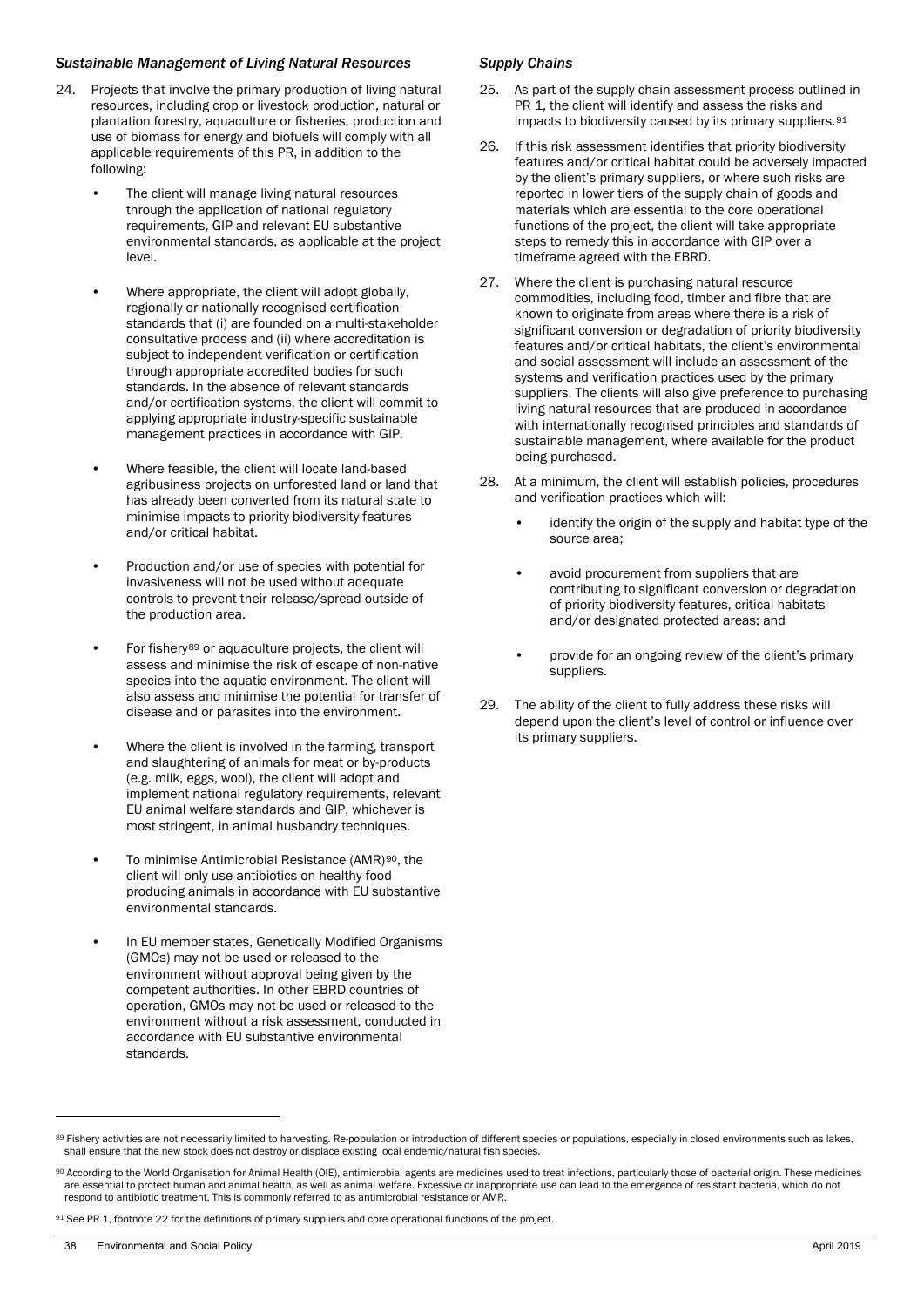### *Sustainable Management of Living Natural Resources*

24. Projects that involve the primary production of living natural resources, including crop or livestock production, natural or plantation forestry, aquaculture or fisheries, production and use of biomass for energy and biofuels will comply with all applicable requirements of this PR, in addition to the following:

    - The client will manage living natural resources through the application of national regulatory requirements, GIP and relevant EU substantive environmental standards, as applicable at the project level.
    - Where appropriate, the client will adopt globally, regionally or nationally recognised certification standards that (i) are founded on a multi-stakeholder consultative process and (ii) where accreditation is subject to independent verification or certification through appropriate accredited bodies for such standards. In the absence of relevant standards and/or certification systems, the client will commit to applying appropriate industry-specific sustainable management practices in accordance with GIP.
    - Where feasible, the client will locate land-based agribusiness projects on unforested land or land that has already been converted from its natural state to minimise impacts to priority biodiversity features and/or critical habitat.
    - Production and/or use of species with potential for invasiveness will not be used without adequate controls to prevent their release/spread outside of the production area.
    - For fishery[89] or aquaculture projects, the client will assess and minimise the risk of escape of non-native species into the aquatic environment. The client will also assess and minimise the potential for transfer of disease and or parasites into the environment.
    - Where the client is involved in the farming, transport and slaughtering of animals for meat or by-products (e.g. milk, eggs, wool), the client will adopt and implement national regulatory requirements, relevant EU animal welfare standards and GIP, whichever is most stringent, in animal husbandry techniques.
    - To minimise Antimicrobial Resistance (AMR)[90], the client will only use antibiotics on healthy food producing animals in accordance with EU substantive environmental standards.
    - In EU member states, Genetically Modified Organisms (GMOs) may not be used or released to the environment without approval being given by the competent authorities. In other EBRD countries of operation, GMOs may not be used or released to the environment without a risk assessment, conducted in accordance with EU substantive environmental standards.

### *Supply Chains*

25. As part of the supply chain assessment process outlined in PR 1, the client will identify and assess the risks and impacts to biodiversity caused by its primary suppliers.[91]

26. If this risk assessment identifies that priority biodiversity features and/or critical habitat could be adversely impacted by the client's primary suppliers, or where such risks are reported in lower tiers of the supply chain of goods and materials which are essential to the core operational functions of the project, the client will take appropriate steps to remedy this in accordance with GIP over a timeframe agreed with the EBRD.

27. Where the client is purchasing natural resource commodities, including food, timber and fibre that are known to originate from areas where there is a risk of significant conversion or degradation of priority biodiversity features and/or critical habitats, the client's environmental and social assessment will include an assessment of the systems and verification practices used by the primary suppliers. The clients will also give preference to purchasing living natural resources that are produced in accordance with internationally recognised principles and standards of sustainable management, where available for the product being purchased.

28. At a minimum, the client will establish policies, procedures and verification practices which will:

    - identify the origin of the supply and habitat type of the source area;
    - avoid procurement from suppliers that are contributing to significant conversion or degradation of priority biodiversity features, critical habitats and/or designated protected areas; and
    - provide for an ongoing review of the client's primary suppliers.

29. The ability of the client to fully address these risks will depend upon the client's level of control or influence over its primary suppliers.

---

[89] Fishery activities are not necessarily limited to harvesting. Re-population or introduction of different species or populations, especially in closed environments such as lakes, shall ensure that the new stock does not destroy or displace existing local endemic/natural fish species.

[90] According to the World Organisation for Animal Health (OIE), antimicrobial agents are medicines used to treat infections, particularly those of bacterial origin. These medicines are essential to protect human and animal health, as well as animal welfare. Excessive or inappropriate use can lead to the emergence of resistant bacteria, which do not respond to antibiotic treatment. This is commonly referred to as antimicrobial resistance or AMR.

[91] See PR 1, footnote 22 for the definitions of primary suppliers and core operational functions of the project.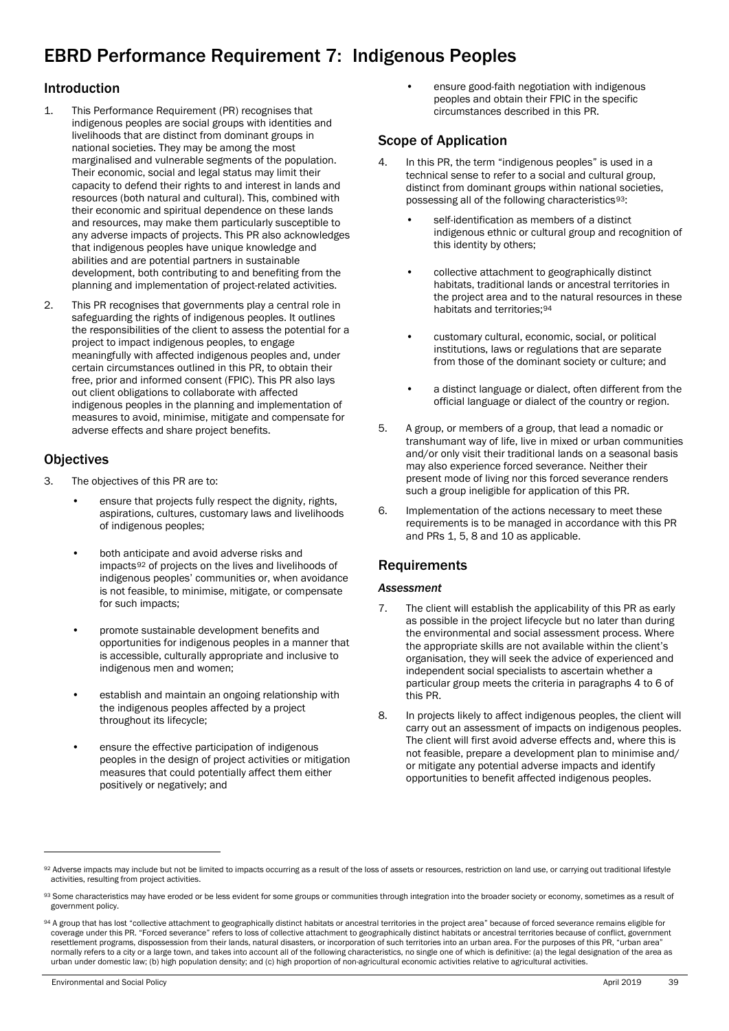# EBRD Performance Requirement 7: Indigenous Peoples

## Introduction

1. This Performance Requirement (PR) recognises that indigenous peoples are social groups with identities and livelihoods that are distinct from dominant groups in national societies. They may be among the most marginalised and vulnerable segments of the population. Their economic, social and legal status may limit their capacity to defend their rights to and interest in lands and resources (both natural and cultural). This, combined with their economic and spiritual dependence on these lands and resources, may make them particularly susceptible to any adverse impacts of projects. This PR also acknowledges that indigenous peoples have unique knowledge and abilities and are potential partners in sustainable development, both contributing to and benefiting from the planning and implementation of project-related activities.

2. This PR recognises that governments play a central role in safeguarding the rights of indigenous peoples. It outlines the responsibilities of the client to assess the potential for a project to impact indigenous peoples, to engage meaningfully with affected indigenous peoples and, under certain circumstances outlined in this PR, to obtain their free, prior and informed consent (FPIC). This PR also lays out client obligations to collaborate with affected indigenous peoples in the planning and implementation of measures to avoid, minimise, mitigate and compensate for adverse effects and share project benefits.

## Objectives

3. The objectives of this PR are to:

   - ensure that projects fully respect the dignity, rights, aspirations, cultures, customary laws and livelihoods of indigenous peoples;
   - both anticipate and avoid adverse risks and impacts[92] of projects on the lives and livelihoods of indigenous peoples' communities or, when avoidance is not feasible, to minimise, mitigate, or compensate for such impacts;
   - promote sustainable development benefits and opportunities for indigenous peoples in a manner that is accessible, culturally appropriate and inclusive to indigenous men and women;
   - establish and maintain an ongoing relationship with the indigenous peoples affected by a project throughout its lifecycle;
   - ensure the effective participation of indigenous peoples in the design of project activities or mitigation measures that could potentially affect them either positively or negatively; and
   - ensure good-faith negotiation with indigenous peoples and obtain their FPIC in the specific circumstances described in this PR.

## Scope of Application

4. In this PR, the term "indigenous peoples" is used in a technical sense to refer to a social and cultural group, distinct from dominant groups within national societies, possessing all of the following characteristics[93]:

   - self-identification as members of a distinct indigenous ethnic or cultural group and recognition of this identity by others;
   - collective attachment to geographically distinct habitats, traditional lands or ancestral territories in the project area and to the natural resources in these habitats and territories;[94]
   - customary cultural, economic, social, or political institutions, laws or regulations that are separate from those of the dominant society or culture; and
   - a distinct language or dialect, often different from the official language or dialect of the country or region.

5. A group, or members of a group, that lead a nomadic or transhumant way of life, live in mixed or urban communities and/or only visit their traditional lands on a seasonal basis may also experience forced severance. Neither their present mode of living nor this forced severance renders such a group ineligible for application of this PR.

6. Implementation of the actions necessary to meet these requirements is to be managed in accordance with this PR and PRs 1, 5, 8 and 10 as applicable.

## Requirements

### *Assessment*

7. The client will establish the applicability of this PR as early as possible in the project lifecycle but no later than during the environmental and social assessment process. Where the appropriate skills are not available within the client's organisation, they will seek the advice of experienced and independent social specialists to ascertain whether a particular group meets the criteria in paragraphs 4 to 6 of this PR.

8. In projects likely to affect indigenous peoples, the client will carry out an assessment of impacts on indigenous peoples. The client will first avoid adverse effects and, where this is not feasible, prepare a development plan to minimise and/ or mitigate any potential adverse impacts and identify opportunities to benefit affected indigenous peoples.

---

[92] Adverse impacts may include but not be limited to impacts occurring as a result of the loss of assets or resources, restriction on land use, or carrying out traditional lifestyle activities, resulting from project activities.

[93] Some characteristics may have eroded or be less evident for some groups or communities through integration into the broader society or economy, sometimes as a result of government policy.

[94] A group that has lost "collective attachment to geographically distinct habitats or ancestral territories in the project area" because of forced severance remains eligible for coverage under this PR. "Forced severance" refers to loss of collective attachment to geographically distinct habitats or ancestral territories because of conflict, government resettlement programs, dispossession from their lands, natural disasters, or incorporation of such territories into an urban area. For the purposes of this PR, "urban area" normally refers to a city or a large town, and takes into account all of the following characteristics, no single one of which is definitive: (a) the legal designation of the area as urban under domestic law; (b) high population density; and (c) high proportion of non-agricultural economic activities relative to agricultural activities.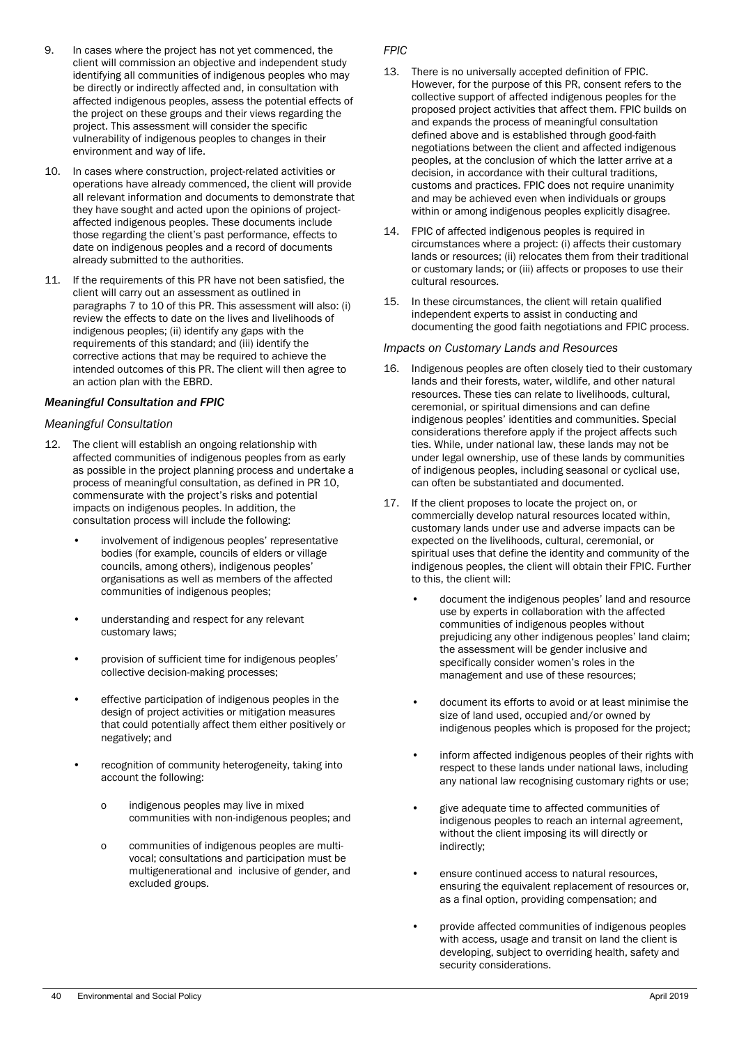9. In cases where the project has not yet commenced, the client will commission an objective and independent study identifying all communities of indigenous peoples who may be directly or indirectly affected and, in consultation with affected indigenous peoples, assess the potential effects of the project on these groups and their views regarding the project. This assessment will consider the specific vulnerability of indigenous peoples to changes in their environment and way of life.

10. In cases where construction, project-related activities or operations have already commenced, the client will provide all relevant information and documents to demonstrate that they have sought and acted upon the opinions of project-affected indigenous peoples. These documents include those regarding the client's past performance, effects to date on indigenous peoples and a record of documents already submitted to the authorities.

11. If the requirements of this PR have not been satisfied, the client will carry out an assessment as outlined in paragraphs 7 to 10 of this PR. This assessment will also: (i) review the effects to date on the lives and livelihoods of indigenous peoples; (ii) identify any gaps with the requirements of this standard; and (iii) identify the corrective actions that may be required to achieve the intended outcomes of this PR. The client will then agree to an action plan with the EBRD.

### *Meaningful Consultation and FPIC*

#### *Meaningful Consultation*

12. The client will establish an ongoing relationship with affected communities of indigenous peoples from as early as possible in the project planning process and undertake a process of meaningful consultation, as defined in PR 10, commensurate with the project's risks and potential impacts on indigenous peoples. In addition, the consultation process will include the following:

    - involvement of indigenous peoples' representative bodies (for example, councils of elders or village councils, among others), indigenous peoples' organisations as well as members of the affected communities of indigenous peoples;
    - understanding and respect for any relevant customary laws;
    - provision of sufficient time for indigenous peoples' collective decision-making processes;
    - effective participation of indigenous peoples in the design of project activities or mitigation measures that could potentially affect them either positively or negatively; and
    - recognition of community heterogeneity, taking into account the following:
        - indigenous peoples may live in mixed communities with non-indigenous peoples; and
        - communities of indigenous peoples are multi-vocal; consultations and participation must be multigenerational and inclusive of gender, and excluded groups.

#### *FPIC*

13. There is no universally accepted definition of FPIC. However, for the purpose of this PR, consent refers to the collective support of affected indigenous peoples for the proposed project activities that affect them. FPIC builds on and expands the process of meaningful consultation defined above and is established through good-faith negotiations between the client and affected indigenous peoples, at the conclusion of which the latter arrive at a decision, in accordance with their cultural traditions, customs and practices. FPIC does not require unanimity and may be achieved even when individuals or groups within or among indigenous peoples explicitly disagree.

14. FPIC of affected indigenous peoples is required in circumstances where a project: (i) affects their customary lands or resources; (ii) relocates them from their traditional or customary lands; or (iii) affects or proposes to use their cultural resources.

15. In these circumstances, the client will retain qualified independent experts to assist in conducting and documenting the good faith negotiations and FPIC process.

#### *Impacts on Customary Lands and Resources*

16. Indigenous peoples are often closely tied to their customary lands and their forests, water, wildlife, and other natural resources. These ties can relate to livelihoods, cultural, ceremonial, or spiritual dimensions and can define indigenous peoples' identities and communities. Special considerations therefore apply if the project affects such ties. While, under national law, these lands may not be under legal ownership, use of these lands by communities of indigenous peoples, including seasonal or cyclical use, can often be substantiated and documented.

17. If the client proposes to locate the project on, or commercially develop natural resources located within, customary lands under use and adverse impacts can be expected on the livelihoods, cultural, ceremonial, or spiritual uses that define the identity and community of the indigenous peoples, the client will obtain their FPIC. Further to this, the client will:

    - document the indigenous peoples' land and resource use by experts in collaboration with the affected communities of indigenous peoples without prejudicing any other indigenous peoples' land claim; the assessment will be gender inclusive and specifically consider women's roles in the management and use of these resources;
    - document its efforts to avoid or at least minimise the size of land used, occupied and/or owned by indigenous peoples which is proposed for the project;
    - inform affected indigenous peoples of their rights with respect to these lands under national laws, including any national law recognising customary rights or use;
    - give adequate time to affected communities of indigenous peoples to reach an internal agreement, without the client imposing its will directly or indirectly;
    - ensure continued access to natural resources, ensuring the equivalent replacement of resources or, as a final option, providing compensation; and
    - provide affected communities of indigenous peoples with access, usage and transit on land the client is developing, subject to overriding health, safety and security considerations.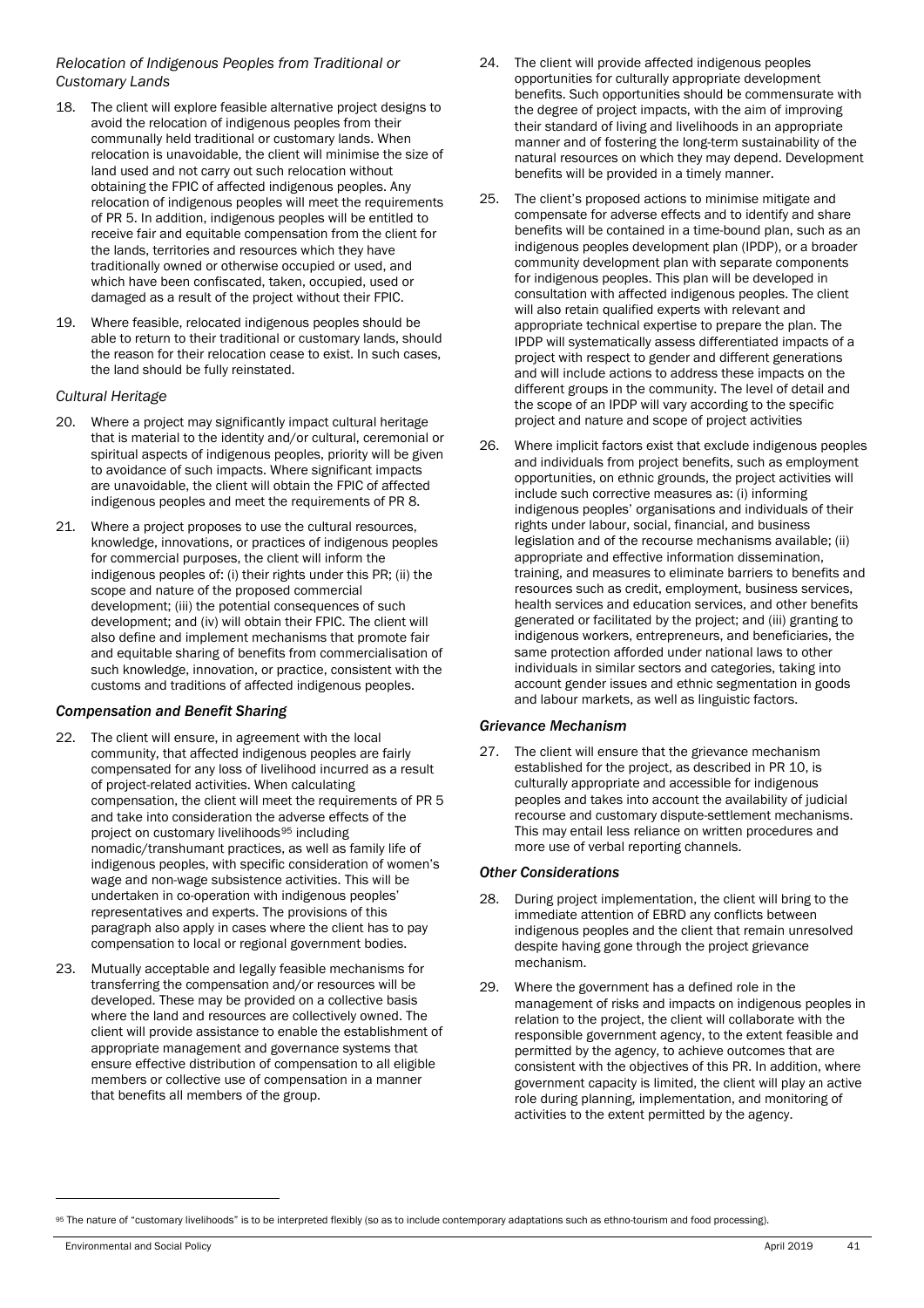### *Relocation of Indigenous Peoples from Traditional or Customary Lands*

18. The client will explore feasible alternative project designs to avoid the relocation of indigenous peoples from their communally held traditional or customary lands. When relocation is unavoidable, the client will minimise the size of land used and not carry out such relocation without obtaining the FPIC of affected indigenous peoples. Any relocation of indigenous peoples will meet the requirements of PR 5. In addition, indigenous peoples will be entitled to receive fair and equitable compensation from the client for the lands, territories and resources which they have traditionally owned or otherwise occupied or used, and which have been confiscated, taken, occupied, used or damaged as a result of the project without their FPIC.

19. Where feasible, relocated indigenous peoples should be able to return to their traditional or customary lands, should the reason for their relocation cease to exist. In such cases, the land should be fully reinstated.

### *Cultural Heritage*

20. Where a project may significantly impact cultural heritage that is material to the identity and/or cultural, ceremonial or spiritual aspects of indigenous peoples, priority will be given to avoidance of such impacts. Where significant impacts are unavoidable, the client will obtain the FPIC of affected indigenous peoples and meet the requirements of PR 8.

21. Where a project proposes to use the cultural resources, knowledge, innovations, or practices of indigenous peoples for commercial purposes, the client will inform the indigenous peoples of: (i) their rights under this PR; (ii) the scope and nature of the proposed commercial development; (iii) the potential consequences of such development; and (iv) will obtain their FPIC. The client will also define and implement mechanisms that promote fair and equitable sharing of benefits from commercialisation of such knowledge, innovation, or practice, consistent with the customs and traditions of affected indigenous peoples.

### *Compensation and Benefit Sharing*

22. The client will ensure, in agreement with the local community, that affected indigenous peoples are fairly compensated for any loss of livelihood incurred as a result of project-related activities. When calculating compensation, the client will meet the requirements of PR 5 and take into consideration the adverse effects of the project on customary livelihoods[95] including nomadic/transhumant practices, as well as family life of indigenous peoples, with specific consideration of women's wage and non-wage subsistence activities. This will be undertaken in co-operation with indigenous peoples' representatives and experts. The provisions of this paragraph also apply in cases where the client has to pay compensation to local or regional government bodies.

23. Mutually acceptable and legally feasible mechanisms for transferring the compensation and/or resources will be developed. These may be provided on a collective basis where the land and resources are collectively owned. The client will provide assistance to enable the establishment of appropriate management and governance systems that ensure effective distribution of compensation to all eligible members or collective use of compensation in a manner that benefits all members of the group.

24. The client will provide affected indigenous peoples opportunities for culturally appropriate development benefits. Such opportunities should be commensurate with the degree of project impacts, with the aim of improving their standard of living and livelihoods in an appropriate manner and of fostering the long-term sustainability of the natural resources on which they may depend. Development benefits will be provided in a timely manner.

25. The client's proposed actions to minimise mitigate and compensate for adverse effects and to identify and share benefits will be contained in a time-bound plan, such as an indigenous peoples development plan (IPDP), or a broader community development plan with separate components for indigenous peoples. This plan will be developed in consultation with affected indigenous peoples. The client will also retain qualified experts with relevant and appropriate technical expertise to prepare the plan. The IPDP will systematically assess differentiated impacts of a project with respect to gender and different generations and will include actions to address these impacts on the different groups in the community. The level of detail and the scope of an IPDP will vary according to the specific project and nature and scope of project activities

26. Where implicit factors exist that exclude indigenous peoples and individuals from project benefits, such as employment opportunities, on ethnic grounds, the project activities will include such corrective measures as: (i) informing indigenous peoples' organisations and individuals of their rights under labour, social, financial, and business legislation and of the recourse mechanisms available; (ii) appropriate and effective information dissemination, training, and measures to eliminate barriers to benefits and resources such as credit, employment, business services, health services and education services, and other benefits generated or facilitated by the project; and (iii) granting to indigenous workers, entrepreneurs, and beneficiaries, the same protection afforded under national laws to other individuals in similar sectors and categories, taking into account gender issues and ethnic segmentation in goods and labour markets, as well as linguistic factors.

### *Grievance Mechanism*

27. The client will ensure that the grievance mechanism established for the project, as described in PR 10, is culturally appropriate and accessible for indigenous peoples and takes into account the availability of judicial recourse and customary dispute-settlement mechanisms. This may entail less reliance on written procedures and more use of verbal reporting channels.

### *Other Considerations*

28. During project implementation, the client will bring to the immediate attention of EBRD any conflicts between indigenous peoples and the client that remain unresolved despite having gone through the project grievance mechanism.

29. Where the government has a defined role in the management of risks and impacts on indigenous peoples in relation to the project, the client will collaborate with the responsible government agency, to the extent feasible and permitted by the agency, to achieve outcomes that are consistent with the objectives of this PR. In addition, where government capacity is limited, the client will play an active role during planning, implementation, and monitoring of activities to the extent permitted by the agency.

---

[95] The nature of "customary livelihoods" is to be interpreted flexibly (so as to include contemporary adaptations such as ethno-tourism and food processing).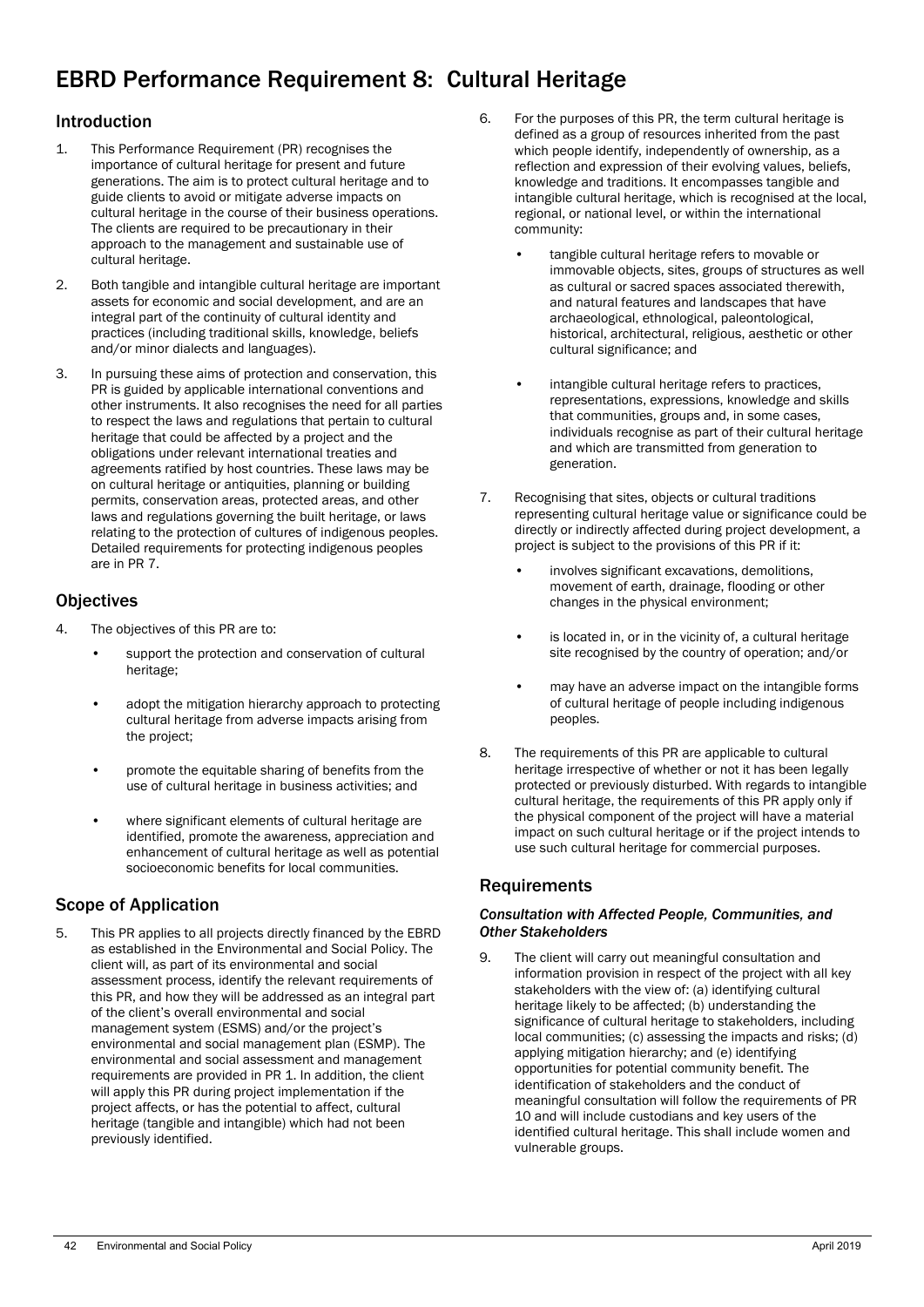# EBRD Performance Requirement 8: Cultural Heritage

## Introduction

1. This Performance Requirement (PR) recognises the importance of cultural heritage for present and future generations. The aim is to protect cultural heritage and to guide clients to avoid or mitigate adverse impacts on cultural heritage in the course of their business operations. The clients are required to be precautionary in their approach to the management and sustainable use of cultural heritage.

2. Both tangible and intangible cultural heritage are important assets for economic and social development, and are an integral part of the continuity of cultural identity and practices (including traditional skills, knowledge, beliefs and/or minor dialects and languages).

3. In pursuing these aims of protection and conservation, this PR is guided by applicable international conventions and other instruments. It also recognises the need for all parties to respect the laws and regulations that pertain to cultural heritage that could be affected by a project and the obligations under relevant international treaties and agreements ratified by host countries. These laws may be on cultural heritage or antiquities, planning or building permits, conservation areas, protected areas, and other laws and regulations governing the built heritage, or laws relating to the protection of cultures of indigenous peoples. Detailed requirements for protecting indigenous peoples are in PR 7.

## Objectives

4. The objectives of this PR are to:
   - support the protection and conservation of cultural heritage;
   - adopt the mitigation hierarchy approach to protecting cultural heritage from adverse impacts arising from the project;
   - promote the equitable sharing of benefits from the use of cultural heritage in business activities; and
   - where significant elements of cultural heritage are identified, promote the awareness, appreciation and enhancement of cultural heritage as well as potential socioeconomic benefits for local communities.

## Scope of Application

5. This PR applies to all projects directly financed by the EBRD as established in the Environmental and Social Policy. The client will, as part of its environmental and social assessment process, identify the relevant requirements of this PR, and how they will be addressed as an integral part of the client's overall environmental and social management system (ESMS) and/or the project's environmental and social management plan (ESMP). The environmental and social assessment and management requirements are provided in PR 1. In addition, the client will apply this PR during project implementation if the project affects, or has the potential to affect, cultural heritage (tangible and intangible) which had not been previously identified.

6. For the purposes of this PR, the term cultural heritage is defined as a group of resources inherited from the past which people identify, independently of ownership, as a reflection and expression of their evolving values, beliefs, knowledge and traditions. It encompasses tangible and intangible cultural heritage, which is recognised at the local, regional, or national level, or within the international community:
   - tangible cultural heritage refers to movable or immovable objects, sites, groups of structures as well as cultural or sacred spaces associated therewith, and natural features and landscapes that have archaeological, ethnological, paleontological, historical, architectural, religious, aesthetic or other cultural significance; and
   - intangible cultural heritage refers to practices, representations, expressions, knowledge and skills that communities, groups and, in some cases, individuals recognise as part of their cultural heritage and which are transmitted from generation to generation.

7. Recognising that sites, objects or cultural traditions representing cultural heritage value or significance could be directly or indirectly affected during project development, a project is subject to the provisions of this PR if it:
   - involves significant excavations, demolitions, movement of earth, drainage, flooding or other changes in the physical environment;
   - is located in, or in the vicinity of, a cultural heritage site recognised by the country of operation; and/or
   - may have an adverse impact on the intangible forms of cultural heritage of people including indigenous peoples.

8. The requirements of this PR are applicable to cultural heritage irrespective of whether or not it has been legally protected or previously disturbed. With regards to intangible cultural heritage, the requirements of this PR apply only if the physical component of the project will have a material impact on such cultural heritage or if the project intends to use such cultural heritage for commercial purposes.

## Requirements

### *Consultation with Affected People, Communities, and Other Stakeholders*

9. The client will carry out meaningful consultation and information provision in respect of the project with all key stakeholders with the view of: (a) identifying cultural heritage likely to be affected; (b) understanding the significance of cultural heritage to stakeholders, including local communities; (c) assessing the impacts and risks; (d) applying mitigation hierarchy; and (e) identifying opportunities for potential community benefit. The identification of stakeholders and the conduct of meaningful consultation will follow the requirements of PR 10 and will include custodians and key users of the identified cultural heritage. This shall include women and vulnerable groups.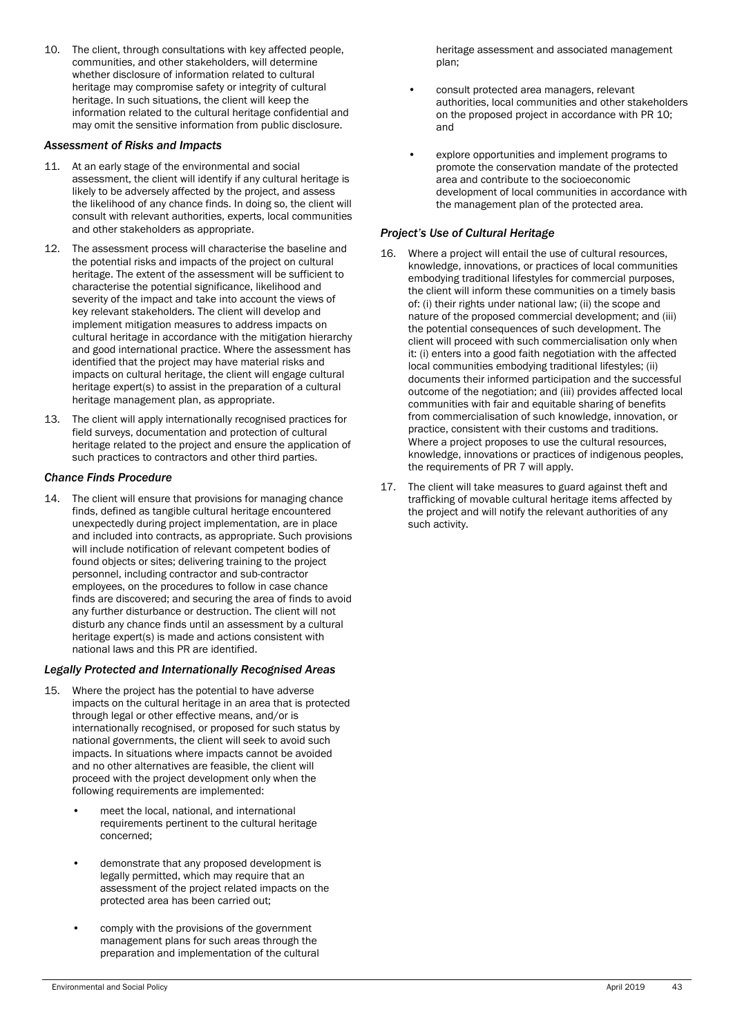10. The client, through consultations with key affected people, communities, and other stakeholders, will determine whether disclosure of information related to cultural heritage may compromise safety or integrity of cultural heritage. In such situations, the client will keep the information related to the cultural heritage confidential and may omit the sensitive information from public disclosure.

### *Assessment of Risks and Impacts*

11. At an early stage of the environmental and social assessment, the client will identify if any cultural heritage is likely to be adversely affected by the project, and assess the likelihood of any chance finds. In doing so, the client will consult with relevant authorities, experts, local communities and other stakeholders as appropriate.

12. The assessment process will characterise the baseline and the potential risks and impacts of the project on cultural heritage. The extent of the assessment will be sufficient to characterise the potential significance, likelihood and severity of the impact and take into account the views of key relevant stakeholders. The client will develop and implement mitigation measures to address impacts on cultural heritage in accordance with the mitigation hierarchy and good international practice. Where the assessment has identified that the project may have material risks and impacts on cultural heritage, the client will engage cultural heritage expert(s) to assist in the preparation of a cultural heritage management plan, as appropriate.

13. The client will apply internationally recognised practices for field surveys, documentation and protection of cultural heritage related to the project and ensure the application of such practices to contractors and other third parties.

### *Chance Finds Procedure*

14. The client will ensure that provisions for managing chance finds, defined as tangible cultural heritage encountered unexpectedly during project implementation, are in place and included into contracts, as appropriate. Such provisions will include notification of relevant competent bodies of found objects or sites; delivering training to the project personnel, including contractor and sub-contractor employees, on the procedures to follow in case chance finds are discovered; and securing the area of finds to avoid any further disturbance or destruction. The client will not disturb any chance finds until an assessment by a cultural heritage expert(s) is made and actions consistent with national laws and this PR are identified.

### *Legally Protected and Internationally Recognised Areas*

15. Where the project has the potential to have adverse impacts on the cultural heritage in an area that is protected through legal or other effective means, and/or is internationally recognised, or proposed for such status by national governments, the client will seek to avoid such impacts. In situations where impacts cannot be avoided and no other alternatives are feasible, the client will proceed with the project development only when the following requirements are implemented:

    - meet the local, national, and international requirements pertinent to the cultural heritage concerned;
    - demonstrate that any proposed development is legally permitted, which may require that an assessment of the project related impacts on the protected area has been carried out;
    - comply with the provisions of the government management plans for such areas through the preparation and implementation of the cultural heritage assessment and associated management plan;
    - consult protected area managers, relevant authorities, local communities and other stakeholders on the proposed project in accordance with PR 10; and
    - explore opportunities and implement programs to promote the conservation mandate of the protected area and contribute to the socioeconomic development of local communities in accordance with the management plan of the protected area.

### *Project's Use of Cultural Heritage*

16. Where a project will entail the use of cultural resources, knowledge, innovations, or practices of local communities embodying traditional lifestyles for commercial purposes, the client will inform these communities on a timely basis of: (i) their rights under national law; (ii) the scope and nature of the proposed commercial development; and (iii) the potential consequences of such development. The client will proceed with such commercialisation only when it: (i) enters into a good faith negotiation with the affected local communities embodying traditional lifestyles; (ii) documents their informed participation and the successful outcome of the negotiation; and (iii) provides affected local communities with fair and equitable sharing of benefits from commercialisation of such knowledge, innovation, or practice, consistent with their customs and traditions. Where a project proposes to use the cultural resources, knowledge, innovations or practices of indigenous peoples, the requirements of PR 7 will apply.

17. The client will take measures to guard against theft and trafficking of movable cultural heritage items affected by the project and will notify the relevant authorities of any such activity.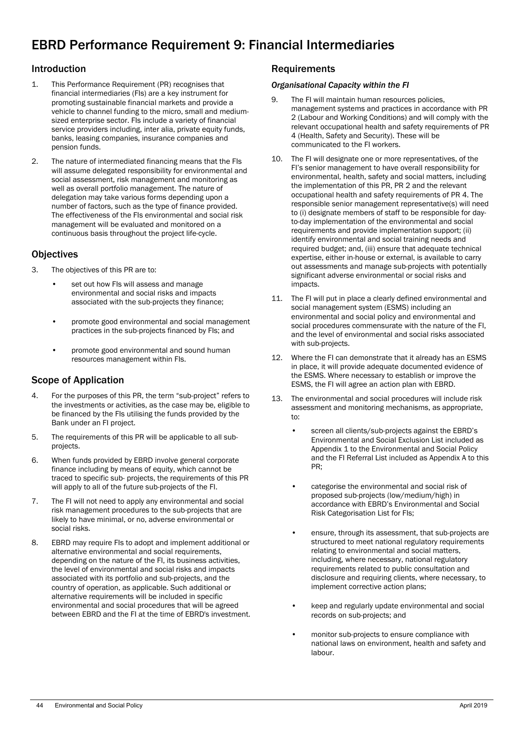# EBRD Performance Requirement 9: Financial Intermediaries

## Introduction

1. This Performance Requirement (PR) recognises that financial intermediaries (FIs) are a key instrument for promoting sustainable financial markets and provide a vehicle to channel funding to the micro, small and medium-sized enterprise sector. FIs include a variety of financial service providers including, inter alia, private equity funds, banks, leasing companies, insurance companies and pension funds.

2. The nature of intermediated financing means that the FIs will assume delegated responsibility for environmental and social assessment, risk management and monitoring as well as overall portfolio management. The nature of delegation may take various forms depending upon a number of factors, such as the type of finance provided. The effectiveness of the FIs environmental and social risk management will be evaluated and monitored on a continuous basis throughout the project life-cycle.

## Objectives

3. The objectives of this PR are to:

   - set out how FIs will assess and manage environmental and social risks and impacts associated with the sub-projects they finance;
   - promote good environmental and social management practices in the sub-projects financed by FIs; and
   - promote good environmental and sound human resources management within FIs.

## Scope of Application

4. For the purposes of this PR, the term "sub-project" refers to the investments or activities, as the case may be, eligible to be financed by the FIs utilising the funds provided by the Bank under an FI project.

5. The requirements of this PR will be applicable to all sub-projects.

6. When funds provided by EBRD involve general corporate finance including by means of equity, which cannot be traced to specific sub- projects, the requirements of this PR will apply to all of the future sub-projects of the FI.

7. The FI will not need to apply any environmental and social risk management procedures to the sub-projects that are likely to have minimal, or no, adverse environmental or social risks.

8. EBRD may require FIs to adopt and implement additional or alternative environmental and social requirements, depending on the nature of the FI, its business activities, the level of environmental and social risks and impacts associated with its portfolio and sub-projects, and the country of operation, as applicable. Such additional or alternative requirements will be included in specific environmental and social procedures that will be agreed between EBRD and the FI at the time of EBRD's investment.

## Requirements

### *Organisational Capacity within the FI*

9. The FI will maintain human resources policies, management systems and practices in accordance with PR 2 (Labour and Working Conditions) and will comply with the relevant occupational health and safety requirements of PR 4 (Health, Safety and Security). These will be communicated to the FI workers.

10. The FI will designate one or more representatives, of the FI's senior management to have overall responsibility for environmental, health, safety and social matters, including the implementation of this PR, PR 2 and the relevant occupational health and safety requirements of PR 4. The responsible senior management representative(s) will need to (i) designate members of staff to be responsible for day-to-day implementation of the environmental and social requirements and provide implementation support; (ii) identify environmental and social training needs and required budget; and, (iii) ensure that adequate technical expertise, either in-house or external, is available to carry out assessments and manage sub-projects with potentially significant adverse environmental or social risks and impacts.

11. The FI will put in place a clearly defined environmental and social management system (ESMS) including an environmental and social policy and environmental and social procedures commensurate with the nature of the FI, and the level of environmental and social risks associated with sub-projects.

12. Where the FI can demonstrate that it already has an ESMS in place, it will provide adequate documented evidence of the ESMS. Where necessary to establish or improve the ESMS, the FI will agree an action plan with EBRD.

13. The environmental and social procedures will include risk assessment and monitoring mechanisms, as appropriate, to:

    - screen all clients/sub-projects against the EBRD's Environmental and Social Exclusion List included as Appendix 1 to the Environmental and Social Policy and the FI Referral List included as Appendix A to this PR;
    - categorise the environmental and social risk of proposed sub-projects (low/medium/high) in accordance with EBRD's Environmental and Social Risk Categorisation List for FIs;
    - ensure, through its assessment, that sub-projects are structured to meet national regulatory requirements relating to environmental and social matters, including, where necessary, national regulatory requirements related to public consultation and disclosure and requiring clients, where necessary, to implement corrective action plans;
    - keep and regularly update environmental and social records on sub-projects; and
    - monitor sub-projects to ensure compliance with national laws on environment, health and safety and labour.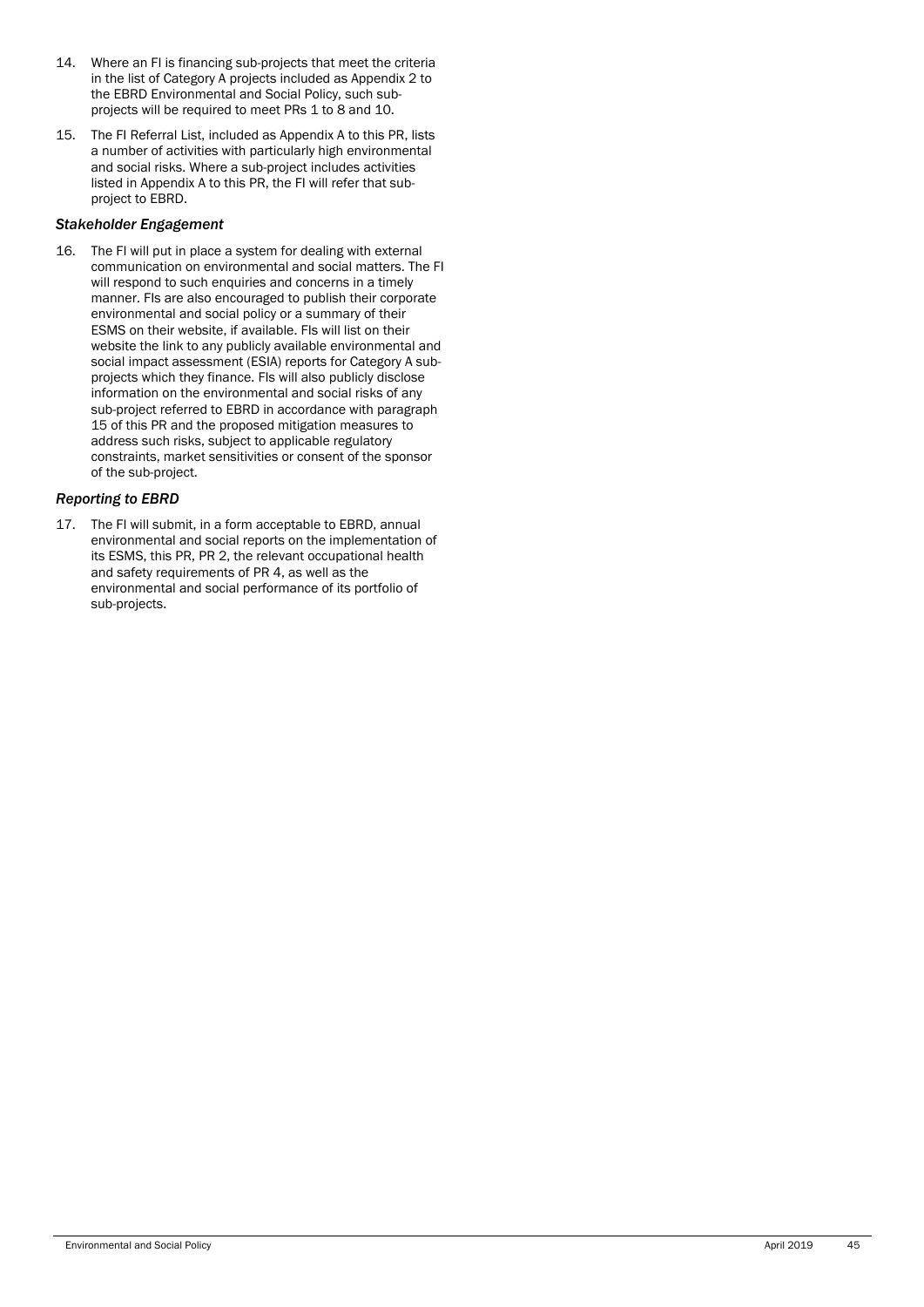14. Where an FI is financing sub-projects that meet the criteria in the list of Category A projects included as Appendix 2 to the EBRD Environmental and Social Policy, such sub-projects will be required to meet PRs 1 to 8 and 10.

15. The FI Referral List, included as Appendix A to this PR, lists a number of activities with particularly high environmental and social risks. Where a sub-project includes activities listed in Appendix A to this PR, the FI will refer that sub-project to EBRD.

### *Stakeholder Engagement*

16. The FI will put in place a system for dealing with external communication on environmental and social matters. The FI will respond to such enquiries and concerns in a timely manner. FIs are also encouraged to publish their corporate environmental and social policy or a summary of their ESMS on their website, if available. FIs will list on their website the link to any publicly available environmental and social impact assessment (ESIA) reports for Category A sub-projects which they finance. FIs will also publicly disclose information on the environmental and social risks of any sub-project referred to EBRD in accordance with paragraph 15 of this PR and the proposed mitigation measures to address such risks, subject to applicable regulatory constraints, market sensitivities or consent of the sponsor of the sub-project.

### *Reporting to EBRD*

17. The FI will submit, in a form acceptable to EBRD, annual environmental and social reports on the implementation of its ESMS, this PR, PR 2, the relevant occupational health and safety requirements of PR 4, as well as the environmental and social performance of its portfolio of sub-projects.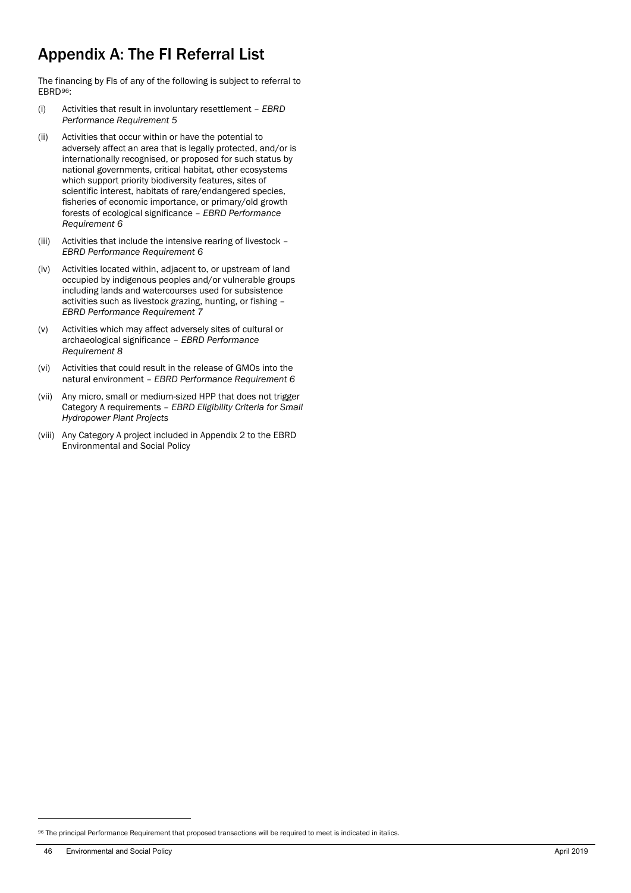# Appendix A: The FI Referral List

The financing by FIs of any of the following is subject to referral to EBRD[96]:

(i) Activities that result in involuntary resettlement – *EBRD Performance Requirement 5*

(ii) Activities that occur within or have the potential to adversely affect an area that is legally protected, and/or is internationally recognised, or proposed for such status by national governments, critical habitat, other ecosystems which support priority biodiversity features, sites of scientific interest, habitats of rare/endangered species, fisheries of economic importance, or primary/old growth forests of ecological significance – *EBRD Performance Requirement 6*

(iii) Activities that include the intensive rearing of livestock – *EBRD Performance Requirement 6*

(iv) Activities located within, adjacent to, or upstream of land occupied by indigenous peoples and/or vulnerable groups including lands and watercourses used for subsistence activities such as livestock grazing, hunting, or fishing – *EBRD Performance Requirement 7*

(v) Activities which may affect adversely sites of cultural or archaeological significance – *EBRD Performance Requirement 8*

(vi) Activities that could result in the release of GMOs into the natural environment – *EBRD Performance Requirement 6*

(vii) Any micro, small or medium-sized HPP that does not trigger Category A requirements – *EBRD Eligibility Criteria for Small Hydropower Plant Projects*

(viii) Any Category A project included in Appendix 2 to the EBRD Environmental and Social Policy

---

[96] The principal Performance Requirement that proposed transactions will be required to meet is indicated in italics.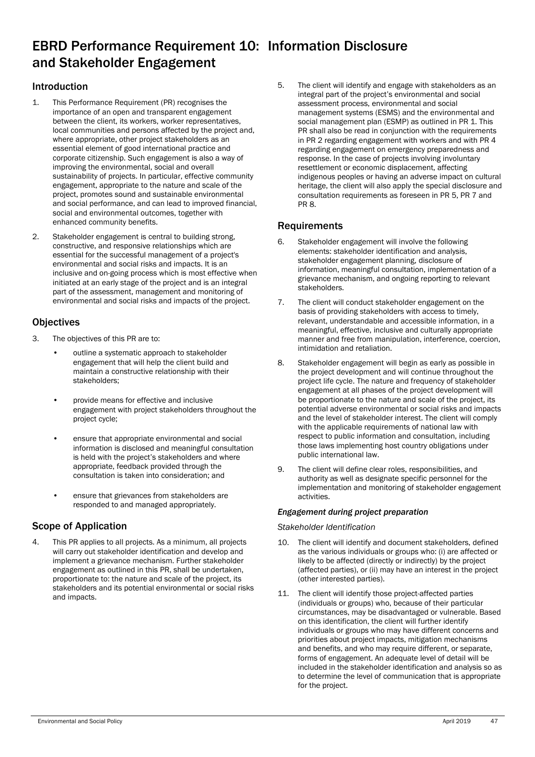# EBRD Performance Requirement 10: Information Disclosure and Stakeholder Engagement

## Introduction

1. This Performance Requirement (PR) recognises the importance of an open and transparent engagement between the client, its workers, worker representatives, local communities and persons affected by the project and, where appropriate, other project stakeholders as an essential element of good international practice and corporate citizenship. Such engagement is also a way of improving the environmental, social and overall sustainability of projects. In particular, effective community engagement, appropriate to the nature and scale of the project, promotes sound and sustainable environmental and social performance, and can lead to improved financial, social and environmental outcomes, together with enhanced community benefits.

2. Stakeholder engagement is central to building strong, constructive, and responsive relationships which are essential for the successful management of a project's environmental and social risks and impacts. It is an inclusive and on-going process which is most effective when initiated at an early stage of the project and is an integral part of the assessment, management and monitoring of environmental and social risks and impacts of the project.

## Objectives

3. The objectives of this PR are to:

   - outline a systematic approach to stakeholder engagement that will help the client build and maintain a constructive relationship with their stakeholders;
   - provide means for effective and inclusive engagement with project stakeholders throughout the project cycle;
   - ensure that appropriate environmental and social information is disclosed and meaningful consultation is held with the project's stakeholders and where appropriate, feedback provided through the consultation is taken into consideration; and
   - ensure that grievances from stakeholders are responded to and managed appropriately.

## Scope of Application

4. This PR applies to all projects. As a minimum, all projects will carry out stakeholder identification and develop and implement a grievance mechanism. Further stakeholder engagement as outlined in this PR, shall be undertaken, proportionate to: the nature and scale of the project, its stakeholders and its potential environmental or social risks and impacts.

5. The client will identify and engage with stakeholders as an integral part of the project's environmental and social assessment process, environmental and social management systems (ESMS) and the environmental and social management plan (ESMP) as outlined in PR 1. This PR shall also be read in conjunction with the requirements in PR 2 regarding engagement with workers and with PR 4 regarding engagement on emergency preparedness and response. In the case of projects involving involuntary resettlement or economic displacement, affecting indigenous peoples or having an adverse impact on cultural heritage, the client will also apply the special disclosure and consultation requirements as foreseen in PR 5, PR 7 and PR 8.

## Requirements

6. Stakeholder engagement will involve the following elements: stakeholder identification and analysis, stakeholder engagement planning, disclosure of information, meaningful consultation, implementation of a grievance mechanism, and ongoing reporting to relevant stakeholders.

7. The client will conduct stakeholder engagement on the basis of providing stakeholders with access to timely, relevant, understandable and accessible information, in a meaningful, effective, inclusive and culturally appropriate manner and free from manipulation, interference, coercion, intimidation and retaliation.

8. Stakeholder engagement will begin as early as possible in the project development and will continue throughout the project life cycle. The nature and frequency of stakeholder engagement at all phases of the project development will be proportionate to the nature and scale of the project, its potential adverse environmental or social risks and impacts and the level of stakeholder interest. The client will comply with the applicable requirements of national law with respect to public information and consultation, including those laws implementing host country obligations under public international law.

9. The client will define clear roles, responsibilities, and authority as well as designate specific personnel for the implementation and monitoring of stakeholder engagement activities.

### *Engagement during project preparation*

*Stakeholder Identification*

10. The client will identify and document stakeholders, defined as the various individuals or groups who: (i) are affected or likely to be affected (directly or indirectly) by the project (affected parties), or (ii) may have an interest in the project (other interested parties).

11. The client will identify those project-affected parties (individuals or groups) who, because of their particular circumstances, may be disadvantaged or vulnerable. Based on this identification, the client will further identify individuals or groups who may have different concerns and priorities about project impacts, mitigation mechanisms and benefits, and who may require different, or separate, forms of engagement. An adequate level of detail will be included in the stakeholder identification and analysis so as to determine the level of communication that is appropriate for the project.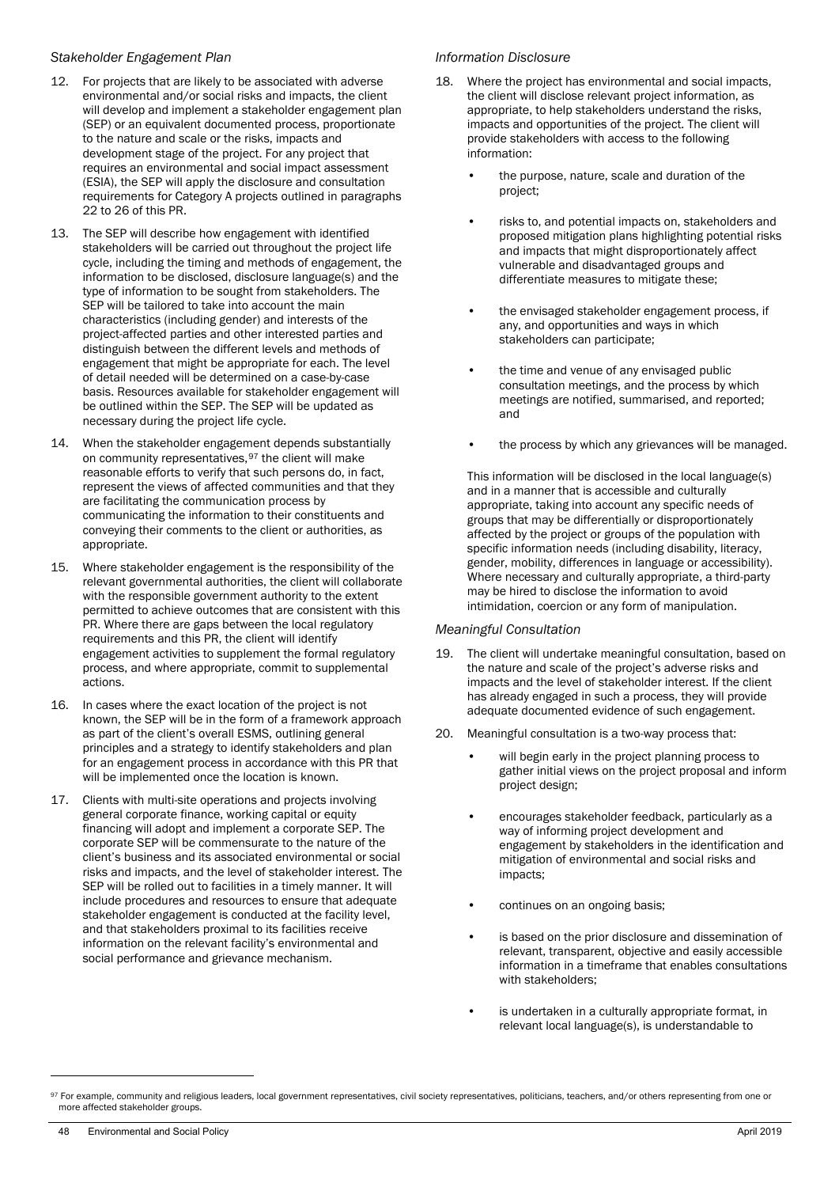*Stakeholder Engagement Plan*

12. For projects that are likely to be associated with adverse environmental and/or social risks and impacts, the client will develop and implement a stakeholder engagement plan (SEP) or an equivalent documented process, proportionate to the nature and scale or the risks, impacts and development stage of the project. For any project that requires an environmental and social impact assessment (ESIA), the SEP will apply the disclosure and consultation requirements for Category A projects outlined in paragraphs 22 to 26 of this PR.

13. The SEP will describe how engagement with identified stakeholders will be carried out throughout the project life cycle, including the timing and methods of engagement, the information to be disclosed, disclosure language(s) and the type of information to be sought from stakeholders. The SEP will be tailored to take into account the main characteristics (including gender) and interests of the project-affected parties and other interested parties and distinguish between the different levels and methods of engagement that might be appropriate for each. The level of detail needed will be determined on a case-by-case basis. Resources available for stakeholder engagement will be outlined within the SEP. The SEP will be updated as necessary during the project life cycle.

14. When the stakeholder engagement depends substantially on community representatives,[97] the client will make reasonable efforts to verify that such persons do, in fact, represent the views of affected communities and that they are facilitating the communication process by communicating the information to their constituents and conveying their comments to the client or authorities, as appropriate.

15. Where stakeholder engagement is the responsibility of the relevant governmental authorities, the client will collaborate with the responsible government authority to the extent permitted to achieve outcomes that are consistent with this PR. Where there are gaps between the local regulatory requirements and this PR, the client will identify engagement activities to supplement the formal regulatory process, and where appropriate, commit to supplemental actions.

16. In cases where the exact location of the project is not known, the SEP will be in the form of a framework approach as part of the client's overall ESMS, outlining general principles and a strategy to identify stakeholders and plan for an engagement process in accordance with this PR that will be implemented once the location is known.

17. Clients with multi-site operations and projects involving general corporate finance, working capital or equity financing will adopt and implement a corporate SEP. The corporate SEP will be commensurate to the nature of the client's business and its associated environmental or social risks and impacts, and the level of stakeholder interest. The SEP will be rolled out to facilities in a timely manner. It will include procedures and resources to ensure that adequate stakeholder engagement is conducted at the facility level, and that stakeholders proximal to its facilities receive information on the relevant facility's environmental and social performance and grievance mechanism.

*Information Disclosure*

18. Where the project has environmental and social impacts, the client will disclose relevant project information, as appropriate, to help stakeholders understand the risks, impacts and opportunities of the project. The client will provide stakeholders with access to the following information:

    - the purpose, nature, scale and duration of the project;
    - risks to, and potential impacts on, stakeholders and proposed mitigation plans highlighting potential risks and impacts that might disproportionately affect vulnerable and disadvantaged groups and differentiate measures to mitigate these;
    - the envisaged stakeholder engagement process, if any, and opportunities and ways in which stakeholders can participate;
    - the time and venue of any envisaged public consultation meetings, and the process by which meetings are notified, summarised, and reported; and
    - the process by which any grievances will be managed.

    This information will be disclosed in the local language(s) and in a manner that is accessible and culturally appropriate, taking into account any specific needs of groups that may be differentially or disproportionately affected by the project or groups of the population with specific information needs (including disability, literacy, gender, mobility, differences in language or accessibility). Where necessary and culturally appropriate, a third-party may be hired to disclose the information to avoid intimidation, coercion or any form of manipulation.

*Meaningful Consultation*

19. The client will undertake meaningful consultation, based on the nature and scale of the project's adverse risks and impacts and the level of stakeholder interest. If the client has already engaged in such a process, they will provide adequate documented evidence of such engagement.

20. Meaningful consultation is a two-way process that:

    - will begin early in the project planning process to gather initial views on the project proposal and inform project design;
    - encourages stakeholder feedback, particularly as a way of informing project development and engagement by stakeholders in the identification and mitigation of environmental and social risks and impacts;
    - continues on an ongoing basis;
    - is based on the prior disclosure and dissemination of relevant, transparent, objective and easily accessible information in a timeframe that enables consultations with stakeholders;
    - is undertaken in a culturally appropriate format, in relevant local language(s), is understandable to

[97] For example, community and religious leaders, local government representatives, civil society representatives, politicians, teachers, and/or others representing from one or more affected stakeholder groups.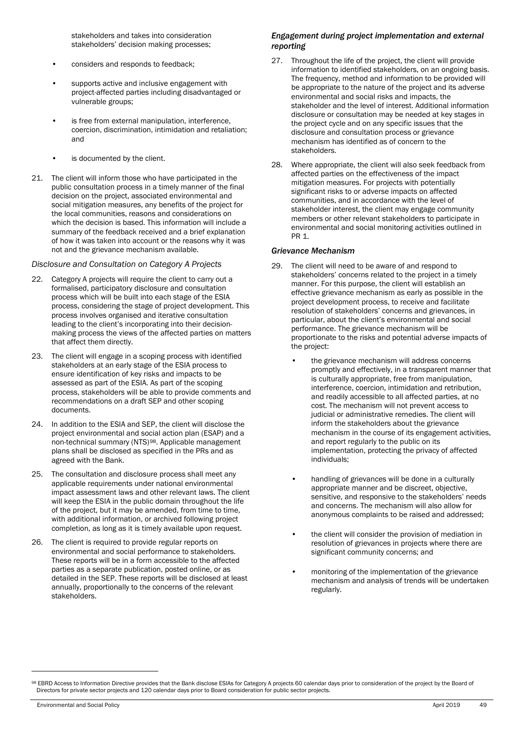stakeholders and takes into consideration stakeholders' decision making processes;

- considers and responds to feedback;
- supports active and inclusive engagement with project-affected parties including disadvantaged or vulnerable groups;
- is free from external manipulation, interference, coercion, discrimination, intimidation and retaliation; and
- is documented by the client.

21. The client will inform those who have participated in the public consultation process in a timely manner of the final decision on the project, associated environmental and social mitigation measures, any benefits of the project for the local communities, reasons and considerations on which the decision is based. This information will include a summary of the feedback received and a brief explanation of how it was taken into account or the reasons why it was not and the grievance mechanism available.

*Disclosure and Consultation on Category A Projects*

22. Category A projects will require the client to carry out a formalised, participatory disclosure and consultation process which will be built into each stage of the ESIA process, considering the stage of project development. This process involves organised and iterative consultation leading to the client's incorporating into their decision-making process the views of the affected parties on matters that affect them directly.

23. The client will engage in a scoping process with identified stakeholders at an early stage of the ESIA process to ensure identification of key risks and impacts to be assessed as part of the ESIA. As part of the scoping process, stakeholders will be able to provide comments and recommendations on a draft SEP and other scoping documents.

24. In addition to the ESIA and SEP, the client will disclose the project environmental and social action plan (ESAP) and a non-technical summary (NTS)[98]. Applicable management plans shall be disclosed as specified in the PRs and as agreed with the Bank.

25. The consultation and disclosure process shall meet any applicable requirements under national environmental impact assessment laws and other relevant laws. The client will keep the ESIA in the public domain throughout the life of the project, but it may be amended, from time to time, with additional information, or archived following project completion, as long as it is timely available upon request.

26. The client is required to provide regular reports on environmental and social performance to stakeholders. These reports will be in a form accessible to the affected parties as a separate publication, posted online, or as detailed in the SEP. These reports will be disclosed at least annually, proportionally to the concerns of the relevant stakeholders.

*Engagement during project implementation and external reporting*

27. Throughout the life of the project, the client will provide information to identified stakeholders, on an ongoing basis. The frequency, method and information to be provided will be appropriate to the nature of the project and its adverse environmental and social risks and impacts, the stakeholder and the level of interest. Additional information disclosure or consultation may be needed at key stages in the project cycle and on any specific issues that the disclosure and consultation process or grievance mechanism has identified as of concern to the stakeholders.

28. Where appropriate, the client will also seek feedback from affected parties on the effectiveness of the impact mitigation measures. For projects with potentially significant risks to or adverse impacts on affected communities, and in accordance with the level of stakeholder interest, the client may engage community members or other relevant stakeholders to participate in environmental and social monitoring activities outlined in PR 1.

*Grievance Mechanism*

29. The client will need to be aware of and respond to stakeholders' concerns related to the project in a timely manner. For this purpose, the client will establish an effective grievance mechanism as early as possible in the project development process, to receive and facilitate resolution of stakeholders' concerns and grievances, in particular, about the client's environmental and social performance. The grievance mechanism will be proportionate to the risks and potential adverse impacts of the project:

    - the grievance mechanism will address concerns promptly and effectively, in a transparent manner that is culturally appropriate, free from manipulation, interference, coercion, intimidation and retribution, and readily accessible to all affected parties, at no cost. The mechanism will not prevent access to judicial or administrative remedies. The client will inform the stakeholders about the grievance mechanism in the course of its engagement activities, and report regularly to the public on its implementation, protecting the privacy of affected individuals;
    - handling of grievances will be done in a culturally appropriate manner and be discreet, objective, sensitive, and responsive to the stakeholders' needs and concerns. The mechanism will also allow for anonymous complaints to be raised and addressed;
    - the client will consider the provision of mediation in resolution of grievances in projects where there are significant community concerns; and
    - monitoring of the implementation of the grievance mechanism and analysis of trends will be undertaken regularly.

[98] EBRD Access to Information Directive provides that the Bank disclose ESIAs for Category A projects 60 calendar days prior to consideration of the project by the Board of Directors for private sector projects and 120 calendar days prior to Board consideration for public sector projects.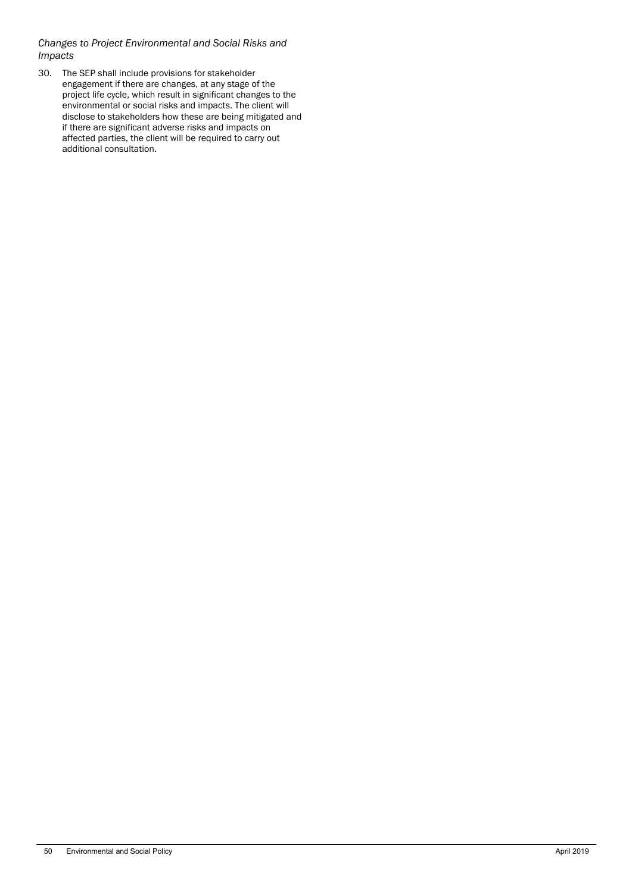*Changes to Project Environmental and Social Risks and Impacts*

30. The SEP shall include provisions for stakeholder engagement if there are changes, at any stage of the project life cycle, which result in significant changes to the environmental or social risks and impacts. The client will disclose to stakeholders how these are being mitigated and if there are significant adverse risks and impacts on affected parties, the client will be required to carry out additional consultation.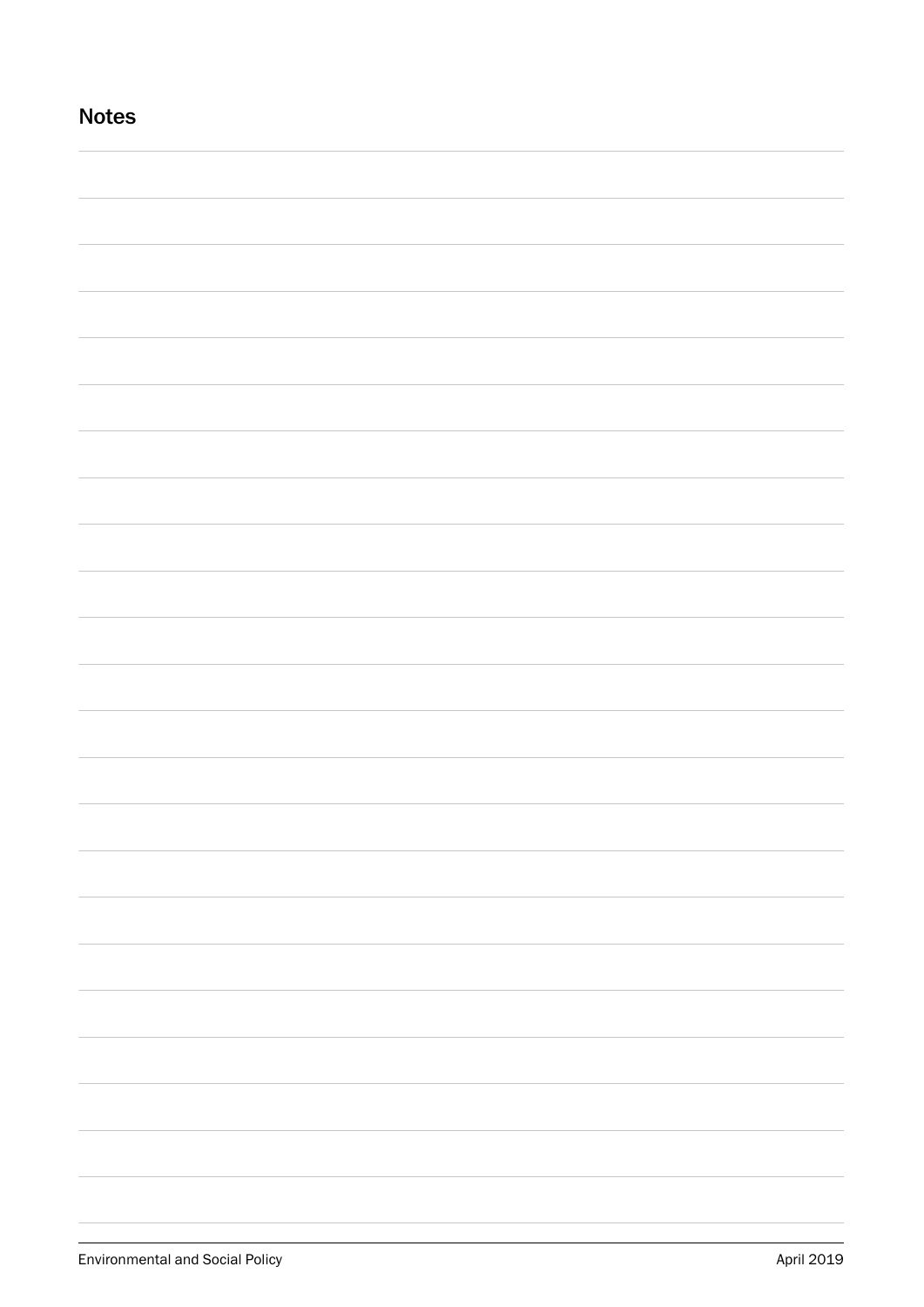## Notes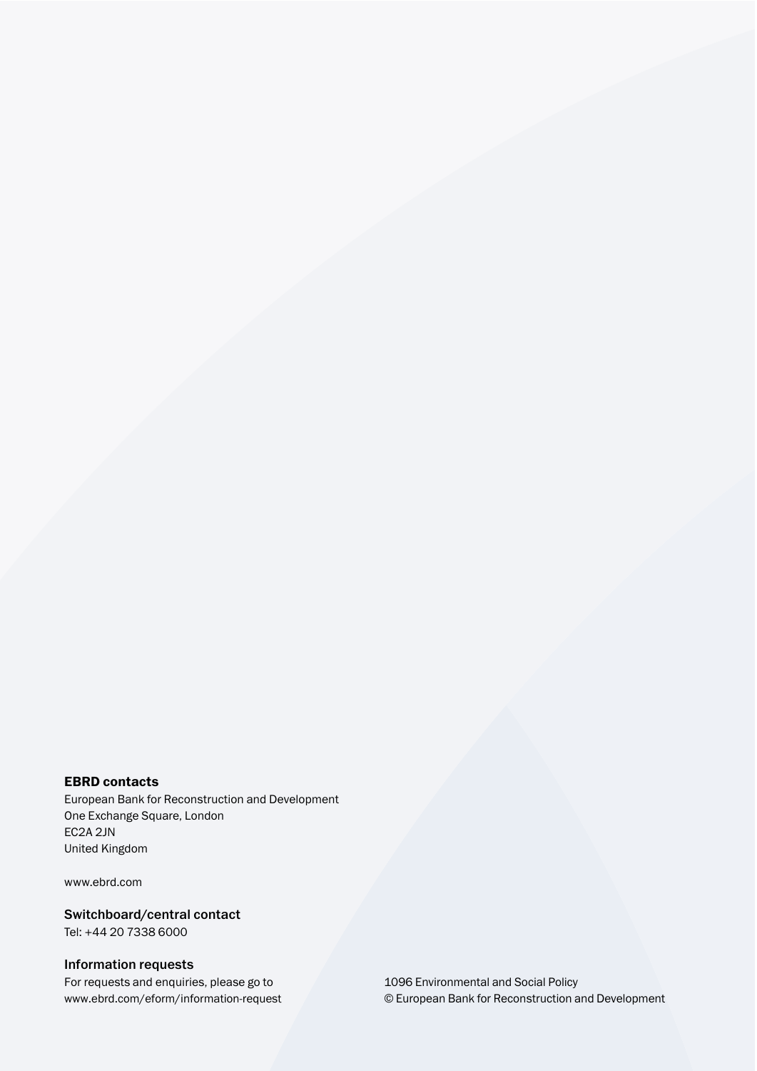**EBRD contacts**
European Bank for Reconstruction and Development
One Exchange Square, London
EC2A 2JN
United Kingdom

www.ebrd.com

**Switchboard/central contact**
Tel: +44 20 7338 6000

**Information requests**
For requests and enquiries, please go to
www.ebrd.com/eform/information-request

1096 Environmental and Social Policy
© European Bank for Reconstruction and Development